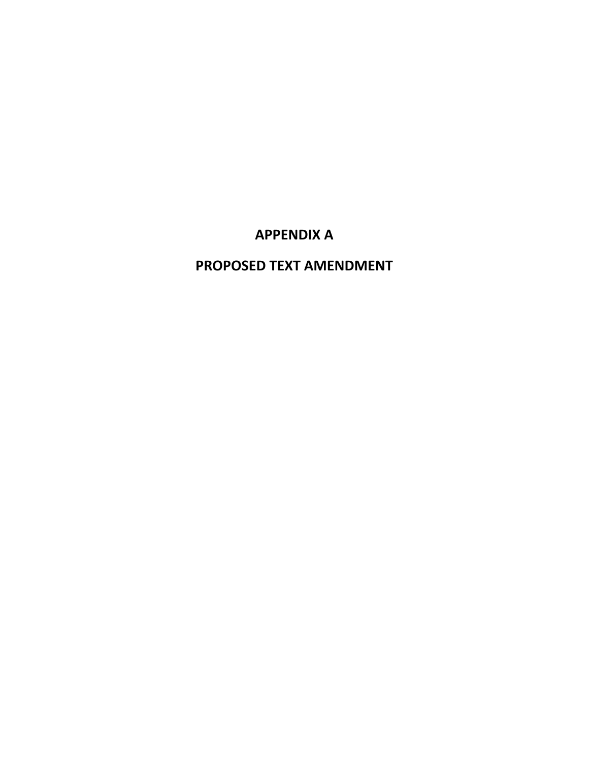# APPENDIX A

# PROPOSED TEXT AMENDMENT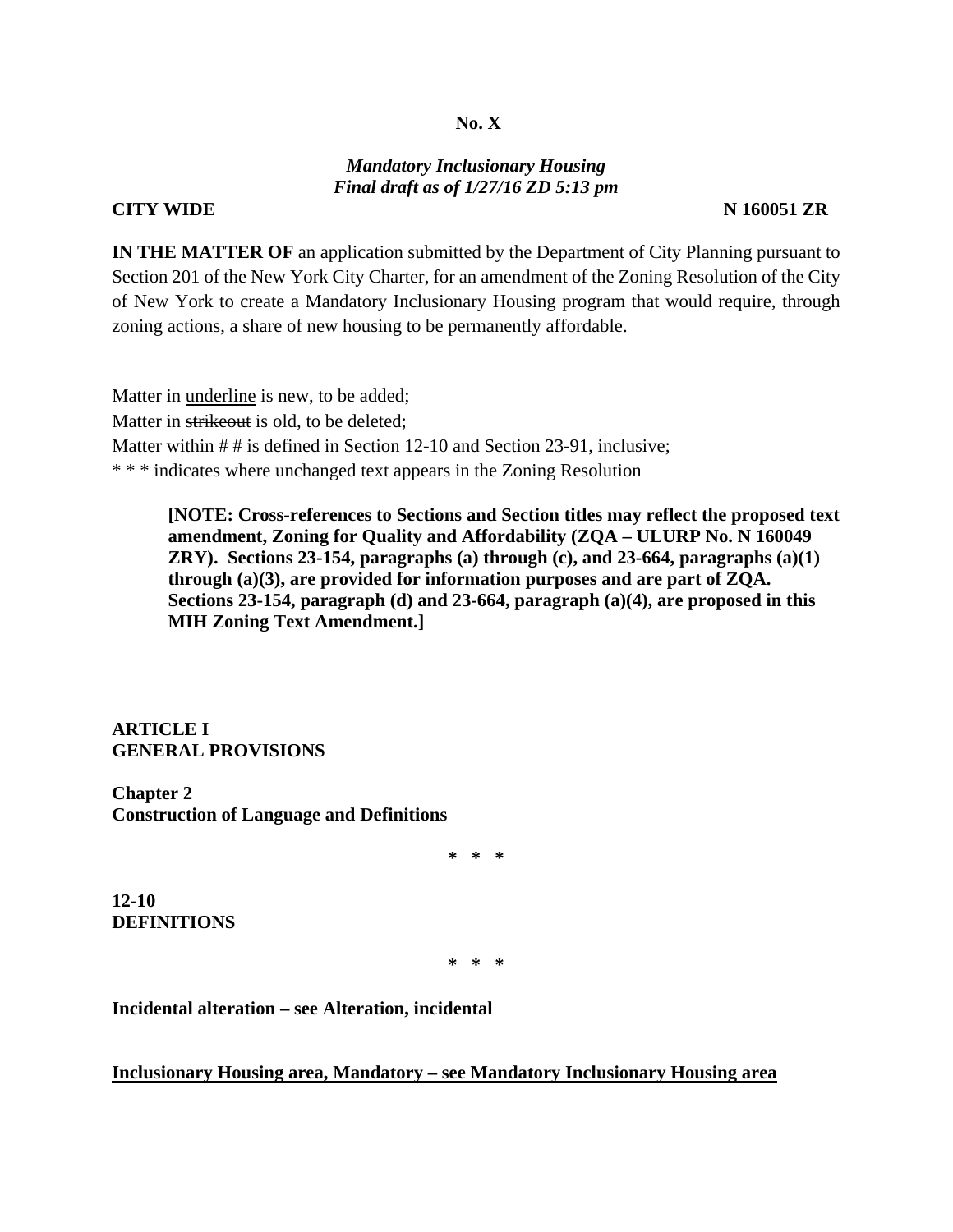**No. X**

***Mandatory Inclusionary Housing***
***Final draft as of 1/27/16 ZD 5:13 pm***

**CITY WIDE** **N 160051 ZR**

**IN THE MATTER OF** an application submitted by the Department of City Planning pursuant to Section 201 of the New York City Charter, for an amendment of the Zoning Resolution of the City of New York to create a Mandatory Inclusionary Housing program that would require, through zoning actions, a share of new housing to be permanently affordable.

Matter in <u>underline</u> is new, to be added;
Matter in ~~strikeout~~ is old, to be deleted;
Matter within # # is defined in Section 12-10 and Section 23-91, inclusive;
* * * indicates where unchanged text appears in the Zoning Resolution

> **[NOTE: Cross-references to Sections and Section titles may reflect the proposed text amendment, Zoning for Quality and Affordability (ZQA – ULURP No. N 160049 ZRY). Sections 23-154, paragraphs (a) through (c), and 23-664, paragraphs (a)(1) through (a)(3), are provided for information purposes and are part of ZQA. Sections 23-154, paragraph (d) and 23-664, paragraph (a)(4), are proposed in this MIH Zoning Text Amendment.]**

**ARTICLE I**
**GENERAL PROVISIONS**

**Chapter 2**
**Construction of Language and Definitions**

\* \* \*

**12-10**
**DEFINITIONS**

\* \* \*

**Incidental alteration – see Alteration, incidental**

<u>**Inclusionary Housing area, Mandatory – see Mandatory Inclusionary Housing area**</u>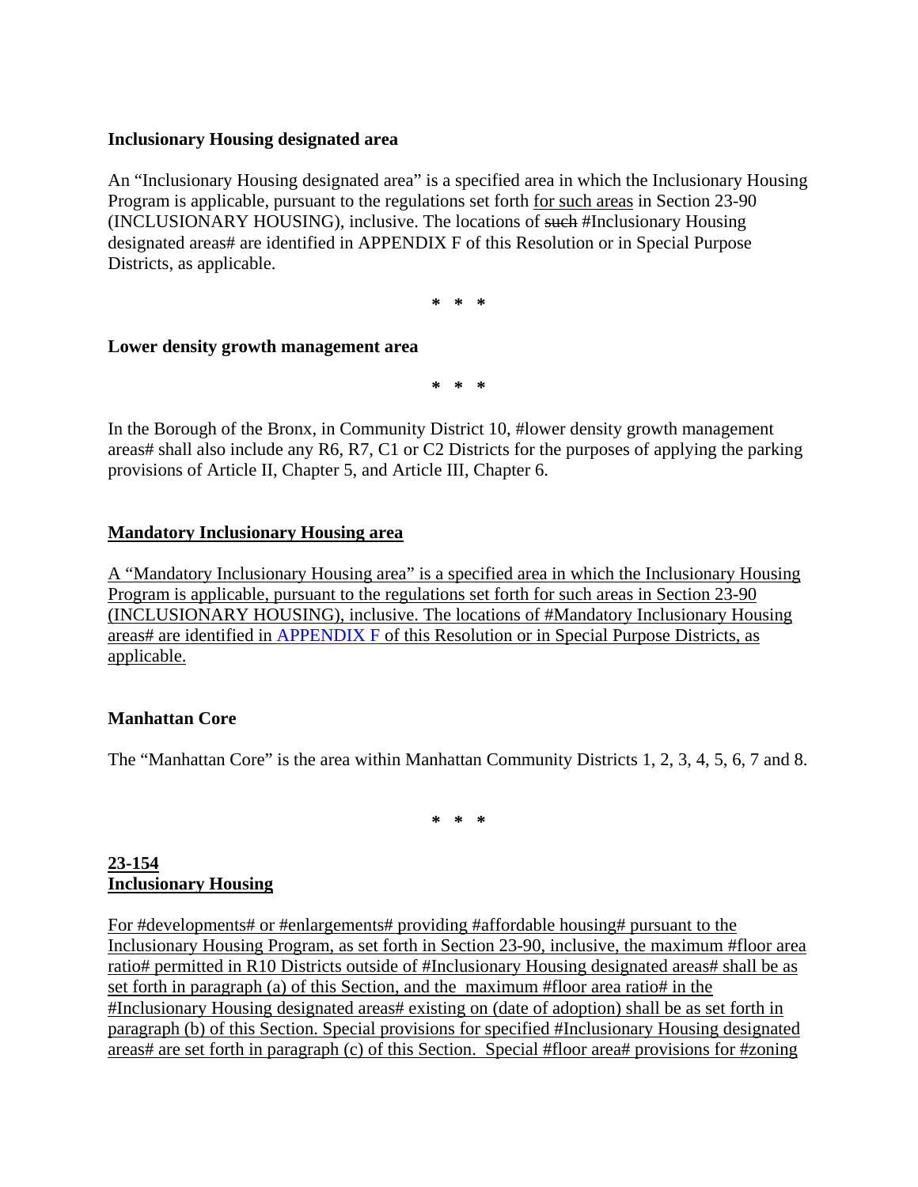**Inclusionary Housing designated area**

An "Inclusionary Housing designated area" is a specified area in which the Inclusionary Housing Program is applicable, pursuant to the regulations set forth <u>for such areas</u> in Section 23-90 (INCLUSIONARY HOUSING), inclusive. The locations of ~~such~~ #Inclusionary Housing designated areas# are identified in APPENDIX F of this Resolution or in Special Purpose Districts, as applicable.

\* \* \*

**Lower density growth management area**

\* \* \*

In the Borough of the Bronx, in Community District 10, #lower density growth management areas# shall also include any R6, R7, C1 or C2 Districts for the purposes of applying the parking provisions of Article II, Chapter 5, and Article III, Chapter 6.

<u>**Mandatory Inclusionary Housing area**</u>

<u>A "Mandatory Inclusionary Housing area" is a specified area in which the Inclusionary Housing Program is applicable, pursuant to the regulations set forth for such areas in Section 23-90 (INCLUSIONARY HOUSING), inclusive. The locations of #Mandatory Inclusionary Housing areas# are identified in APPENDIX F of this Resolution or in Special Purpose Districts, as applicable.</u>

**Manhattan Core**

The "Manhattan Core" is the area within Manhattan Community Districts 1, 2, 3, 4, 5, 6, 7 and 8.

\* \* \*

<u>**23-154**</u>
<u>**Inclusionary Housing**</u>

<u>For #developments# or #enlargements# providing #affordable housing# pursuant to the Inclusionary Housing Program, as set forth in Section 23-90, inclusive, the maximum #floor area ratio# permitted in R10 Districts outside of #Inclusionary Housing designated areas# shall be as set forth in paragraph (a) of this Section, and the maximum #floor area ratio# in the #Inclusionary Housing designated areas# existing on (date of adoption) shall be as set forth in paragraph (b) of this Section. Special provisions for specified #Inclusionary Housing designated areas# are set forth in paragraph (c) of this Section. Special #floor area# provisions for #zoning</u>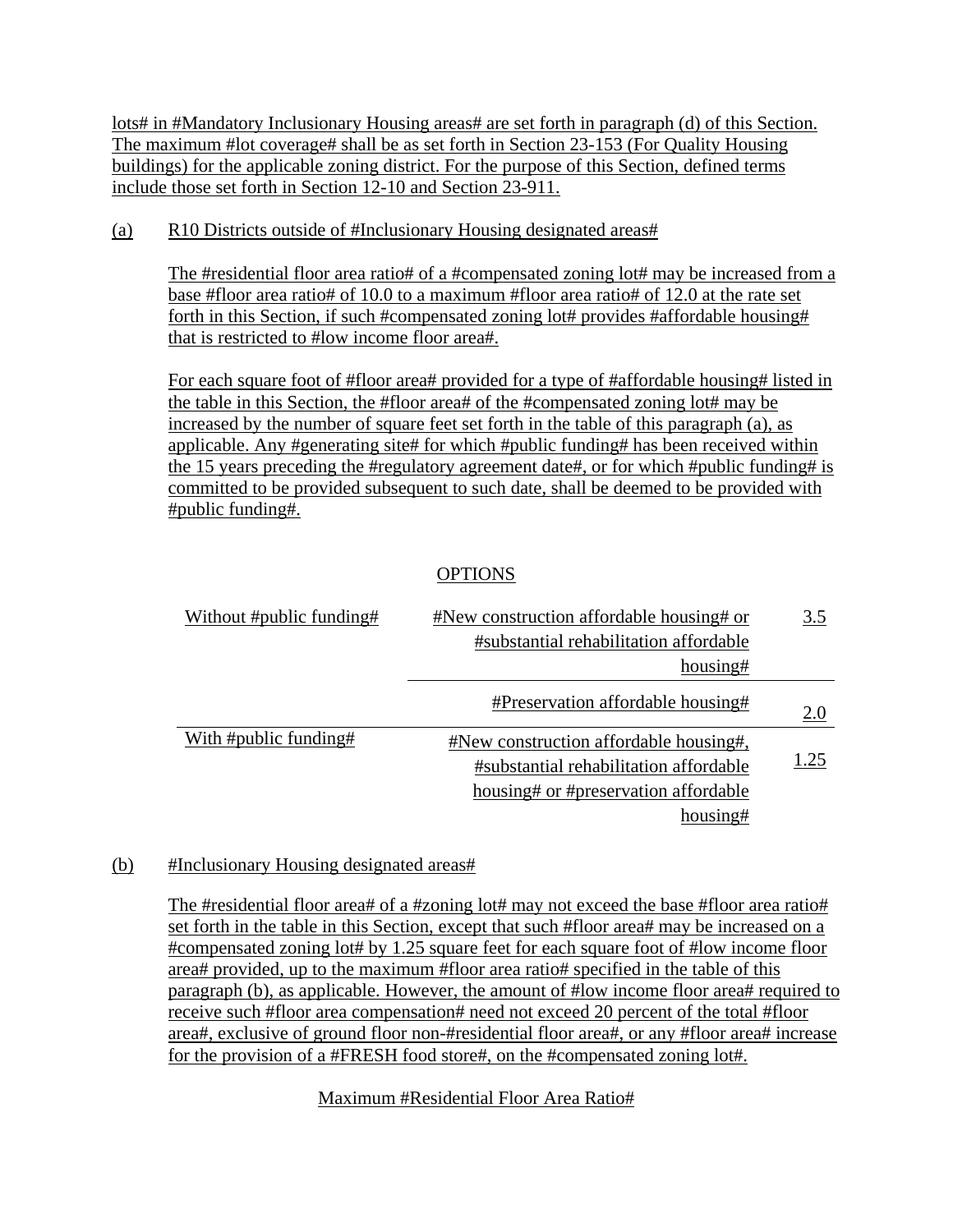lots# in #Mandatory Inclusionary Housing areas# are set forth in paragraph (d) of this Section. The maximum #lot coverage# shall be as set forth in Section 23-153 (For Quality Housing buildings) for the applicable zoning district. For the purpose of this Section, defined terms include those set forth in Section 12-10 and Section 23-911.

(a) R10 Districts outside of #Inclusionary Housing designated areas#

The #residential floor area ratio# of a #compensated zoning lot# may be increased from a base #floor area ratio# of 10.0 to a maximum #floor area ratio# of 12.0 at the rate set forth in this Section, if such #compensated zoning lot# provides #affordable housing# that is restricted to #low income floor area#.

For each square foot of #floor area# provided for a type of #affordable housing# listed in the table in this Section, the #floor area# of the #compensated zoning lot# may be increased by the number of square feet set forth in the table of this paragraph (a), as applicable. Any #generating site# for which #public funding# has been received within the 15 years preceding the #regulatory agreement date#, or for which #public funding# is committed to be provided subsequent to such date, shall be deemed to be provided with #public funding#.

OPTIONS

| | | |
|---|---|---|
| Without #public funding# | #New construction affordable housing# or #substantial rehabilitation affordable housing# | 3.5 |
| | #Preservation affordable housing# | 2.0 |
| With #public funding# | #New construction affordable housing#, #substantial rehabilitation affordable housing# or #preservation affordable housing# | 1.25 |

(b) #Inclusionary Housing designated areas#

The #residential floor area# of a #zoning lot# may not exceed the base #floor area ratio# set forth in the table in this Section, except that such #floor area# may be increased on a #compensated zoning lot# by 1.25 square feet for each square foot of #low income floor area# provided, up to the maximum #floor area ratio# specified in the table of this paragraph (b), as applicable. However, the amount of #low income floor area# required to receive such #floor area compensation# need not exceed 20 percent of the total #floor area#, exclusive of ground floor non-#residential floor area#, or any #floor area# increase for the provision of a #FRESH food store#, on the #compensated zoning lot#.

Maximum #Residential Floor Area Ratio#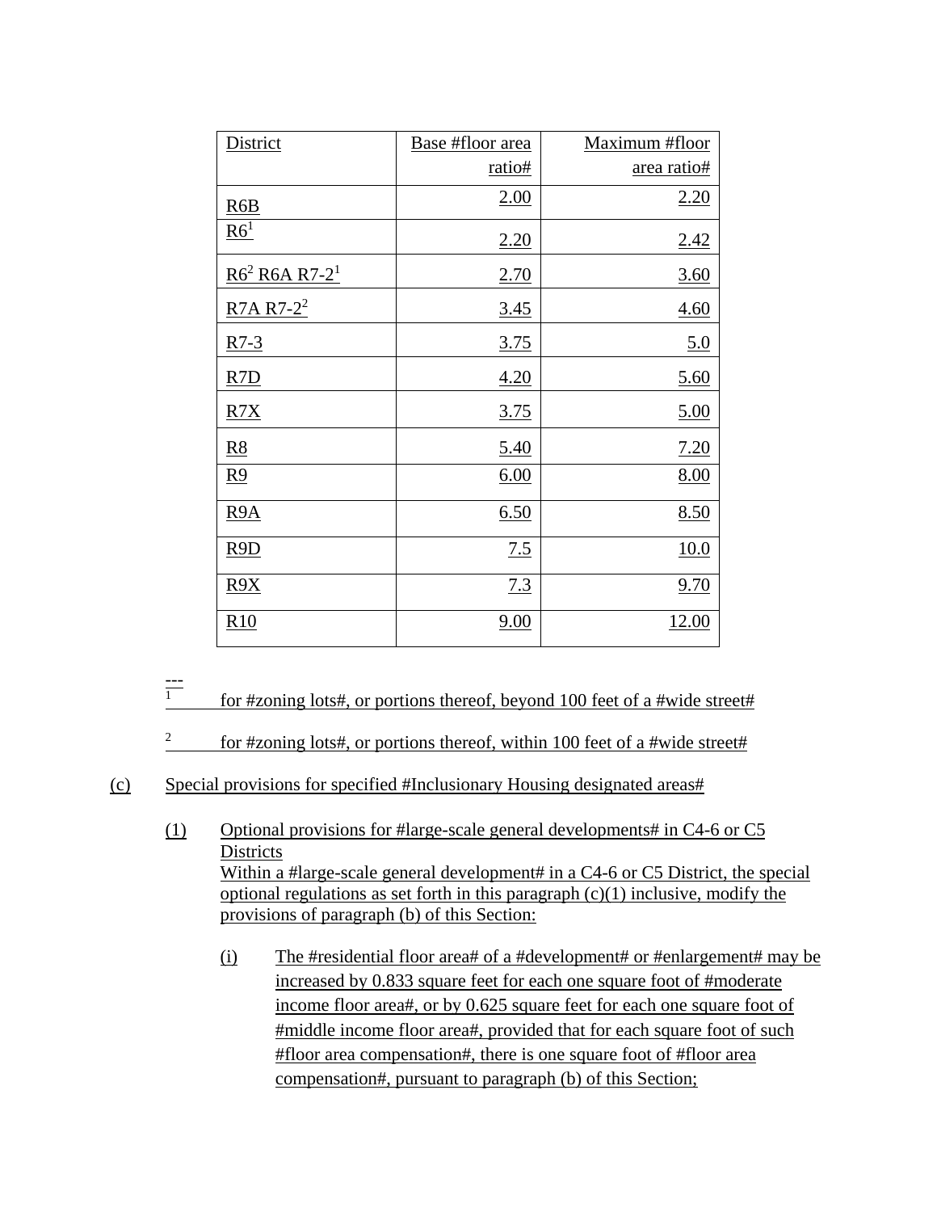| District | Base #floor area ratio# | Maximum #floor area ratio# |
| --- | --- | --- |
| R6B | 2.00 | 2.20 |
| R6[1] | 2.20 | 2.42 |
| R6[2] R6A R7-2[1] | 2.70 | 3.60 |
| R7A R7-2[2] | 3.45 | 4.60 |
| R7-3 | 3.75 | 5.0 |
| R7D | 4.20 | 5.60 |
| R7X | 3.75 | 5.00 |
| R8 | 5.40 | 7.20 |
| R9 | 6.00 | 8.00 |
| R9A | 6.50 | 8.50 |
| R9D | 7.5 | 10.0 |
| R9X | 7.3 | 9.70 |
| R10 | 9.00 | 12.00 |

---

1 for #zoning lots#, or portions thereof, beyond 100 feet of a #wide street#

2 for #zoning lots#, or portions thereof, within 100 feet of a #wide street#

(c) Special provisions for specified #Inclusionary Housing designated areas#

(1) Optional provisions for #large-scale general developments# in C4-6 or C5 Districts

Within a #large-scale general development# in a C4-6 or C5 District, the special optional regulations as set forth in this paragraph (c)(1) inclusive, modify the provisions of paragraph (b) of this Section:

(i) The #residential floor area# of a #development# or #enlargement# may be increased by 0.833 square feet for each one square foot of #moderate income floor area#, or by 0.625 square feet for each one square foot of #middle income floor area#, provided that for each square foot of such #floor area compensation#, there is one square foot of #floor area compensation#, pursuant to paragraph (b) of this Section;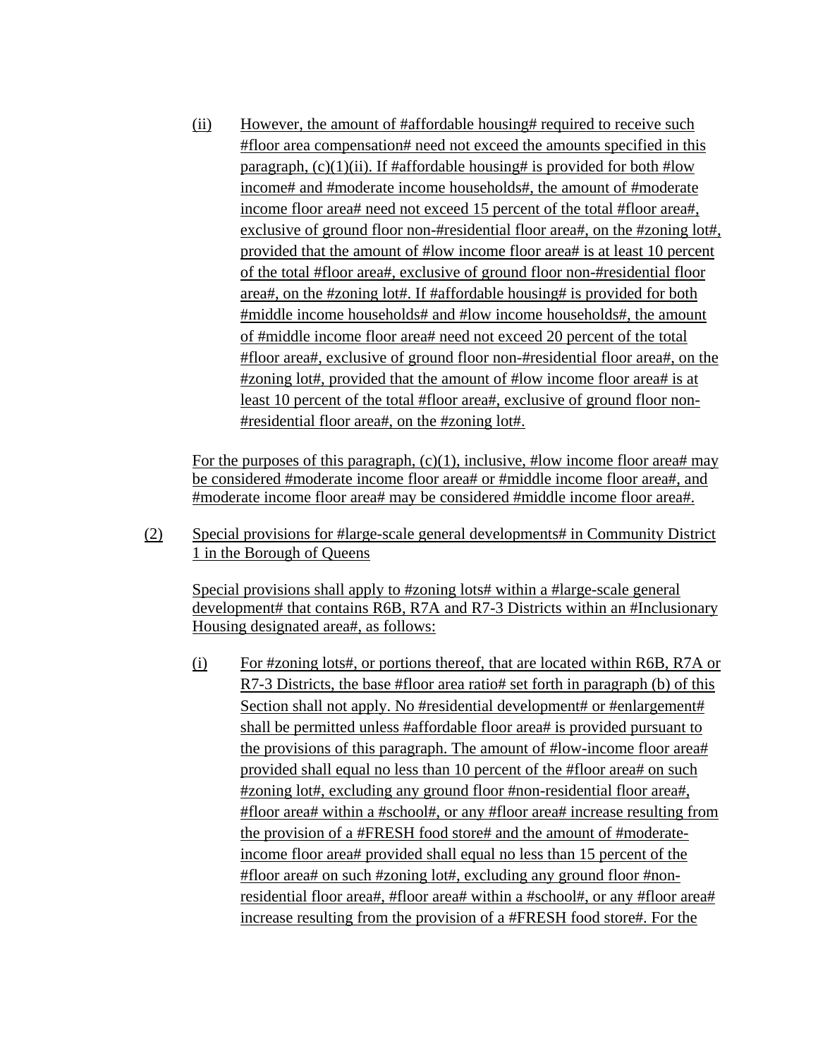(ii) However, the amount of #affordable housing# required to receive such #floor area compensation# need not exceed the amounts specified in this paragraph, (c)(1)(ii). If #affordable housing# is provided for both #low income# and #moderate income households#, the amount of #moderate income floor area# need not exceed 15 percent of the total #floor area#, exclusive of ground floor non-#residential floor area#, on the #zoning lot#, provided that the amount of #low income floor area# is at least 10 percent of the total #floor area#, exclusive of ground floor non-#residential floor area#, on the #zoning lot#. If #affordable housing# is provided for both #middle income households# and #low income households#, the amount of #middle income floor area# need not exceed 20 percent of the total #floor area#, exclusive of ground floor non-#residential floor area#, on the #zoning lot#, provided that the amount of #low income floor area# is at least 10 percent of the total #floor area#, exclusive of ground floor non-#residential floor area#, on the #zoning lot#.

For the purposes of this paragraph, (c)(1), inclusive, #low income floor area# may be considered #moderate income floor area# or #middle income floor area#, and #moderate income floor area# may be considered #middle income floor area#.

(2) Special provisions for #large-scale general developments# in Community District 1 in the Borough of Queens

Special provisions shall apply to #zoning lots# within a #large-scale general development# that contains R6B, R7A and R7-3 Districts within an #Inclusionary Housing designated area#, as follows:

(i) For #zoning lots#, or portions thereof, that are located within R6B, R7A or R7-3 Districts, the base #floor area ratio# set forth in paragraph (b) of this Section shall not apply. No #residential development# or #enlargement# shall be permitted unless #affordable floor area# is provided pursuant to the provisions of this paragraph. The amount of #low-income floor area# provided shall equal no less than 10 percent of the #floor area# on such #zoning lot#, excluding any ground floor #non-residential floor area#, #floor area# within a #school#, or any #floor area# increase resulting from the provision of a #FRESH food store# and the amount of #moderate-income floor area# provided shall equal no less than 15 percent of the #floor area# on such #zoning lot#, excluding any ground floor #non-residential floor area#, #floor area# within a #school#, or any #floor area# increase resulting from the provision of a #FRESH food store#. For the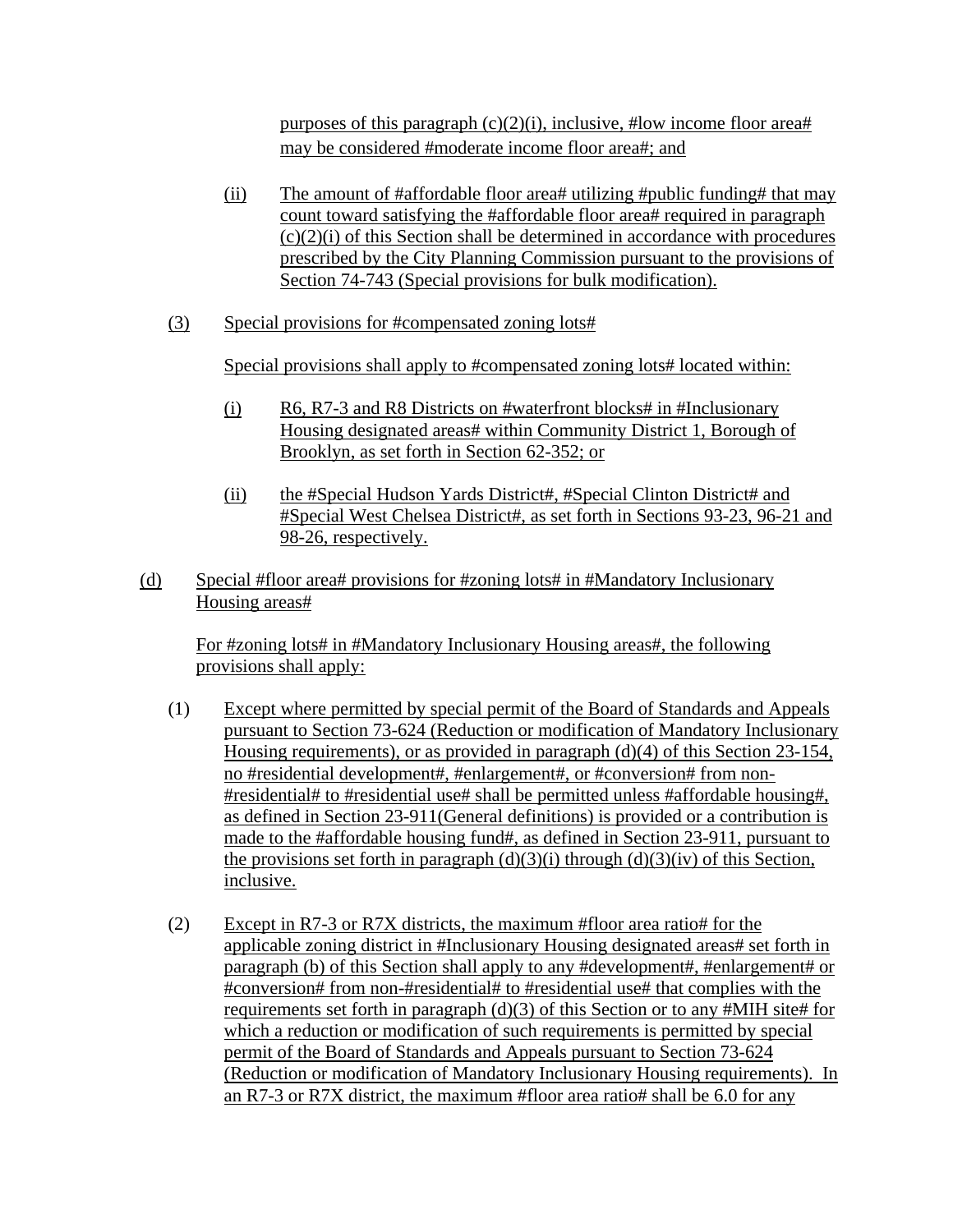purposes of this paragraph (c)(2)(i), inclusive, #low income floor area# may be considered #moderate income floor area#; and

(ii) The amount of #affordable floor area# utilizing #public funding# that may count toward satisfying the #affordable floor area# required in paragraph (c)(2)(i) of this Section shall be determined in accordance with procedures prescribed by the City Planning Commission pursuant to the provisions of Section 74-743 (Special provisions for bulk modification).

(3) Special provisions for #compensated zoning lots#

Special provisions shall apply to #compensated zoning lots# located within:

(i) R6, R7-3 and R8 Districts on #waterfront blocks# in #Inclusionary Housing designated areas# within Community District 1, Borough of Brooklyn, as set forth in Section 62-352; or

(ii) the #Special Hudson Yards District#, #Special Clinton District# and #Special West Chelsea District#, as set forth in Sections 93-23, 96-21 and 98-26, respectively.

(d) Special #floor area# provisions for #zoning lots# in #Mandatory Inclusionary Housing areas#

For #zoning lots# in #Mandatory Inclusionary Housing areas#, the following provisions shall apply:

(1) Except where permitted by special permit of the Board of Standards and Appeals pursuant to Section 73-624 (Reduction or modification of Mandatory Inclusionary Housing requirements), or as provided in paragraph (d)(4) of this Section 23-154, no #residential development#, #enlargement#, or #conversion# from non-#residential# to #residential use# shall be permitted unless #affordable housing#, as defined in Section 23-911(General definitions) is provided or a contribution is made to the #affordable housing fund#, as defined in Section 23-911, pursuant to the provisions set forth in paragraph (d)(3)(i) through (d)(3)(iv) of this Section, inclusive.

(2) Except in R7-3 or R7X districts, the maximum #floor area ratio# for the applicable zoning district in #Inclusionary Housing designated areas# set forth in paragraph (b) of this Section shall apply to any #development#, #enlargement# or #conversion# from non-#residential# to #residential use# that complies with the requirements set forth in paragraph (d)(3) of this Section or to any #MIH site# for which a reduction or modification of such requirements is permitted by special permit of the Board of Standards and Appeals pursuant to Section 73-624 (Reduction or modification of Mandatory Inclusionary Housing requirements). In an R7-3 or R7X district, the maximum #floor area ratio# shall be 6.0 for any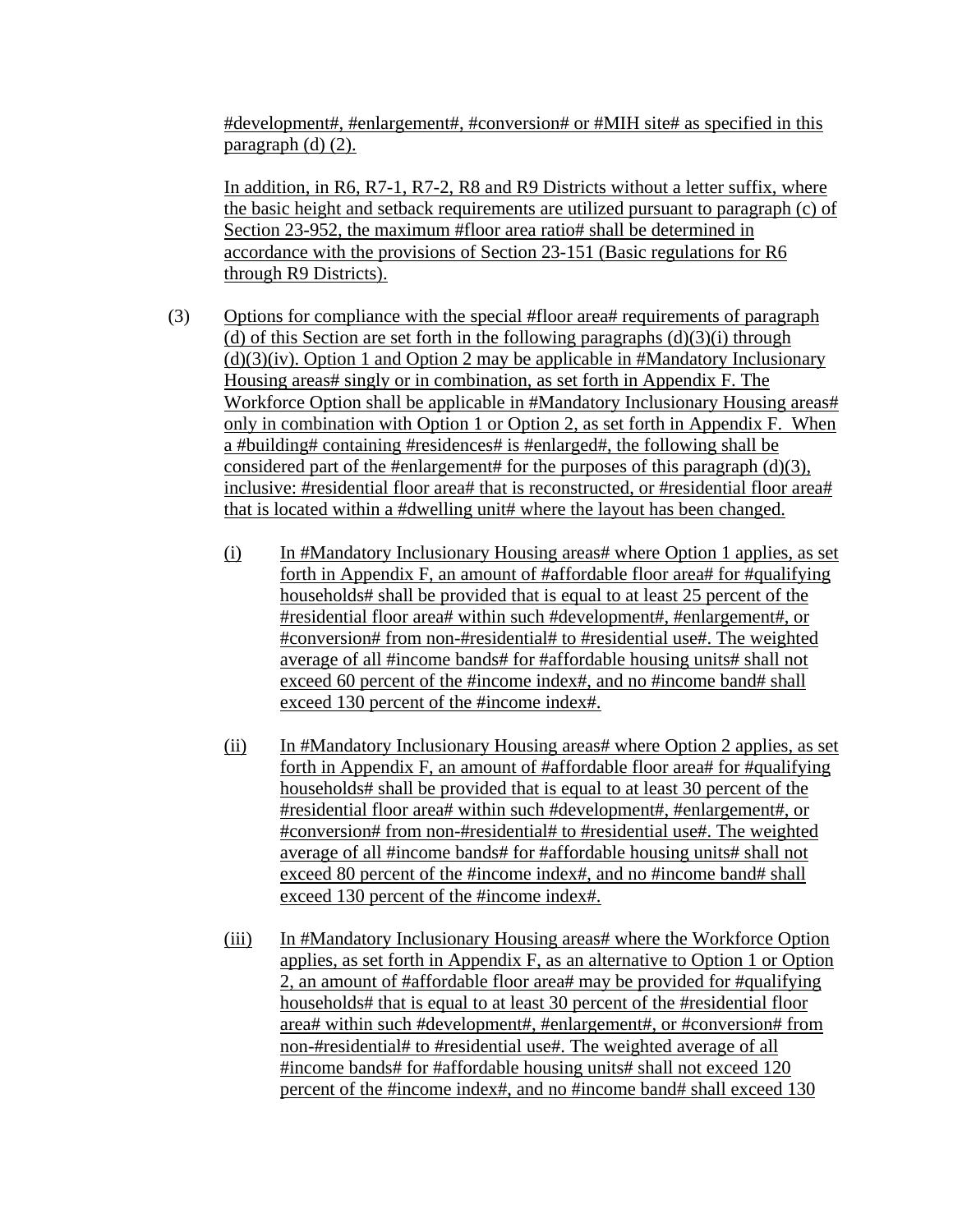#development#, #enlargement#, #conversion# or #MIH site# as specified in this paragraph (d) (2).

In addition, in R6, R7-1, R7-2, R8 and R9 Districts without a letter suffix, where the basic height and setback requirements are utilized pursuant to paragraph (c) of Section 23-952, the maximum #floor area ratio# shall be determined in accordance with the provisions of Section 23-151 (Basic regulations for R6 through R9 Districts).

(3) Options for compliance with the special #floor area# requirements of paragraph (d) of this Section are set forth in the following paragraphs (d)(3)(i) through (d)(3)(iv). Option 1 and Option 2 may be applicable in #Mandatory Inclusionary Housing areas# singly or in combination, as set forth in Appendix F. The Workforce Option shall be applicable in #Mandatory Inclusionary Housing areas# only in combination with Option 1 or Option 2, as set forth in Appendix F. When a #building# containing #residences# is #enlarged#, the following shall be considered part of the #enlargement# for the purposes of this paragraph (d)(3), inclusive: #residential floor area# that is reconstructed, or #residential floor area# that is located within a #dwelling unit# where the layout has been changed.

(i) In #Mandatory Inclusionary Housing areas# where Option 1 applies, as set forth in Appendix F, an amount of #affordable floor area# for #qualifying households# shall be provided that is equal to at least 25 percent of the #residential floor area# within such #development#, #enlargement#, or #conversion# from non-#residential# to #residential use#. The weighted average of all #income bands# for #affordable housing units# shall not exceed 60 percent of the #income index#, and no #income band# shall exceed 130 percent of the #income index#.

(ii) In #Mandatory Inclusionary Housing areas# where Option 2 applies, as set forth in Appendix F, an amount of #affordable floor area# for #qualifying households# shall be provided that is equal to at least 30 percent of the #residential floor area# within such #development#, #enlargement#, or #conversion# from non-#residential# to #residential use#. The weighted average of all #income bands# for #affordable housing units# shall not exceed 80 percent of the #income index#, and no #income band# shall exceed 130 percent of the #income index#.

(iii) In #Mandatory Inclusionary Housing areas# where the Workforce Option applies, as set forth in Appendix F, as an alternative to Option 1 or Option 2, an amount of #affordable floor area# may be provided for #qualifying households# that is equal to at least 30 percent of the #residential floor area# within such #development#, #enlargement#, or #conversion# from non-#residential# to #residential use#. The weighted average of all #income bands# for #affordable housing units# shall not exceed 120 percent of the #income index#, and no #income band# shall exceed 130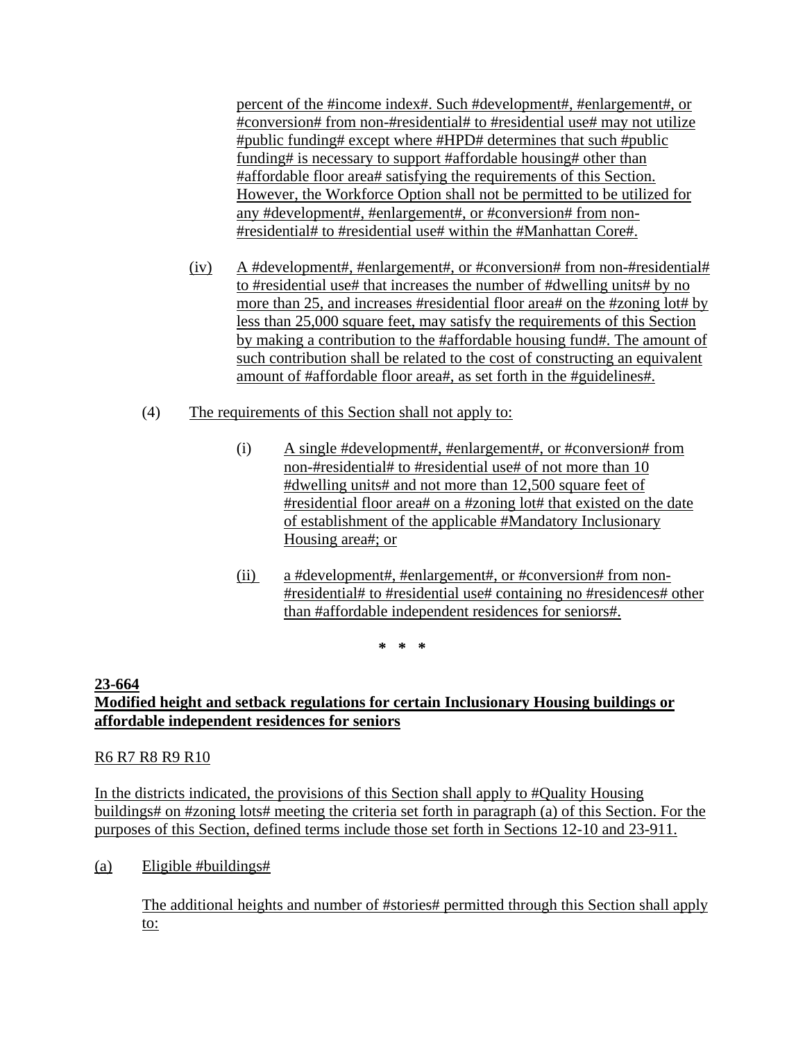percent of the #income index#. Such #development#, #enlargement#, or #conversion# from non-#residential# to #residential use# may not utilize #public funding# except where #HPD# determines that such #public funding# is necessary to support #affordable housing# other than #affordable floor area# satisfying the requirements of this Section. However, the Workforce Option shall not be permitted to be utilized for any #development#, #enlargement#, or #conversion# from non-#residential# to #residential use# within the #Manhattan Core#.

(iv) A #development#, #enlargement#, or #conversion# from non-#residential# to #residential use# that increases the number of #dwelling units# by no more than 25, and increases #residential floor area# on the #zoning lot# by less than 25,000 square feet, may satisfy the requirements of this Section by making a contribution to the #affordable housing fund#. The amount of such contribution shall be related to the cost of constructing an equivalent amount of #affordable floor area#, as set forth in the #guidelines#.

(4) The requirements of this Section shall not apply to:

(i) A single #development#, #enlargement#, or #conversion# from non-#residential# to #residential use# of not more than 10 #dwelling units# and not more than 12,500 square feet of #residential floor area# on a #zoning lot# that existed on the date of establishment of the applicable #Mandatory Inclusionary Housing area#; or

(ii) a #development#, #enlargement#, or #conversion# from non-#residential# to #residential use# containing no #residences# other than #affordable independent residences for seniors#.

\* \* \*

**23-664**
**Modified height and setback regulations for certain Inclusionary Housing buildings or affordable independent residences for seniors**

R6 R7 R8 R9 R10

In the districts indicated, the provisions of this Section shall apply to #Quality Housing buildings# on #zoning lots# meeting the criteria set forth in paragraph (a) of this Section. For the purposes of this Section, defined terms include those set forth in Sections 12-10 and 23-911.

(a) Eligible #buildings#

The additional heights and number of #stories# permitted through this Section shall apply to: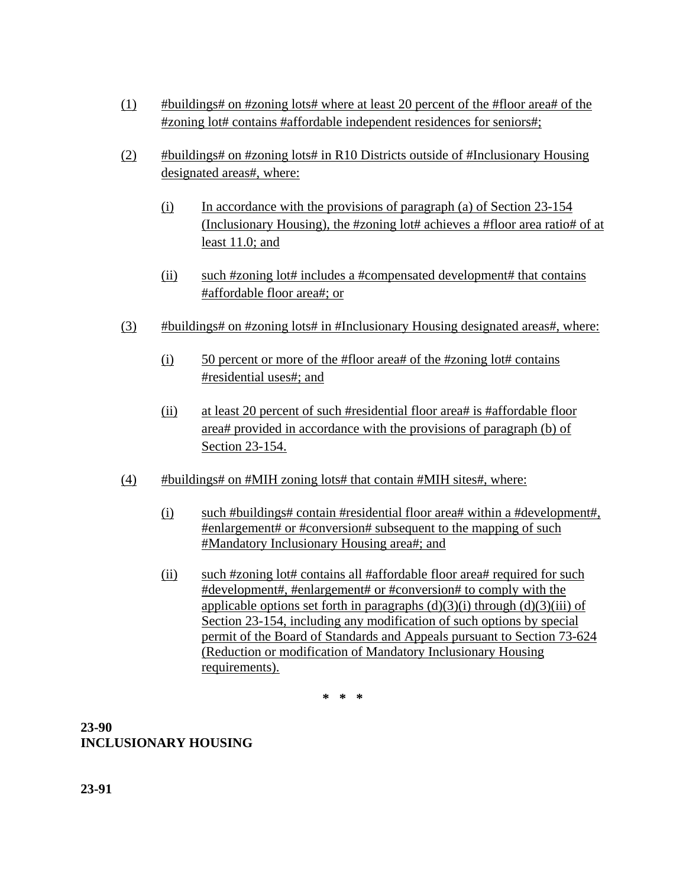(1) #buildings# on #zoning lots# where at least 20 percent of the #floor area# of the #zoning lot# contains #affordable independent residences for seniors#;

(2) #buildings# on #zoning lots# in R10 Districts outside of #Inclusionary Housing designated areas#, where:

   (i) In accordance with the provisions of paragraph (a) of Section 23-154 (Inclusionary Housing), the #zoning lot# achieves a #floor area ratio# of at least 11.0; and

   (ii) such #zoning lot# includes a #compensated development# that contains #affordable floor area#; or

(3) #buildings# on #zoning lots# in #Inclusionary Housing designated areas#, where:

   (i) 50 percent or more of the #floor area# of the #zoning lot# contains #residential uses#; and

   (ii) at least 20 percent of such #residential floor area# is #affordable floor area# provided in accordance with the provisions of paragraph (b) of Section 23-154.

(4) #buildings# on #MIH zoning lots# that contain #MIH sites#, where:

   (i) such #buildings# contain #residential floor area# within a #development#, #enlargement# or #conversion# subsequent to the mapping of such #Mandatory Inclusionary Housing area#; and

   (ii) such #zoning lot# contains all #affordable floor area# required for such #development#, #enlargement# or #conversion# to comply with the applicable options set forth in paragraphs (d)(3)(i) through (d)(3)(iii) of Section 23-154, including any modification of such options by special permit of the Board of Standards and Appeals pursuant to Section 73-624 (Reduction or modification of Mandatory Inclusionary Housing requirements).

\* \* \*

**23-90**
**INCLUSIONARY HOUSING**

**23-91**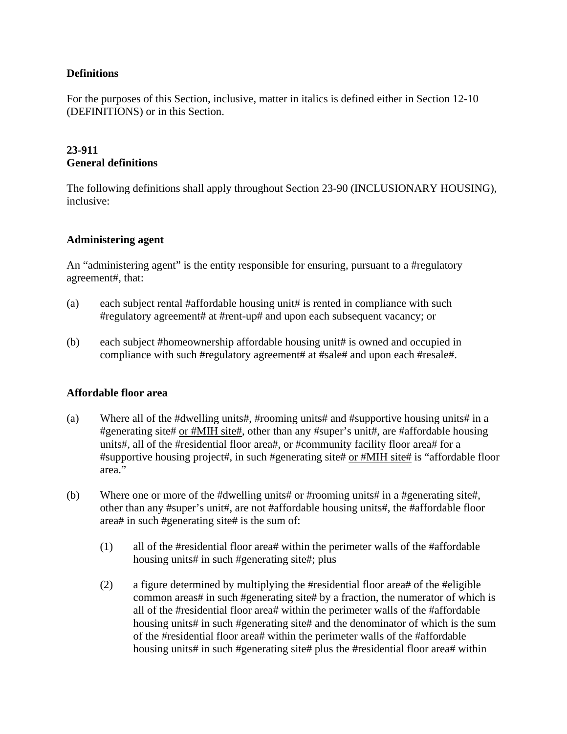**Definitions**

For the purposes of this Section, inclusive, matter in italics is defined either in Section 12-10 (DEFINITIONS) or in this Section.

**23-911**
**General definitions**

The following definitions shall apply throughout Section 23-90 (INCLUSIONARY HOUSING), inclusive:

**Administering agent**

An "administering agent" is the entity responsible for ensuring, pursuant to a #regulatory agreement#, that:

(a) each subject rental #affordable housing unit# is rented in compliance with such #regulatory agreement# at #rent-up# and upon each subsequent vacancy; or

(b) each subject #homeownership affordable housing unit# is owned and occupied in compliance with such #regulatory agreement# at #sale# and upon each #resale#.

**Affordable floor area**

(a) Where all of the #dwelling units#, #rooming units# and #supportive housing units# in a #generating site# <u>or #MIH site#</u>, other than any #super's unit#, are #affordable housing units#, all of the #residential floor area#, or #community facility floor area# for a #supportive housing project#, in such #generating site# <u>or #MIH site#</u> is "affordable floor area."

(b) Where one or more of the #dwelling units# or #rooming units# in a #generating site#, other than any #super's unit#, are not #affordable housing units#, the #affordable floor area# in such #generating site# is the sum of:

  (1) all of the #residential floor area# within the perimeter walls of the #affordable housing units# in such #generating site#; plus

  (2) a figure determined by multiplying the #residential floor area# of the #eligible common areas# in such #generating site# by a fraction, the numerator of which is all of the #residential floor area# within the perimeter walls of the #affordable housing units# in such #generating site# and the denominator of which is the sum of the #residential floor area# within the perimeter walls of the #affordable housing units# in such #generating site# plus the #residential floor area# within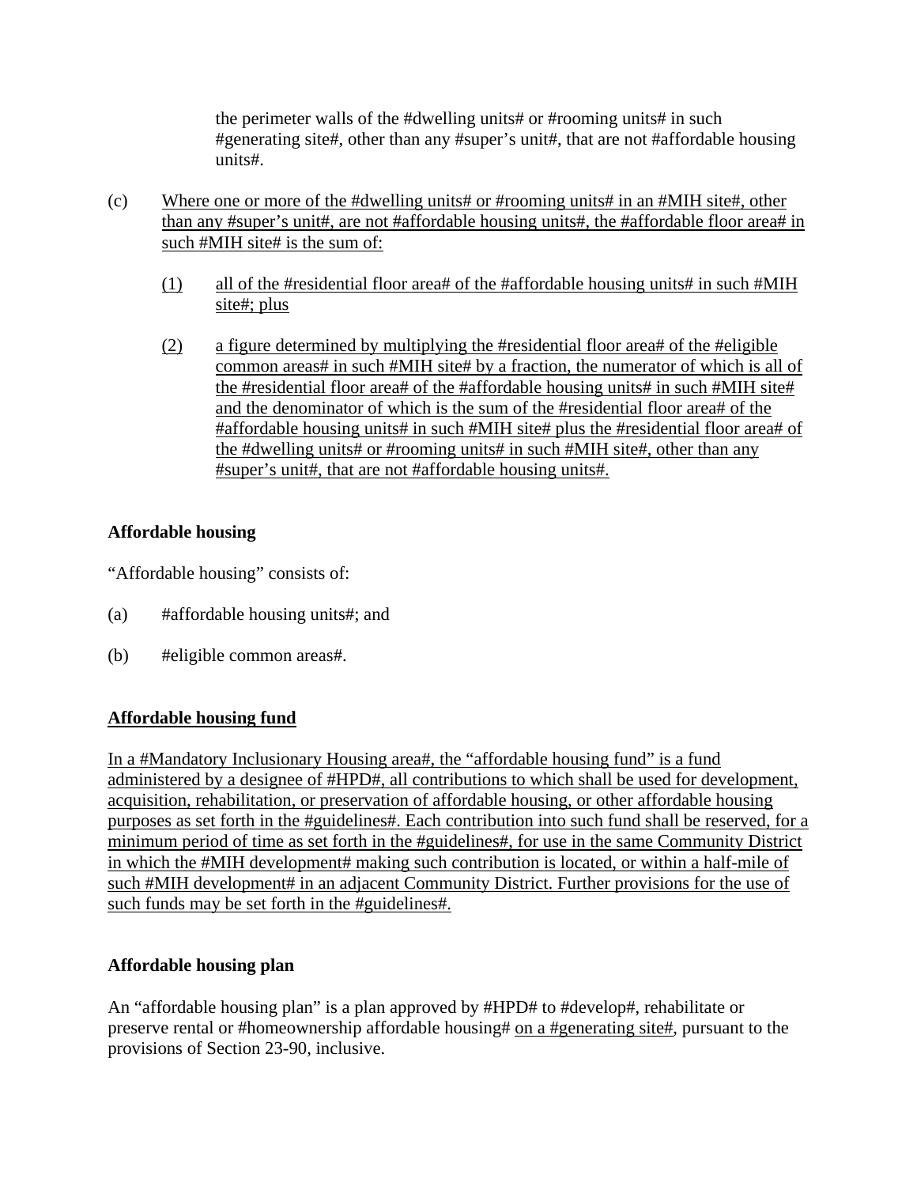the perimeter walls of the #dwelling units# or #rooming units# in such #generating site#, other than any #super's unit#, that are not #affordable housing units#.

(c) Where one or more of the #dwelling units# or #rooming units# in an #MIH site#, other than any #super's unit#, are not #affordable housing units#, the #affordable floor area# in such #MIH site# is the sum of:

(1) all of the #residential floor area# of the #affordable housing units# in such #MIH site#; plus

(2) a figure determined by multiplying the #residential floor area# of the #eligible common areas# in such #MIH site# by a fraction, the numerator of which is all of the #residential floor area# of the #affordable housing units# in such #MIH site# and the denominator of which is the sum of the #residential floor area# of the #affordable housing units# in such #MIH site# plus the #residential floor area# of the #dwelling units# or #rooming units# in such #MIH site#, other than any #super's unit#, that are not #affordable housing units#.

**Affordable housing**

"Affordable housing" consists of:

(a) #affordable housing units#; and

(b) #eligible common areas#.

**Affordable housing fund**

In a #Mandatory Inclusionary Housing area#, the "affordable housing fund" is a fund administered by a designee of #HPD#, all contributions to which shall be used for development, acquisition, rehabilitation, or preservation of affordable housing, or other affordable housing purposes as set forth in the #guidelines#. Each contribution into such fund shall be reserved, for a minimum period of time as set forth in the #guidelines#, for use in the same Community District in which the #MIH development# making such contribution is located, or within a half-mile of such #MIH development# in an adjacent Community District. Further provisions for the use of such funds may be set forth in the #guidelines#.

**Affordable housing plan**

An "affordable housing plan" is a plan approved by #HPD# to #develop#, rehabilitate or preserve rental or #homeownership affordable housing# on a #generating site#, pursuant to the provisions of Section 23-90, inclusive.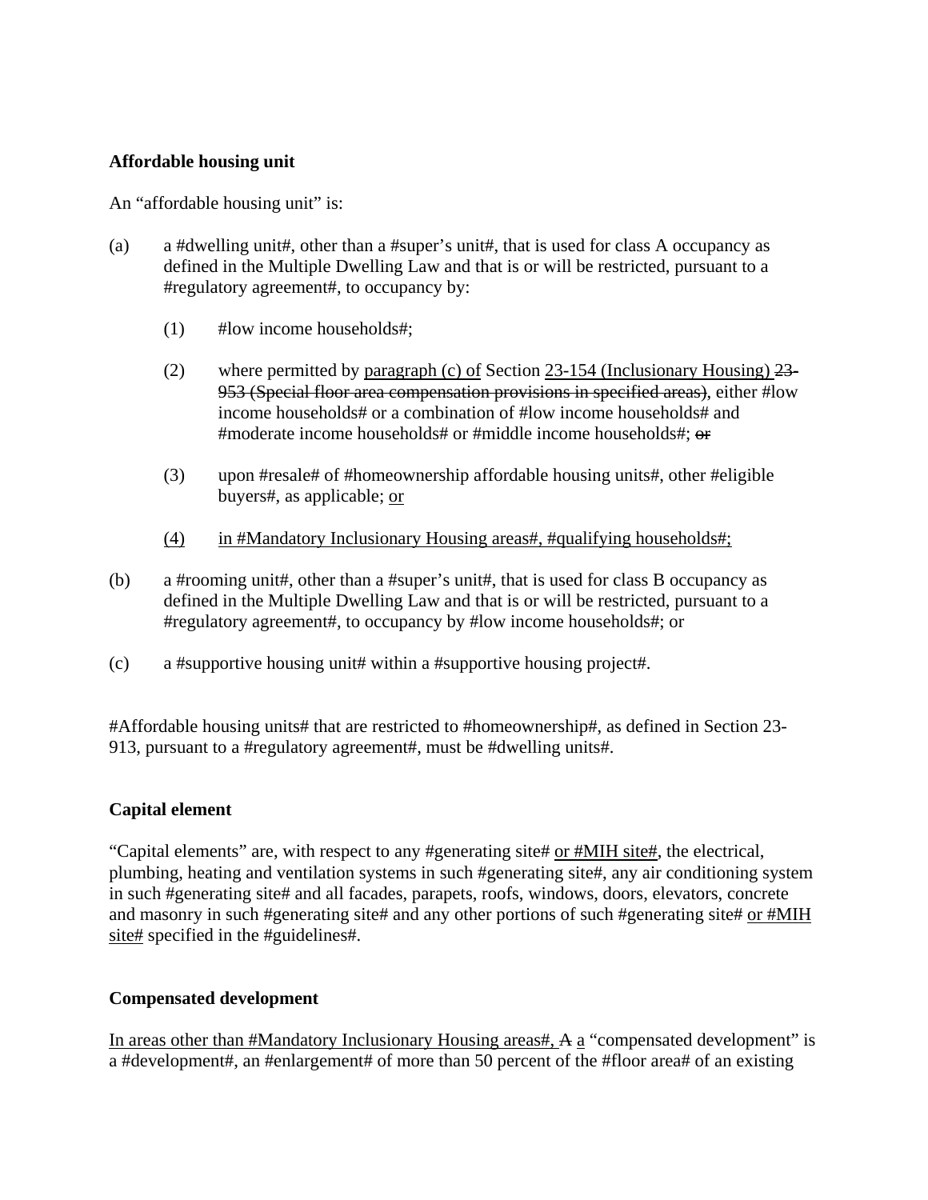**Affordable housing unit**

An "affordable housing unit" is:

(a) a #dwelling unit#, other than a #super's unit#, that is used for class A occupancy as defined in the Multiple Dwelling Law and that is or will be restricted, pursuant to a #regulatory agreement#, to occupancy by:

(1) #low income households#;

(2) where permitted by <u>paragraph (c) of</u> Section <u>23-154 (Inclusionary Housing)</u> ~~23-953 (Special floor area compensation provisions in specified areas)~~, either #low income households# or a combination of #low income households# and #moderate income households# or #middle income households#; ~~or~~

(3) upon #resale# of #homeownership affordable housing units#, other #eligible buyers#, as applicable; <u>or</u>

<u>(4) in #Mandatory Inclusionary Housing areas#, #qualifying households#;</u>

(b) a #rooming unit#, other than a #super's unit#, that is used for class B occupancy as defined in the Multiple Dwelling Law and that is or will be restricted, pursuant to a #regulatory agreement#, to occupancy by #low income households#; or

(c) a #supportive housing unit# within a #supportive housing project#.

#Affordable housing units# that are restricted to #homeownership#, as defined in Section 23-913, pursuant to a #regulatory agreement#, must be #dwelling units#.

**Capital element**

"Capital elements" are, with respect to any #generating site# <u>or #MIH site#</u>, the electrical, plumbing, heating and ventilation systems in such #generating site#, any air conditioning system in such #generating site# and all facades, parapets, roofs, windows, doors, elevators, concrete and masonry in such #generating site# and any other portions of such #generating site# <u>or #MIH site#</u> specified in the #guidelines#.

**Compensated development**

<u>In areas other than #Mandatory Inclusionary Housing areas#,</u> ~~A~~ <u>a</u> "compensated development" is a #development#, an #enlargement# of more than 50 percent of the #floor area# of an existing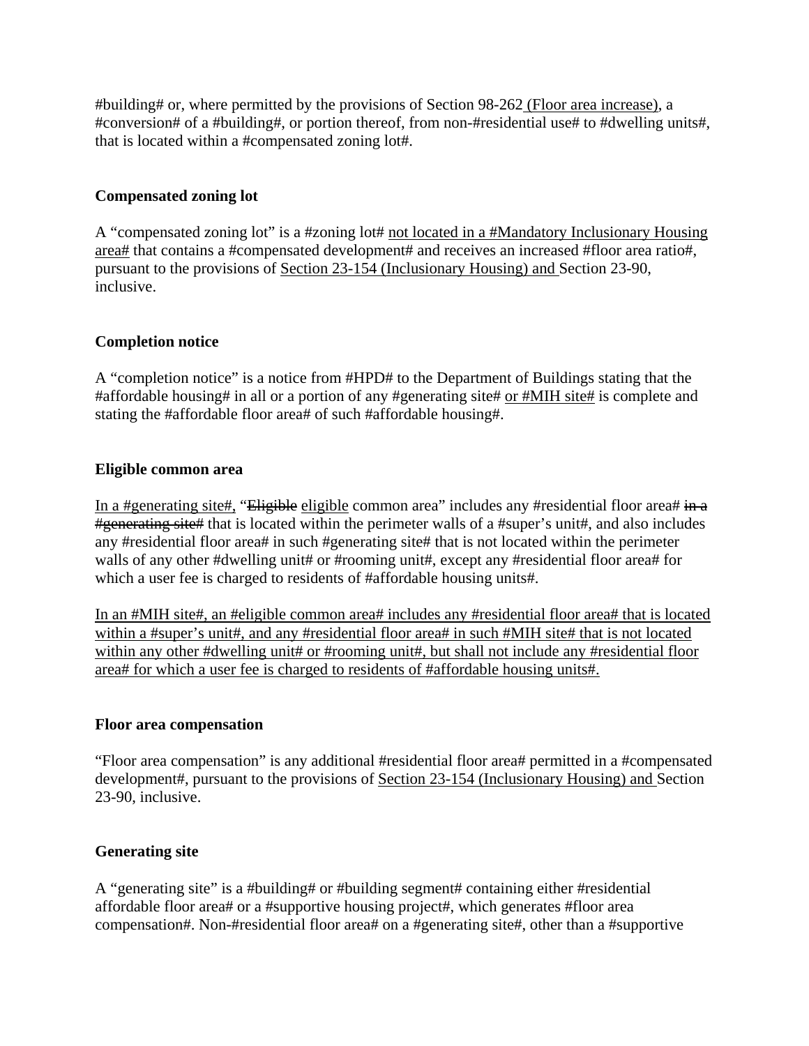#building# or, where permitted by the provisions of Section 98-262 <u>(Floor area increase)</u>, a #conversion# of a #building#, or portion thereof, from non-#residential use# to #dwelling units#, that is located within a #compensated zoning lot#.

**Compensated zoning lot**

A "compensated zoning lot" is a #zoning lot# <u>not located in a #Mandatory Inclusionary Housing area#</u> that contains a #compensated development# and receives an increased #floor area ratio#, pursuant to the provisions of <u>Section 23-154 (Inclusionary Housing) and</u> Section 23-90, inclusive.

**Completion notice**

A "completion notice" is a notice from #HPD# to the Department of Buildings stating that the #affordable housing# in all or a portion of any #generating site# <u>or #MIH site#</u> is complete and stating the #affordable floor area# of such #affordable housing#.

**Eligible common area**

<u>In a #generating site#,</u> "~~Eligible~~ <u>eligible</u> common area" includes any #residential floor area# ~~in a #generating site#~~ that is located within the perimeter walls of a #super's unit#, and also includes any #residential floor area# in such #generating site# that is not located within the perimeter walls of any other #dwelling unit# or #rooming unit#, except any #residential floor area# for which a user fee is charged to residents of #affordable housing units#.

<u>In an #MIH site#, an #eligible common area# includes any #residential floor area# that is located within a #super's unit#, and any #residential floor area# in such #MIH site# that is not located within any other #dwelling unit# or #rooming unit#, but shall not include any #residential floor area# for which a user fee is charged to residents of #affordable housing units#.</u>

**Floor area compensation**

"Floor area compensation" is any additional #residential floor area# permitted in a #compensated development#, pursuant to the provisions of <u>Section 23-154 (Inclusionary Housing) and</u> Section 23-90, inclusive.

**Generating site**

A "generating site" is a #building# or #building segment# containing either #residential affordable floor area# or a #supportive housing project#, which generates #floor area compensation#. Non-#residential floor area# on a #generating site#, other than a #supportive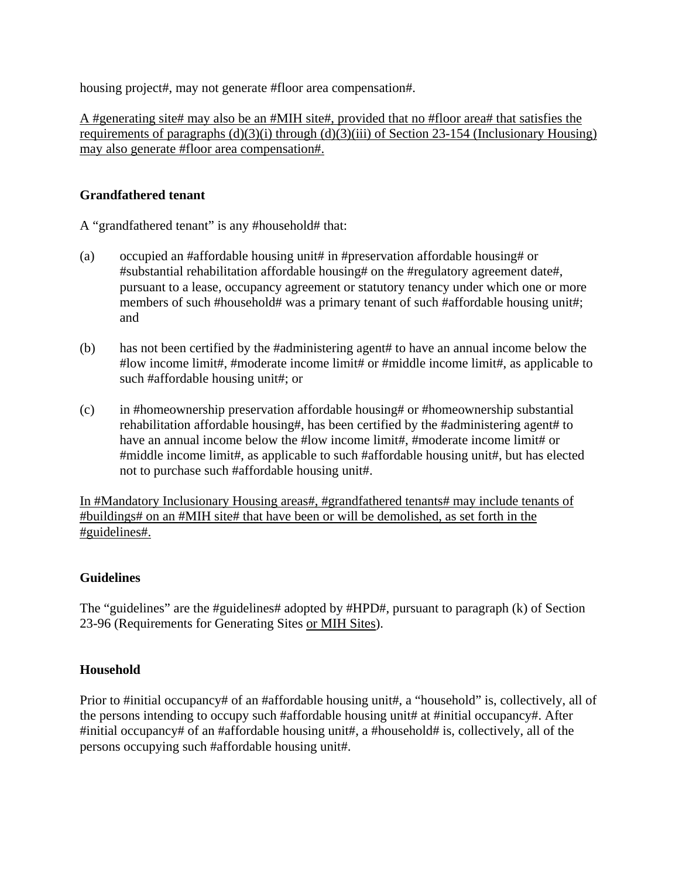housing project#, may not generate #floor area compensation#.

<u>A #generating site# may also be an #MIH site#, provided that no #floor area# that satisfies the requirements of paragraphs (d)(3)(i) through (d)(3)(iii) of Section 23-154 (Inclusionary Housing) may also generate #floor area compensation#.</u>

**Grandfathered tenant**

A "grandfathered tenant" is any #household# that:

(a) occupied an #affordable housing unit# in #preservation affordable housing# or #substantial rehabilitation affordable housing# on the #regulatory agreement date#, pursuant to a lease, occupancy agreement or statutory tenancy under which one or more members of such #household# was a primary tenant of such #affordable housing unit#; and

(b) has not been certified by the #administering agent# to have an annual income below the #low income limit#, #moderate income limit# or #middle income limit#, as applicable to such #affordable housing unit#; or

(c) in #homeownership preservation affordable housing# or #homeownership substantial rehabilitation affordable housing#, has been certified by the #administering agent# to have an annual income below the #low income limit#, #moderate income limit# or #middle income limit#, as applicable to such #affordable housing unit#, but has elected not to purchase such #affordable housing unit#.

<u>In #Mandatory Inclusionary Housing areas#, #grandfathered tenants# may include tenants of #buildings# on an #MIH site# that have been or will be demolished, as set forth in the #guidelines#.</u>

**Guidelines**

The "guidelines" are the #guidelines# adopted by #HPD#, pursuant to paragraph (k) of Section 23-96 (Requirements for Generating Sites <u>or MIH Sites</u>).

**Household**

Prior to #initial occupancy# of an #affordable housing unit#, a "household" is, collectively, all of the persons intending to occupy such #affordable housing unit# at #initial occupancy#. After #initial occupancy# of an #affordable housing unit#, a #household# is, collectively, all of the persons occupying such #affordable housing unit#.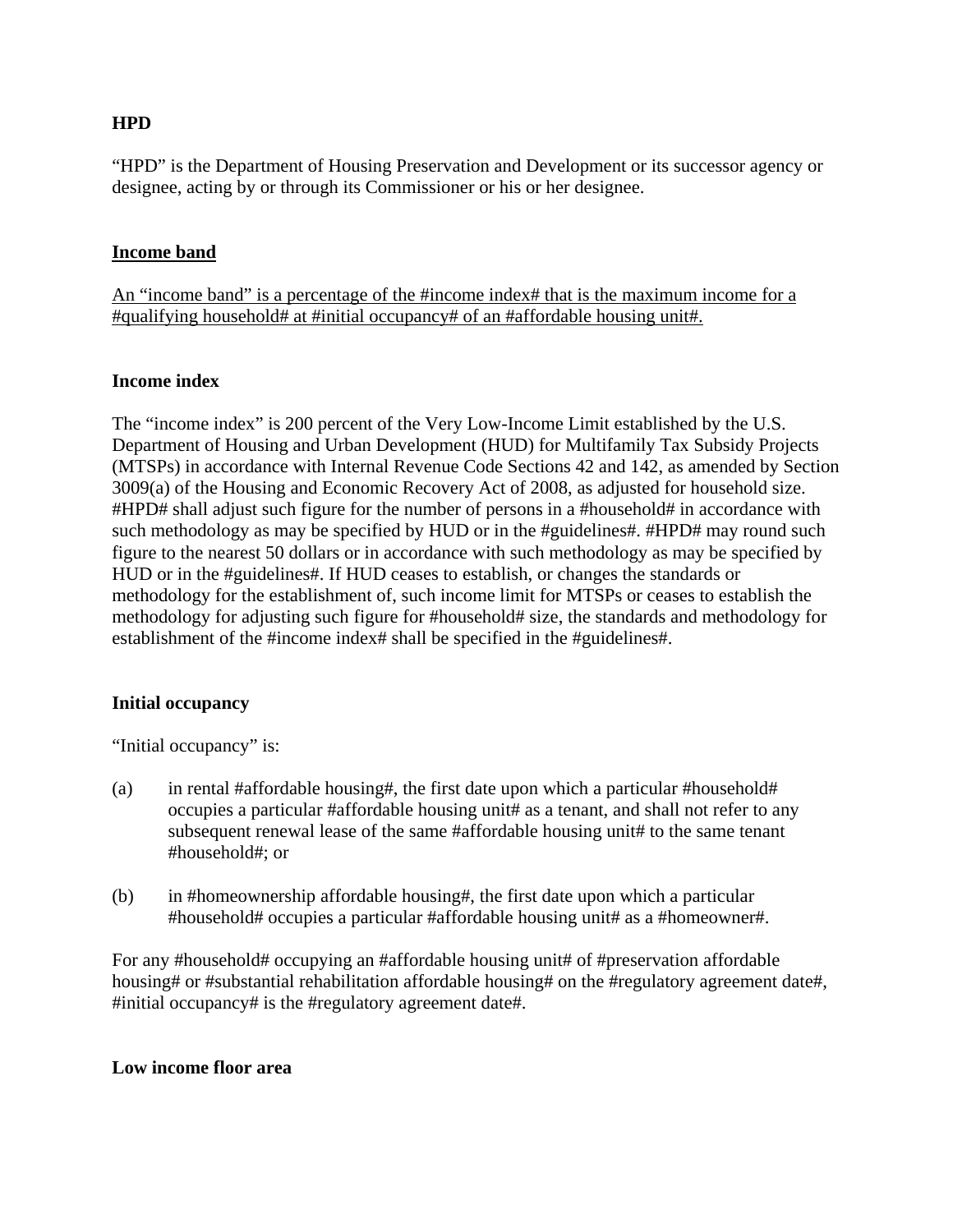**HPD**

"HPD" is the Department of Housing Preservation and Development or its successor agency or designee, acting by or through its Commissioner or his or her designee.

<u>**Income band**</u>

<u>An "income band" is a percentage of the #income index# that is the maximum income for a #qualifying household# at #initial occupancy# of an #affordable housing unit#.</u>

**Income index**

The "income index" is 200 percent of the Very Low-Income Limit established by the U.S. Department of Housing and Urban Development (HUD) for Multifamily Tax Subsidy Projects (MTSPs) in accordance with Internal Revenue Code Sections 42 and 142, as amended by Section 3009(a) of the Housing and Economic Recovery Act of 2008, as adjusted for household size. #HPD# shall adjust such figure for the number of persons in a #household# in accordance with such methodology as may be specified by HUD or in the #guidelines#. #HPD# may round such figure to the nearest 50 dollars or in accordance with such methodology as may be specified by HUD or in the #guidelines#. If HUD ceases to establish, or changes the standards or methodology for the establishment of, such income limit for MTSPs or ceases to establish the methodology for adjusting such figure for #household# size, the standards and methodology for establishment of the #income index# shall be specified in the #guidelines#.

**Initial occupancy**

"Initial occupancy" is:

(a) in rental #affordable housing#, the first date upon which a particular #household# occupies a particular #affordable housing unit# as a tenant, and shall not refer to any subsequent renewal lease of the same #affordable housing unit# to the same tenant #household#; or

(b) in #homeownership affordable housing#, the first date upon which a particular #household# occupies a particular #affordable housing unit# as a #homeowner#.

For any #household# occupying an #affordable housing unit# of #preservation affordable housing# or #substantial rehabilitation affordable housing# on the #regulatory agreement date#, #initial occupancy# is the #regulatory agreement date#.

**Low income floor area**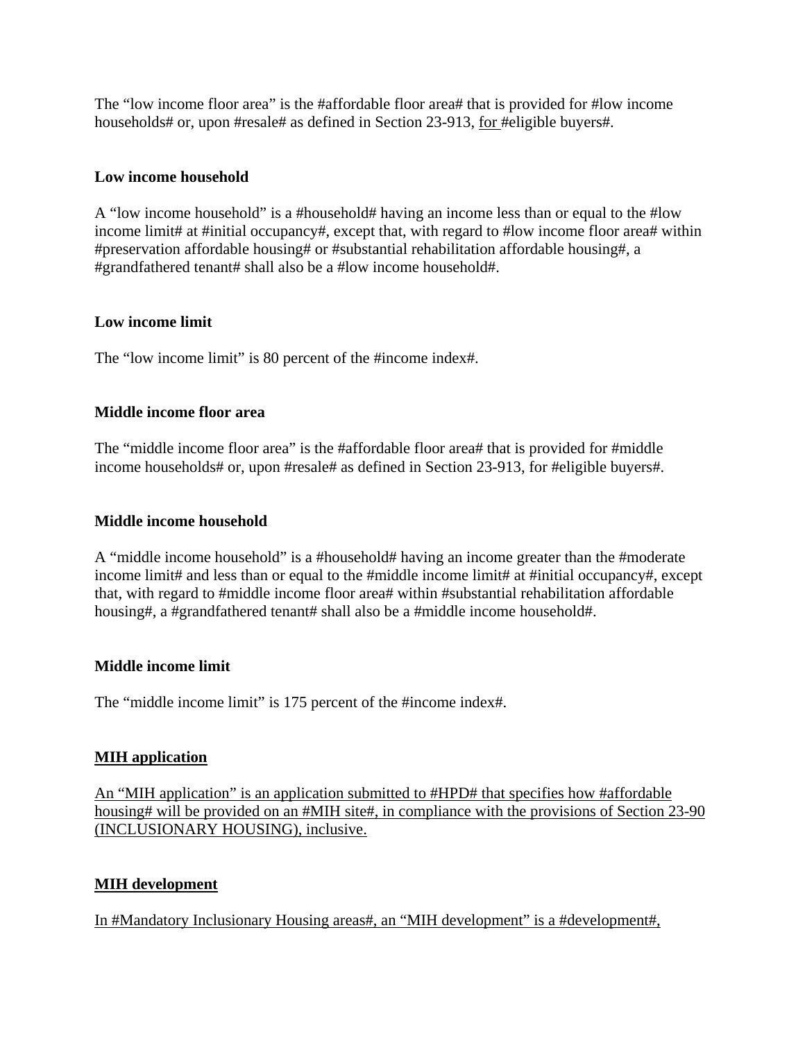The "low income floor area" is the #affordable floor area# that is provided for #low income households# or, upon #resale# as defined in Section 23-913, <u>for</u> #eligible buyers#.

**Low income household**

A "low income household" is a #household# having an income less than or equal to the #low income limit# at #initial occupancy#, except that, with regard to #low income floor area# within #preservation affordable housing# or #substantial rehabilitation affordable housing#, a #grandfathered tenant# shall also be a #low income household#.

**Low income limit**

The "low income limit" is 80 percent of the #income index#.

**Middle income floor area**

The "middle income floor area" is the #affordable floor area# that is provided for #middle income households# or, upon #resale# as defined in Section 23-913, for #eligible buyers#.

**Middle income household**

A "middle income household" is a #household# having an income greater than the #moderate income limit# and less than or equal to the #middle income limit# at #initial occupancy#, except that, with regard to #middle income floor area# within #substantial rehabilitation affordable housing#, a #grandfathered tenant# shall also be a #middle income household#.

**Middle income limit**

The "middle income limit" is 175 percent of the #income index#.

<u>**MIH application**</u>

<u>An "MIH application" is an application submitted to #HPD# that specifies how #affordable housing# will be provided on an #MIH site#, in compliance with the provisions of Section 23-90 (INCLUSIONARY HOUSING), inclusive.</u>

<u>**MIH development**</u>

<u>In #Mandatory Inclusionary Housing areas#, an "MIH development" is a #development#,</u>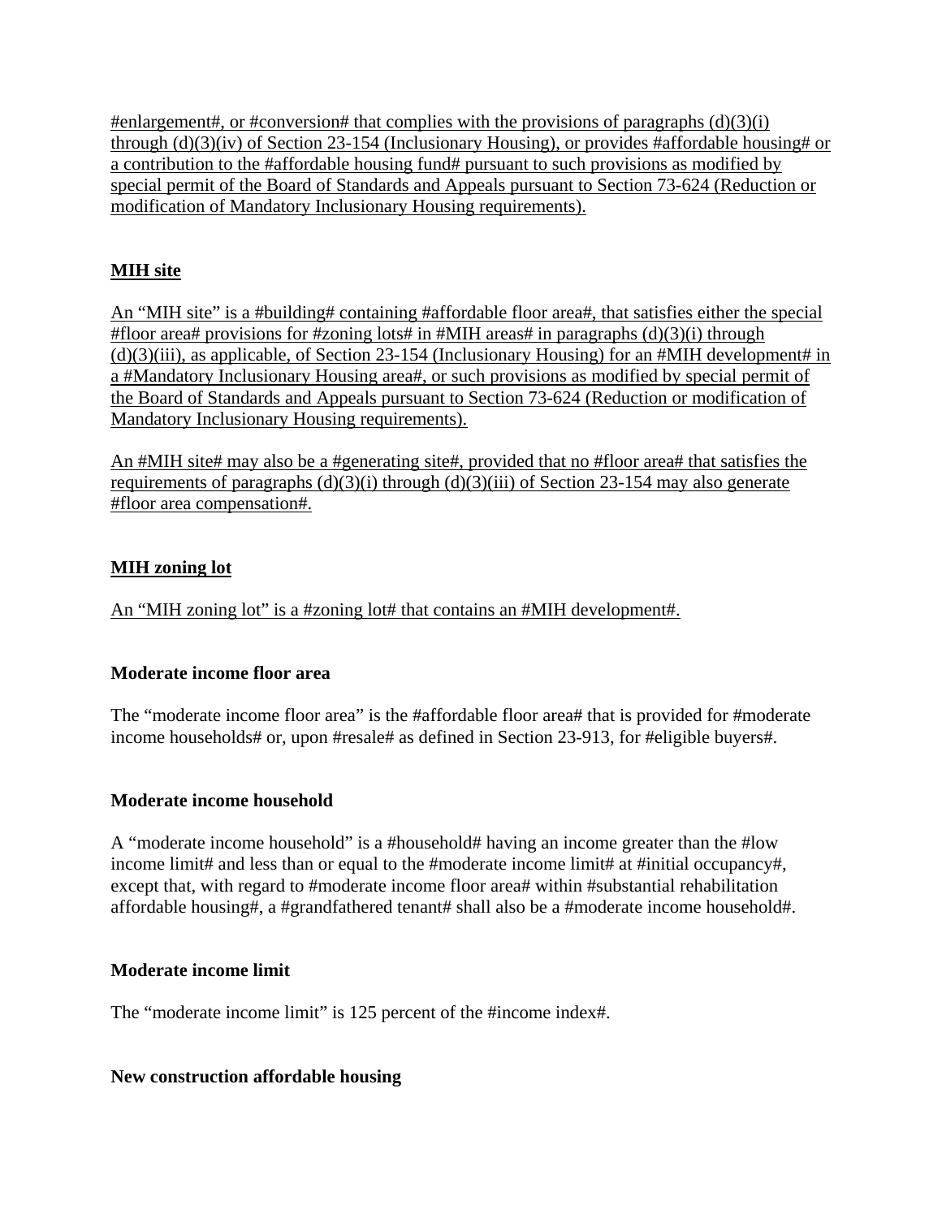#enlargement#, or #conversion# that complies with the provisions of paragraphs (d)(3)(i) through (d)(3)(iv) of Section 23-154 (Inclusionary Housing), or provides #affordable housing# or a contribution to the #affordable housing fund# pursuant to such provisions as modified by special permit of the Board of Standards and Appeals pursuant to Section 73-624 (Reduction or modification of Mandatory Inclusionary Housing requirements).

**MIH site**

An "MIH site" is a #building# containing #affordable floor area#, that satisfies either the special #floor area# provisions for #zoning lots# in #MIH areas# in paragraphs (d)(3)(i) through (d)(3)(iii), as applicable, of Section 23-154 (Inclusionary Housing) for an #MIH development# in a #Mandatory Inclusionary Housing area#, or such provisions as modified by special permit of the Board of Standards and Appeals pursuant to Section 73-624 (Reduction or modification of Mandatory Inclusionary Housing requirements).

An #MIH site# may also be a #generating site#, provided that no #floor area# that satisfies the requirements of paragraphs (d)(3)(i) through (d)(3)(iii) of Section 23-154 may also generate #floor area compensation#.

**MIH zoning lot**

An "MIH zoning lot" is a #zoning lot# that contains an #MIH development#.

**Moderate income floor area**

The "moderate income floor area" is the #affordable floor area# that is provided for #moderate income households# or, upon #resale# as defined in Section 23-913, for #eligible buyers#.

**Moderate income household**

A "moderate income household" is a #household# having an income greater than the #low income limit# and less than or equal to the #moderate income limit# at #initial occupancy#, except that, with regard to #moderate income floor area# within #substantial rehabilitation affordable housing#, a #grandfathered tenant# shall also be a #moderate income household#.

**Moderate income limit**

The "moderate income limit" is 125 percent of the #income index#.

**New construction affordable housing**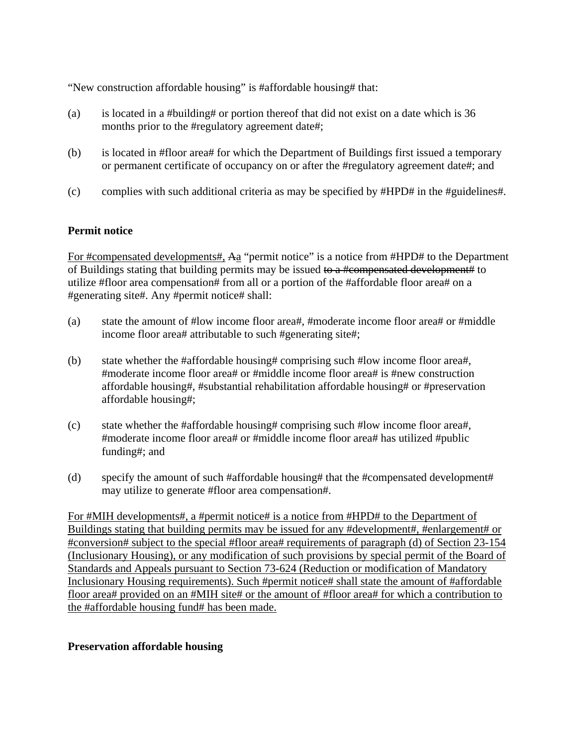"New construction affordable housing" is #affordable housing# that:

(a) is located in a #building# or portion thereof that did not exist on a date which is 36 months prior to the #regulatory agreement date#;

(b) is located in #floor area# for which the Department of Buildings first issued a temporary or permanent certificate of occupancy on or after the #regulatory agreement date#; and

(c) complies with such additional criteria as may be specified by #HPD# in the #guidelines#.

**Permit notice**

<u>For #compensated developments#,</u> ~~A~~<u>a</u> "permit notice" is a notice from #HPD# to the Department of Buildings stating that building permits may be issued ~~to a #compensated development#~~ to utilize #floor area compensation# from all or a portion of the #affordable floor area# on a #generating site#. Any #permit notice# shall:

(a) state the amount of #low income floor area#, #moderate income floor area# or #middle income floor area# attributable to such #generating site#;

(b) state whether the #affordable housing# comprising such #low income floor area#, #moderate income floor area# or #middle income floor area# is #new construction affordable housing#, #substantial rehabilitation affordable housing# or #preservation affordable housing#;

(c) state whether the #affordable housing# comprising such #low income floor area#, #moderate income floor area# or #middle income floor area# has utilized #public funding#; and

(d) specify the amount of such #affordable housing# that the #compensated development# may utilize to generate #floor area compensation#.

<u>For #MIH developments#, a #permit notice# is a notice from #HPD# to the Department of Buildings stating that building permits may be issued for any #development#, #enlargement# or #conversion# subject to the special #floor area# requirements of paragraph (d) of Section 23-154 (Inclusionary Housing), or any modification of such provisions by special permit of the Board of Standards and Appeals pursuant to Section 73-624 (Reduction or modification of Mandatory Inclusionary Housing requirements). Such #permit notice# shall state the amount of #affordable floor area# provided on an #MIH site# or the amount of #floor area# for which a contribution to the #affordable housing fund# has been made.</u>

**Preservation affordable housing**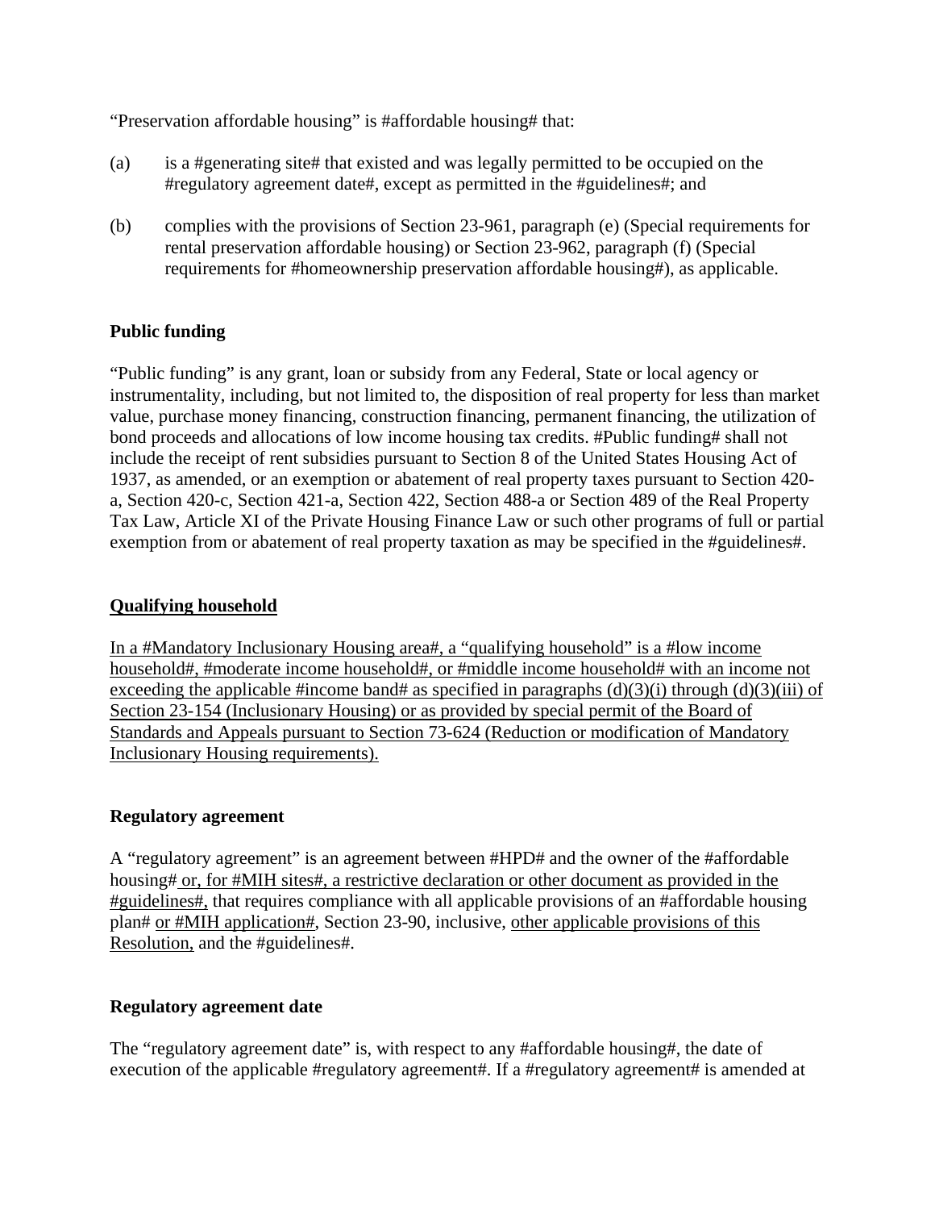"Preservation affordable housing" is #affordable housing# that:

(a) is a #generating site# that existed and was legally permitted to be occupied on the #regulatory agreement date#, except as permitted in the #guidelines#; and

(b) complies with the provisions of Section 23-961, paragraph (e) (Special requirements for rental preservation affordable housing) or Section 23-962, paragraph (f) (Special requirements for #homeownership preservation affordable housing#), as applicable.

**Public funding**

"Public funding" is any grant, loan or subsidy from any Federal, State or local agency or instrumentality, including, but not limited to, the disposition of real property for less than market value, purchase money financing, construction financing, permanent financing, the utilization of bond proceeds and allocations of low income housing tax credits. #Public funding# shall not include the receipt of rent subsidies pursuant to Section 8 of the United States Housing Act of 1937, as amended, or an exemption or abatement of real property taxes pursuant to Section 420-a, Section 420-c, Section 421-a, Section 422, Section 488-a or Section 489 of the Real Property Tax Law, Article XI of the Private Housing Finance Law or such other programs of full or partial exemption from or abatement of real property taxation as may be specified in the #guidelines#.

<u>**Qualifying household**</u>

<u>In a #Mandatory Inclusionary Housing area#, a "qualifying household" is a #low income household#, #moderate income household#, or #middle income household# with an income not exceeding the applicable #income band# as specified in paragraphs (d)(3)(i) through (d)(3)(iii) of Section 23-154 (Inclusionary Housing) or as provided by special permit of the Board of Standards and Appeals pursuant to Section 73-624 (Reduction or modification of Mandatory Inclusionary Housing requirements).</u>

**Regulatory agreement**

A "regulatory agreement" is an agreement between #HPD# and the owner of the #affordable housing#<u> or, for #MIH sites#, a restrictive declaration or other document as provided in the #guidelines#,</u> that requires compliance with all applicable provisions of an #affordable housing plan# <u>or #MIH application#</u>, Section 23-90, inclusive, <u>other applicable provisions of this Resolution,</u> and the #guidelines#.

**Regulatory agreement date**

The "regulatory agreement date" is, with respect to any #affordable housing#, the date of execution of the applicable #regulatory agreement#. If a #regulatory agreement# is amended at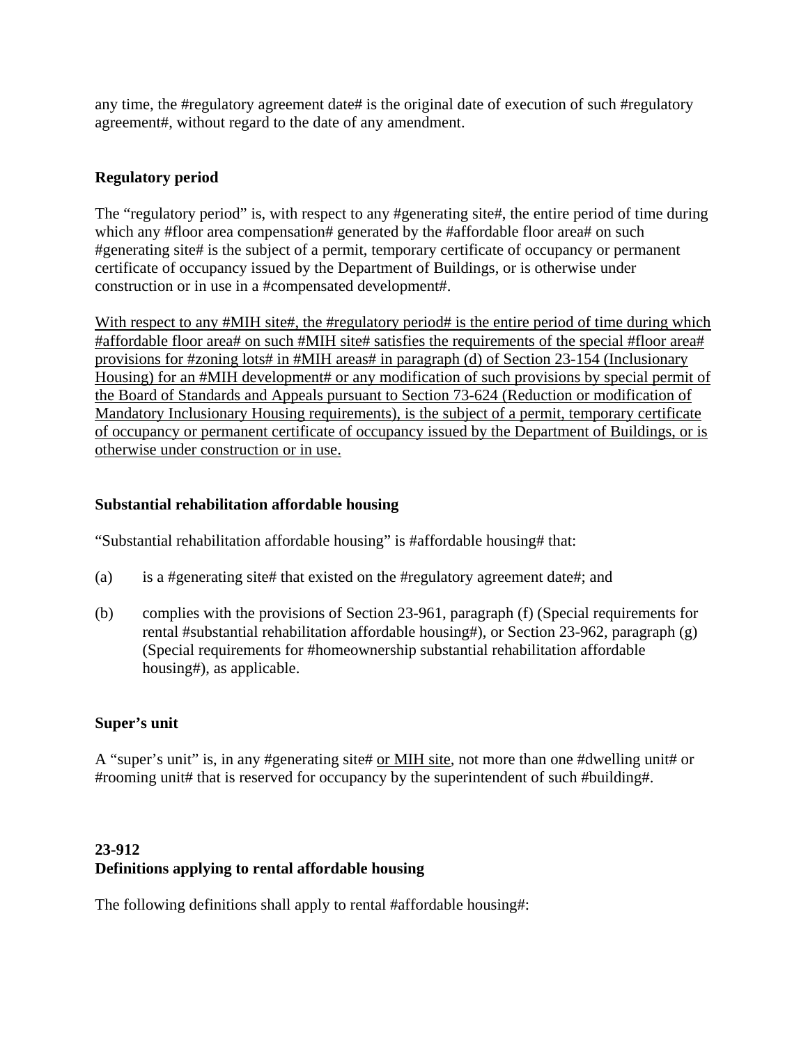any time, the #regulatory agreement date# is the original date of execution of such #regulatory agreement#, without regard to the date of any amendment.

**Regulatory period**

The "regulatory period" is, with respect to any #generating site#, the entire period of time during which any #floor area compensation# generated by the #affordable floor area# on such #generating site# is the subject of a permit, temporary certificate of occupancy or permanent certificate of occupancy issued by the Department of Buildings, or is otherwise under construction or in use in a #compensated development#.

<u>With respect to any #MIH site#, the #regulatory period# is the entire period of time during which #affordable floor area# on such #MIH site# satisfies the requirements of the special #floor area# provisions for #zoning lots# in #MIH areas# in paragraph (d) of Section 23-154 (Inclusionary Housing) for an #MIH development# or any modification of such provisions by special permit of the Board of Standards and Appeals pursuant to Section 73-624 (Reduction or modification of Mandatory Inclusionary Housing requirements), is the subject of a permit, temporary certificate of occupancy or permanent certificate of occupancy issued by the Department of Buildings, or is otherwise under construction or in use.</u>

**Substantial rehabilitation affordable housing**

"Substantial rehabilitation affordable housing" is #affordable housing# that:

(a) is a #generating site# that existed on the #regulatory agreement date#; and

(b) complies with the provisions of Section 23-961, paragraph (f) (Special requirements for rental #substantial rehabilitation affordable housing#), or Section 23-962, paragraph (g) (Special requirements for #homeownership substantial rehabilitation affordable housing#), as applicable.

**Super's unit**

A "super's unit" is, in any #generating site# <u>or MIH site</u>, not more than one #dwelling unit# or #rooming unit# that is reserved for occupancy by the superintendent of such #building#.

**23-912**
**Definitions applying to rental affordable housing**

The following definitions shall apply to rental #affordable housing#: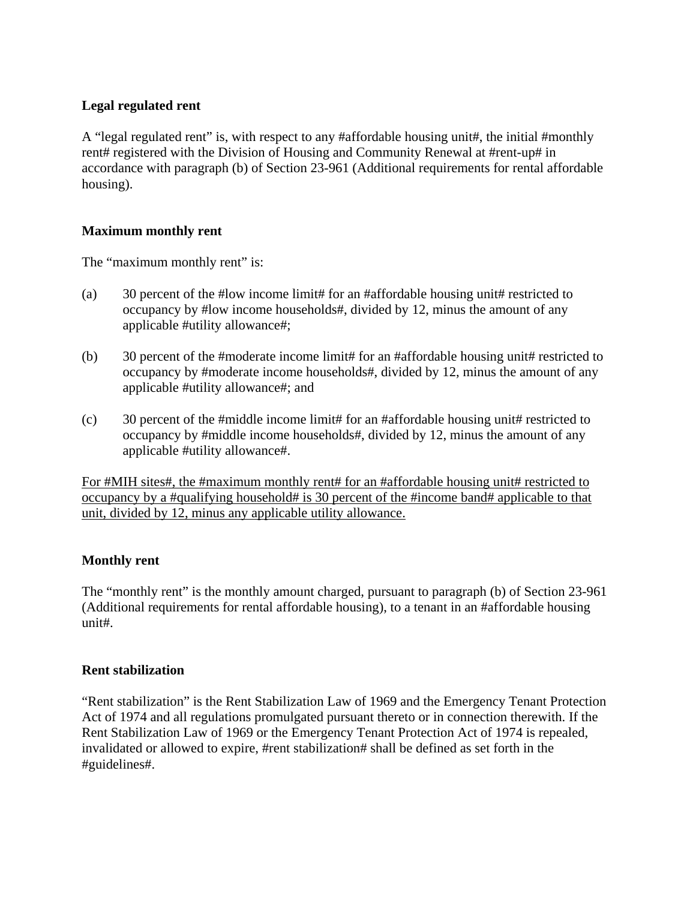**Legal regulated rent**

A "legal regulated rent" is, with respect to any #affordable housing unit#, the initial #monthly rent# registered with the Division of Housing and Community Renewal at #rent-up# in accordance with paragraph (b) of Section 23-961 (Additional requirements for rental affordable housing).

**Maximum monthly rent**

The "maximum monthly rent" is:

(a) 30 percent of the #low income limit# for an #affordable housing unit# restricted to occupancy by #low income households#, divided by 12, minus the amount of any applicable #utility allowance#;

(b) 30 percent of the #moderate income limit# for an #affordable housing unit# restricted to occupancy by #moderate income households#, divided by 12, minus the amount of any applicable #utility allowance#; and

(c) 30 percent of the #middle income limit# for an #affordable housing unit# restricted to occupancy by #middle income households#, divided by 12, minus the amount of any applicable #utility allowance#.

<u>For #MIH sites#, the #maximum monthly rent# for an #affordable housing unit# restricted to occupancy by a #qualifying household# is 30 percent of the #income band# applicable to that unit, divided by 12, minus any applicable utility allowance.</u>

**Monthly rent**

The "monthly rent" is the monthly amount charged, pursuant to paragraph (b) of Section 23-961 (Additional requirements for rental affordable housing), to a tenant in an #affordable housing unit#.

**Rent stabilization**

"Rent stabilization" is the Rent Stabilization Law of 1969 and the Emergency Tenant Protection Act of 1974 and all regulations promulgated pursuant thereto or in connection therewith. If the Rent Stabilization Law of 1969 or the Emergency Tenant Protection Act of 1974 is repealed, invalidated or allowed to expire, #rent stabilization# shall be defined as set forth in the #guidelines#.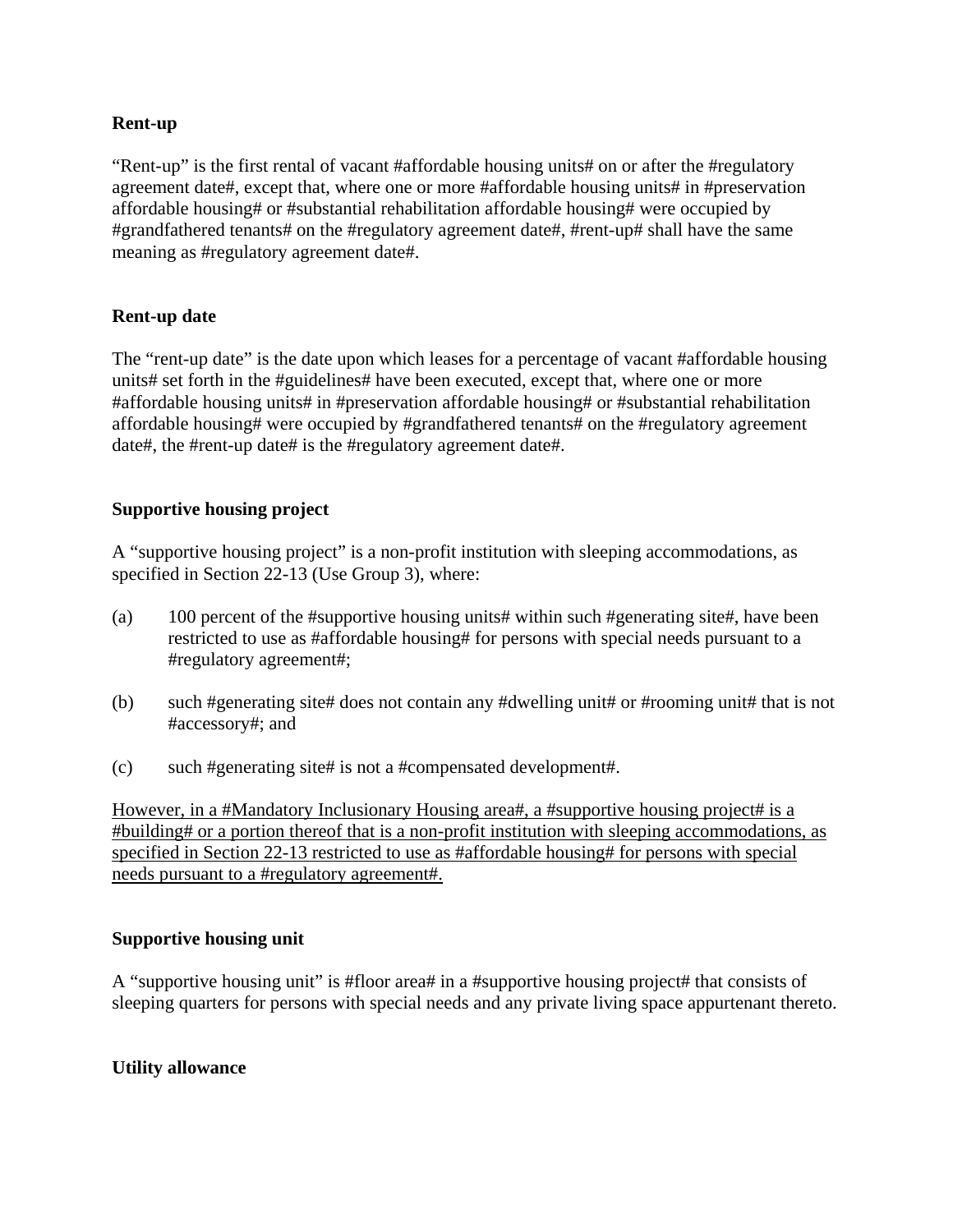**Rent-up**

"Rent-up" is the first rental of vacant #affordable housing units# on or after the #regulatory agreement date#, except that, where one or more #affordable housing units# in #preservation affordable housing# or #substantial rehabilitation affordable housing# were occupied by #grandfathered tenants# on the #regulatory agreement date#, #rent-up# shall have the same meaning as #regulatory agreement date#.

**Rent-up date**

The "rent-up date" is the date upon which leases for a percentage of vacant #affordable housing units# set forth in the #guidelines# have been executed, except that, where one or more #affordable housing units# in #preservation affordable housing# or #substantial rehabilitation affordable housing# were occupied by #grandfathered tenants# on the #regulatory agreement date#, the #rent-up date# is the #regulatory agreement date#.

**Supportive housing project**

A "supportive housing project" is a non-profit institution with sleeping accommodations, as specified in Section 22-13 (Use Group 3), where:

(a) 100 percent of the #supportive housing units# within such #generating site#, have been restricted to use as #affordable housing# for persons with special needs pursuant to a #regulatory agreement#;

(b) such #generating site# does not contain any #dwelling unit# or #rooming unit# that is not #accessory#; and

(c) such #generating site# is not a #compensated development#.

<u>However, in a #Mandatory Inclusionary Housing area#, a #supportive housing project# is a #building# or a portion thereof that is a non-profit institution with sleeping accommodations, as specified in Section 22-13 restricted to use as #affordable housing# for persons with special needs pursuant to a #regulatory agreement#.</u>

**Supportive housing unit**

A "supportive housing unit" is #floor area# in a #supportive housing project# that consists of sleeping quarters for persons with special needs and any private living space appurtenant thereto.

**Utility allowance**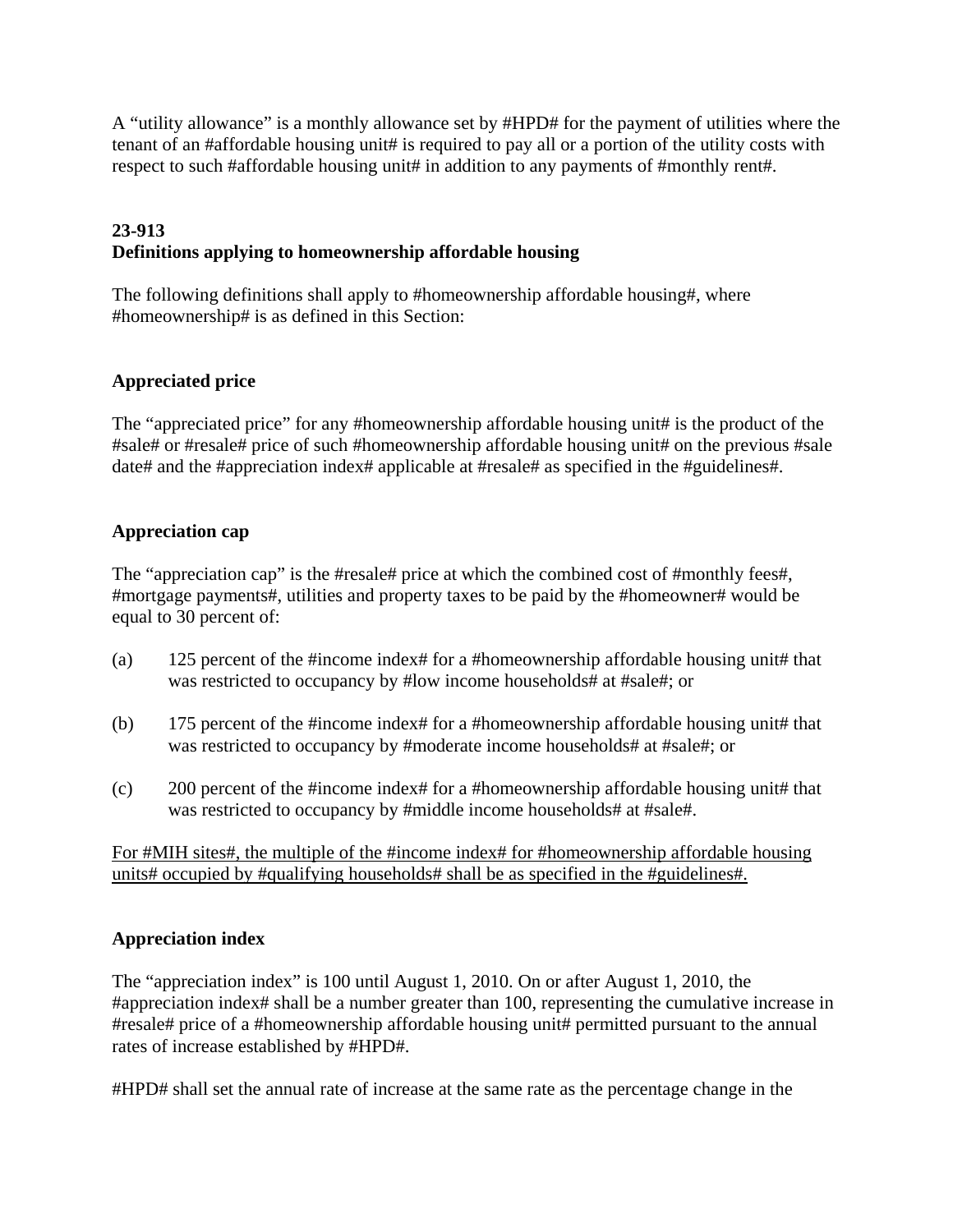A “utility allowance” is a monthly allowance set by #HPD# for the payment of utilities where the tenant of an #affordable housing unit# is required to pay all or a portion of the utility costs with respect to such #affordable housing unit# in addition to any payments of #monthly rent#.

**23-913**
**Definitions applying to homeownership affordable housing**

The following definitions shall apply to #homeownership affordable housing#, where #homeownership# is as defined in this Section:

**Appreciated price**

The “appreciated price” for any #homeownership affordable housing unit# is the product of the #sale# or #resale# price of such #homeownership affordable housing unit# on the previous #sale date# and the #appreciation index# applicable at #resale# as specified in the #guidelines#.

**Appreciation cap**

The “appreciation cap” is the #resale# price at which the combined cost of #monthly fees#, #mortgage payments#, utilities and property taxes to be paid by the #homeowner# would be equal to 30 percent of:

(a) 125 percent of the #income index# for a #homeownership affordable housing unit# that was restricted to occupancy by #low income households# at #sale#; or

(b) 175 percent of the #income index# for a #homeownership affordable housing unit# that was restricted to occupancy by #moderate income households# at #sale#; or

(c) 200 percent of the #income index# for a #homeownership affordable housing unit# that was restricted to occupancy by #middle income households# at #sale#.

<u>For #MIH sites#, the multiple of the #income index# for #homeownership affordable housing units# occupied by #qualifying households# shall be as specified in the #guidelines#.</u>

**Appreciation index**

The “appreciation index” is 100 until August 1, 2010. On or after August 1, 2010, the #appreciation index# shall be a number greater than 100, representing the cumulative increase in #resale# price of a #homeownership affordable housing unit# permitted pursuant to the annual rates of increase established by #HPD#.

#HPD# shall set the annual rate of increase at the same rate as the percentage change in the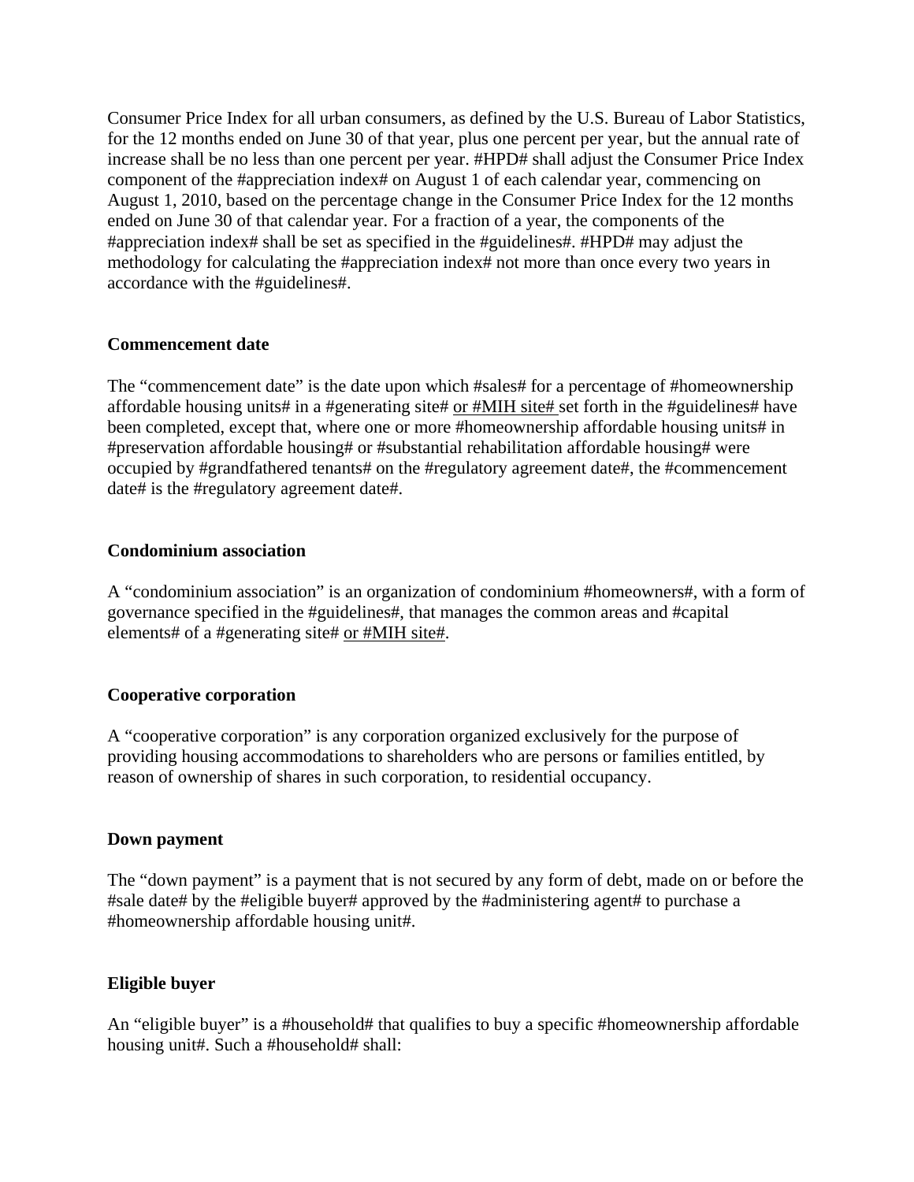Consumer Price Index for all urban consumers, as defined by the U.S. Bureau of Labor Statistics, for the 12 months ended on June 30 of that year, plus one percent per year, but the annual rate of increase shall be no less than one percent per year. #HPD# shall adjust the Consumer Price Index component of the #appreciation index# on August 1 of each calendar year, commencing on August 1, 2010, based on the percentage change in the Consumer Price Index for the 12 months ended on June 30 of that calendar year. For a fraction of a year, the components of the #appreciation index# shall be set as specified in the #guidelines#. #HPD# may adjust the methodology for calculating the #appreciation index# not more than once every two years in accordance with the #guidelines#.

**Commencement date**

The "commencement date" is the date upon which #sales# for a percentage of #homeownership affordable housing units# in a #generating site# or #MIH site# set forth in the #guidelines# have been completed, except that, where one or more #homeownership affordable housing units# in #preservation affordable housing# or #substantial rehabilitation affordable housing# were occupied by #grandfathered tenants# on the #regulatory agreement date#, the #commencement date# is the #regulatory agreement date#.

**Condominium association**

A "condominium association" is an organization of condominium #homeowners#, with a form of governance specified in the #guidelines#, that manages the common areas and #capital elements# of a #generating site# or #MIH site#.

**Cooperative corporation**

A "cooperative corporation" is any corporation organized exclusively for the purpose of providing housing accommodations to shareholders who are persons or families entitled, by reason of ownership of shares in such corporation, to residential occupancy.

**Down payment**

The "down payment" is a payment that is not secured by any form of debt, made on or before the #sale date# by the #eligible buyer# approved by the #administering agent# to purchase a #homeownership affordable housing unit#.

**Eligible buyer**

An "eligible buyer" is a #household# that qualifies to buy a specific #homeownership affordable housing unit#. Such a #household# shall: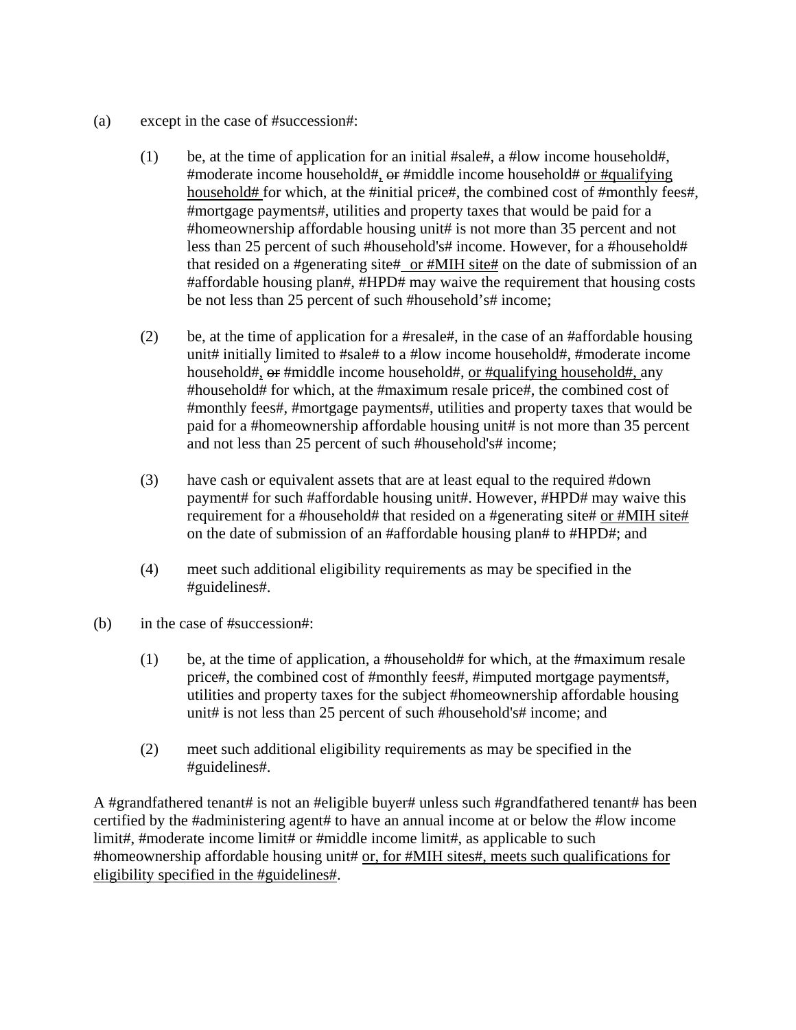(a) except in the case of #succession#:

(1) be, at the time of application for an initial #sale#, a #low income household#, #moderate income household#, ~~or~~ #middle income household# <u>or #qualifying household#</u> for which, at the #initial price#, the combined cost of #monthly fees#, #mortgage payments#, utilities and property taxes that would be paid for a #homeownership affordable housing unit# is not more than 35 percent and not less than 25 percent of such #household's# income. However, for a #household# that resided on a #generating site# <u>or #MIH site#</u> on the date of submission of an #affordable housing plan#, #HPD# may waive the requirement that housing costs be not less than 25 percent of such #household's# income;

(2) be, at the time of application for a #resale#, in the case of an #affordable housing unit# initially limited to #sale# to a #low income household#, #moderate income household#, ~~or~~ #middle income household#, <u>or #qualifying household#,</u> any #household# for which, at the #maximum resale price#, the combined cost of #monthly fees#, #mortgage payments#, utilities and property taxes that would be paid for a #homeownership affordable housing unit# is not more than 35 percent and not less than 25 percent of such #household's# income;

(3) have cash or equivalent assets that are at least equal to the required #down payment# for such #affordable housing unit#. However, #HPD# may waive this requirement for a #household# that resided on a #generating site# <u>or #MIH site#</u> on the date of submission of an #affordable housing plan# to #HPD#; and

(4) meet such additional eligibility requirements as may be specified in the #guidelines#.

(b) in the case of #succession#:

(1) be, at the time of application, a #household# for which, at the #maximum resale price#, the combined cost of #monthly fees#, #imputed mortgage payments#, utilities and property taxes for the subject #homeownership affordable housing unit# is not less than 25 percent of such #household's# income; and

(2) meet such additional eligibility requirements as may be specified in the #guidelines#.

A #grandfathered tenant# is not an #eligible buyer# unless such #grandfathered tenant# has been certified by the #administering agent# to have an annual income at or below the #low income limit#, #moderate income limit# or #middle income limit#, as applicable to such #homeownership affordable housing unit# <u>or, for #MIH sites#, meets such qualifications for eligibility specified in the #guidelines#</u>.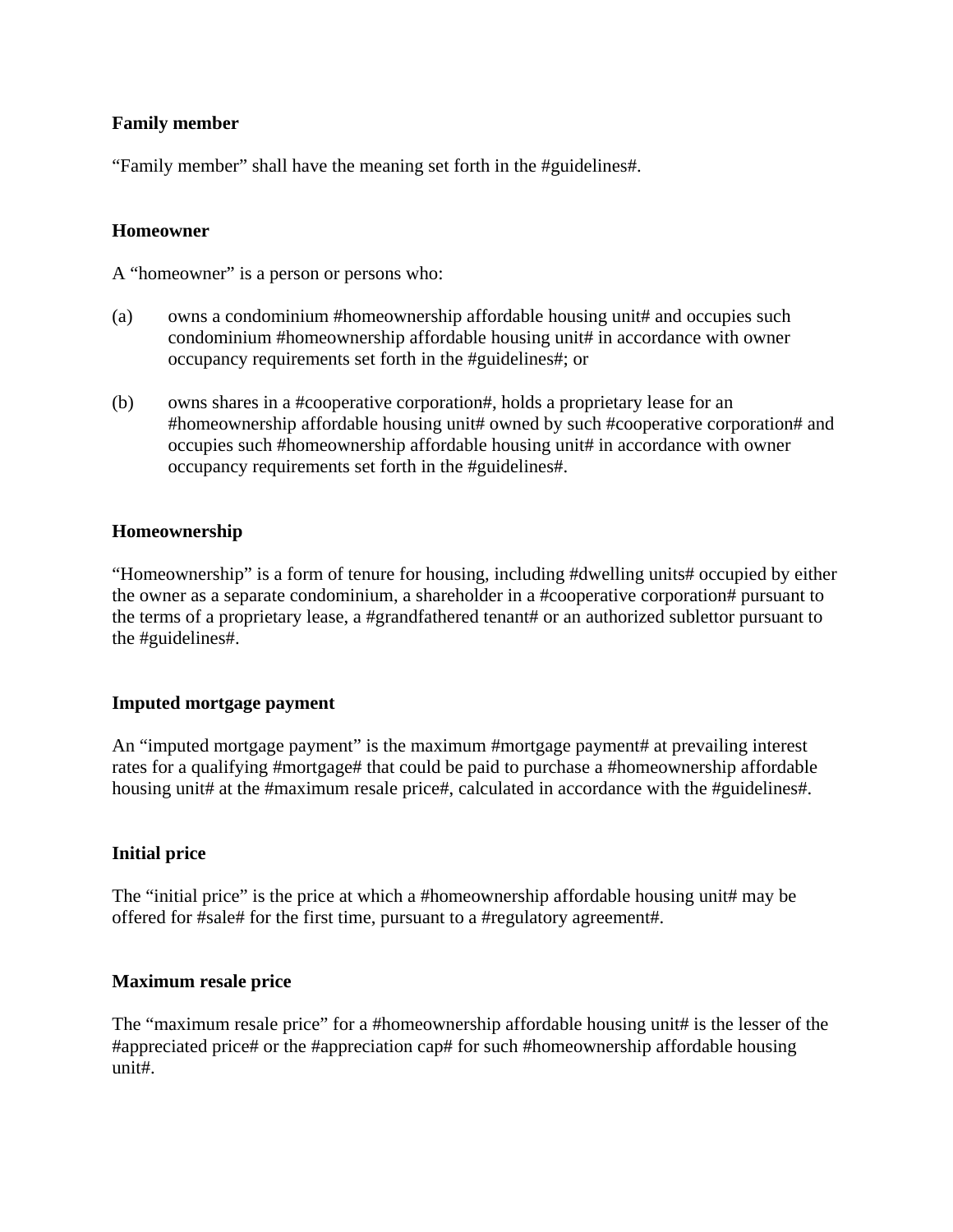**Family member**

"Family member" shall have the meaning set forth in the #guidelines#.

**Homeowner**

A "homeowner" is a person or persons who:

(a) owns a condominium #homeownership affordable housing unit# and occupies such condominium #homeownership affordable housing unit# in accordance with owner occupancy requirements set forth in the #guidelines#; or

(b) owns shares in a #cooperative corporation#, holds a proprietary lease for an #homeownership affordable housing unit# owned by such #cooperative corporation# and occupies such #homeownership affordable housing unit# in accordance with owner occupancy requirements set forth in the #guidelines#.

**Homeownership**

"Homeownership" is a form of tenure for housing, including #dwelling units# occupied by either the owner as a separate condominium, a shareholder in a #cooperative corporation# pursuant to the terms of a proprietary lease, a #grandfathered tenant# or an authorized sublettor pursuant to the #guidelines#.

**Imputed mortgage payment**

An "imputed mortgage payment" is the maximum #mortgage payment# at prevailing interest rates for a qualifying #mortgage# that could be paid to purchase a #homeownership affordable housing unit# at the #maximum resale price#, calculated in accordance with the #guidelines#.

**Initial price**

The "initial price" is the price at which a #homeownership affordable housing unit# may be offered for #sale# for the first time, pursuant to a #regulatory agreement#.

**Maximum resale price**

The "maximum resale price" for a #homeownership affordable housing unit# is the lesser of the #appreciated price# or the #appreciation cap# for such #homeownership affordable housing unit#.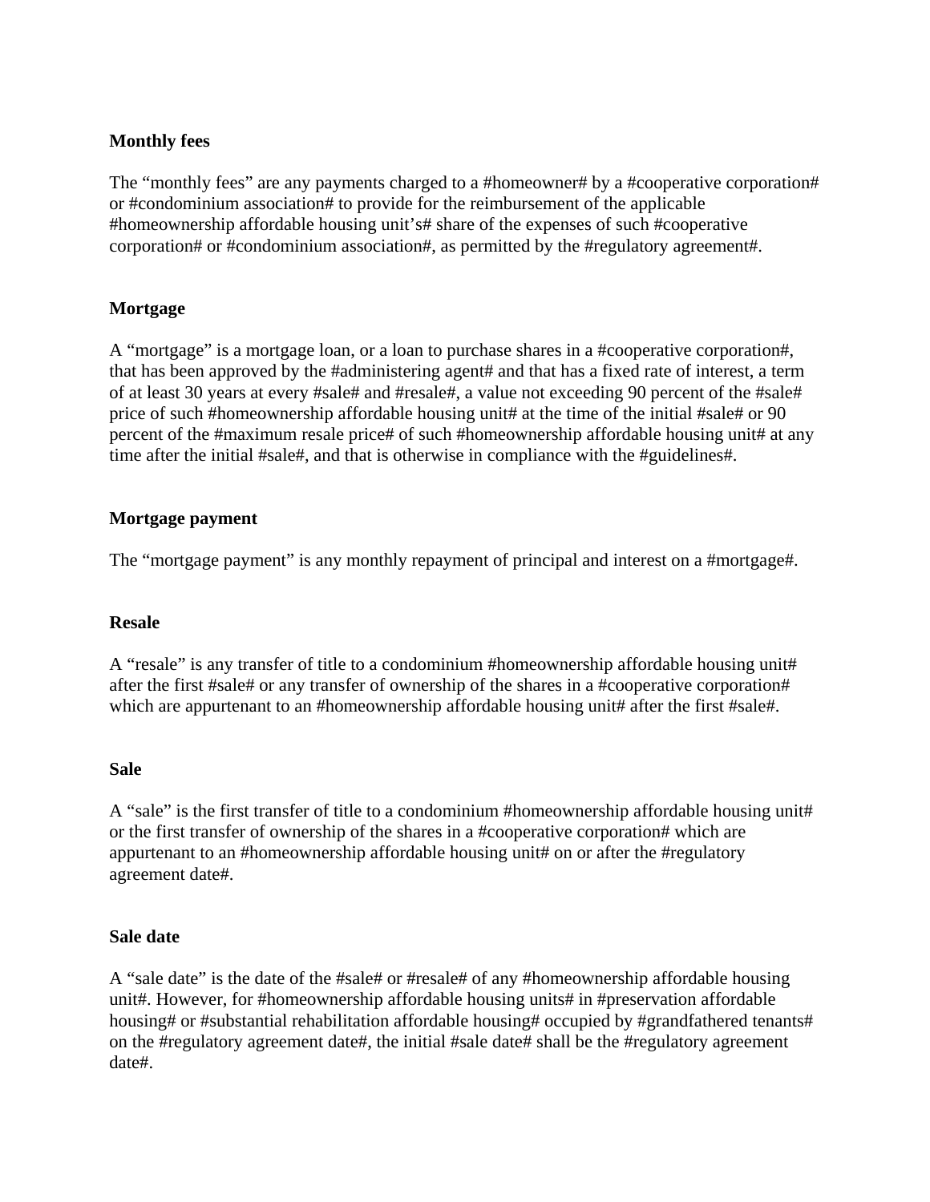**Monthly fees**

The “monthly fees” are any payments charged to a #homeowner# by a #cooperative corporation# or #condominium association# to provide for the reimbursement of the applicable #homeownership affordable housing unit’s# share of the expenses of such #cooperative corporation# or #condominium association#, as permitted by the #regulatory agreement#.

**Mortgage**

A “mortgage” is a mortgage loan, or a loan to purchase shares in a #cooperative corporation#, that has been approved by the #administering agent# and that has a fixed rate of interest, a term of at least 30 years at every #sale# and #resale#, a value not exceeding 90 percent of the #sale# price of such #homeownership affordable housing unit# at the time of the initial #sale# or 90 percent of the #maximum resale price# of such #homeownership affordable housing unit# at any time after the initial #sale#, and that is otherwise in compliance with the #guidelines#.

**Mortgage payment**

The “mortgage payment” is any monthly repayment of principal and interest on a #mortgage#.

**Resale**

A “resale” is any transfer of title to a condominium #homeownership affordable housing unit# after the first #sale# or any transfer of ownership of the shares in a #cooperative corporation# which are appurtenant to an #homeownership affordable housing unit# after the first #sale#.

**Sale**

A “sale” is the first transfer of title to a condominium #homeownership affordable housing unit# or the first transfer of ownership of the shares in a #cooperative corporation# which are appurtenant to an #homeownership affordable housing unit# on or after the #regulatory agreement date#.

**Sale date**

A “sale date” is the date of the #sale# or #resale# of any #homeownership affordable housing unit#. However, for #homeownership affordable housing units# in #preservation affordable housing# or #substantial rehabilitation affordable housing# occupied by #grandfathered tenants# on the #regulatory agreement date#, the initial #sale date# shall be the #regulatory agreement date#.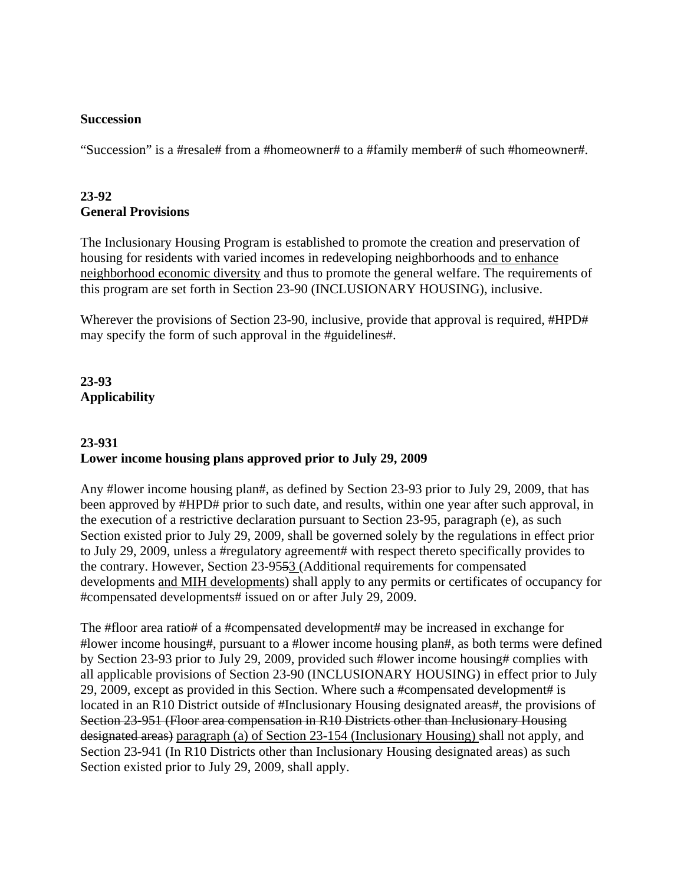**Succession**

"Succession" is a #resale# from a #homeowner# to a #family member# of such #homeowner#.

**23-92**
**General Provisions**

The Inclusionary Housing Program is established to promote the creation and preservation of housing for residents with varied incomes in redeveloping neighborhoods <u>and to enhance neighborhood economic diversity</u> and thus to promote the general welfare. The requirements of this program are set forth in Section 23-90 (INCLUSIONARY HOUSING), inclusive.

Wherever the provisions of Section 23-90, inclusive, provide that approval is required, #HPD# may specify the form of such approval in the #guidelines#.

**23-93**
**Applicability**

**23-931**
**Lower income housing plans approved prior to July 29, 2009**

Any #lower income housing plan#, as defined by Section 23-93 prior to July 29, 2009, that has been approved by #HPD# prior to such date, and results, within one year after such approval, in the execution of a restrictive declaration pursuant to Section 23-95, paragraph (e), as such Section existed prior to July 29, 2009, shall be governed solely by the regulations in effect prior to July 29, 2009, unless a #regulatory agreement# with respect thereto specifically provides to the contrary. However, Section 23-95~~5~~<u>3</u> (Additional requirements for compensated developments <u>and MIH developments</u>) shall apply to any permits or certificates of occupancy for #compensated developments# issued on or after July 29, 2009.

The #floor area ratio# of a #compensated development# may be increased in exchange for #lower income housing#, pursuant to a #lower income housing plan#, as both terms were defined by Section 23-93 prior to July 29, 2009, provided such #lower income housing# complies with all applicable provisions of Section 23-90 (INCLUSIONARY HOUSING) in effect prior to July 29, 2009, except as provided in this Section. Where such a #compensated development# is located in an R10 District outside of #Inclusionary Housing designated areas#, the provisions of ~~Section 23-951 (Floor area compensation in R10 Districts other than Inclusionary Housing designated areas)~~ <u>paragraph (a) of Section 23-154 (Inclusionary Housing)</u> shall not apply, and Section 23-941 (In R10 Districts other than Inclusionary Housing designated areas) as such Section existed prior to July 29, 2009, shall apply.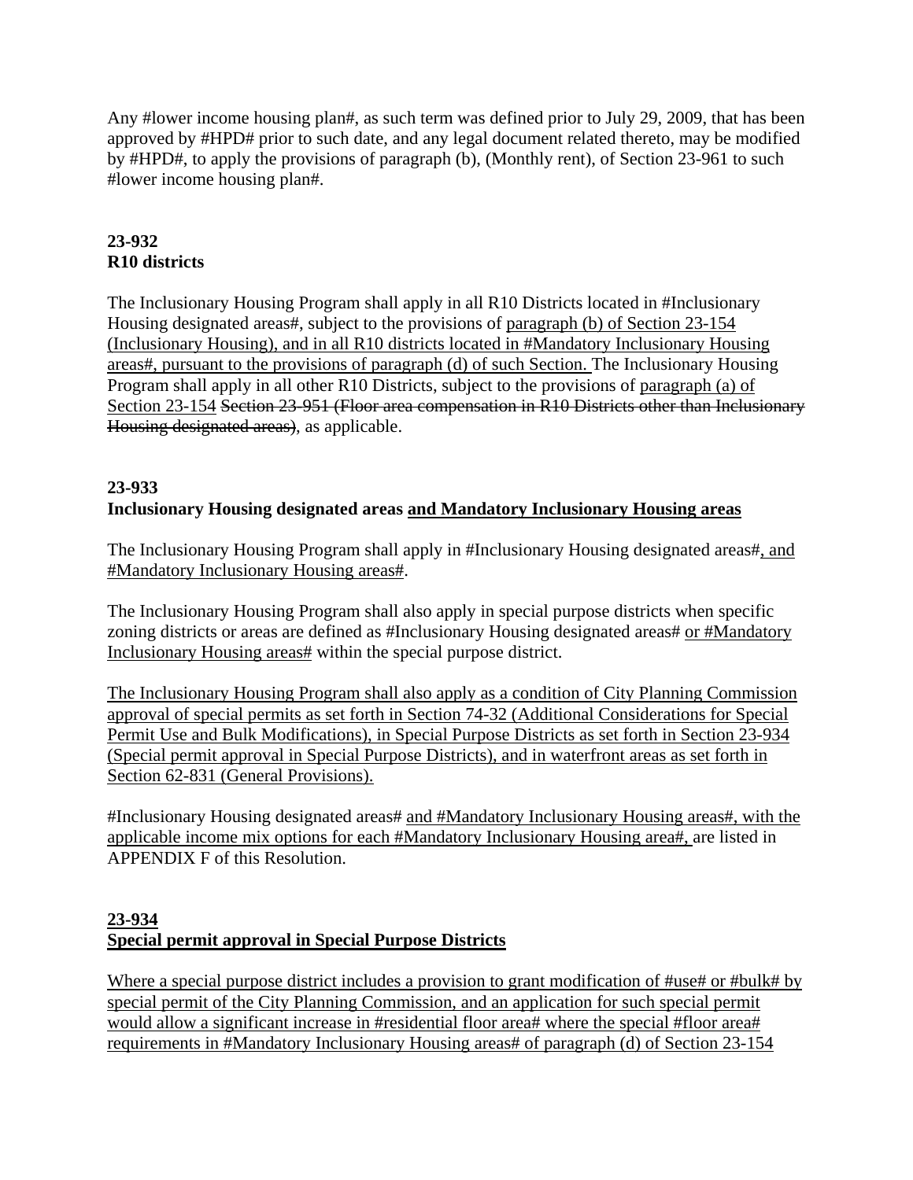Any #lower income housing plan#, as such term was defined prior to July 29, 2009, that has been approved by #HPD# prior to such date, and any legal document related thereto, may be modified by #HPD#, to apply the provisions of paragraph (b), (Monthly rent), of Section 23-961 to such #lower income housing plan#.

**23-932**
**R10 districts**

The Inclusionary Housing Program shall apply in all R10 Districts located in #Inclusionary Housing designated areas#, subject to the provisions of <u>paragraph (b) of Section 23-154 (Inclusionary Housing), and in all R10 districts located in #Mandatory Inclusionary Housing areas#, pursuant to the provisions of paragraph (d) of such Section.</u> The Inclusionary Housing Program shall apply in all other R10 Districts, subject to the provisions of <u>paragraph (a) of Section 23-154</u> ~~Section 23-951 (Floor area compensation in R10 Districts other than Inclusionary Housing designated areas)~~, as applicable.

**23-933**
**Inclusionary Housing designated areas <u>and Mandatory Inclusionary Housing areas</u>**

The Inclusionary Housing Program shall apply in #Inclusionary Housing designated areas#<u>, and #Mandatory Inclusionary Housing areas#</u>.

The Inclusionary Housing Program shall also apply in special purpose districts when specific zoning districts or areas are defined as #Inclusionary Housing designated areas# <u>or #Mandatory Inclusionary Housing areas#</u> within the special purpose district.

<u>The Inclusionary Housing Program shall also apply as a condition of City Planning Commission approval of special permits as set forth in Section 74-32 (Additional Considerations for Special Permit Use and Bulk Modifications), in Special Purpose Districts as set forth in Section 23-934 (Special permit approval in Special Purpose Districts), and in waterfront areas as set forth in Section 62-831 (General Provisions).</u>

#Inclusionary Housing designated areas# <u>and #Mandatory Inclusionary Housing areas#, with the applicable income mix options for each #Mandatory Inclusionary Housing area#,</u> are listed in APPENDIX F of this Resolution.

**<u>23-934</u>**
**<u>Special permit approval in Special Purpose Districts</u>**

<u>Where a special purpose district includes a provision to grant modification of #use# or #bulk# by special permit of the City Planning Commission, and an application for such special permit would allow a significant increase in #residential floor area# where the special #floor area# requirements in #Mandatory Inclusionary Housing areas# of paragraph (d) of Section 23-154</u>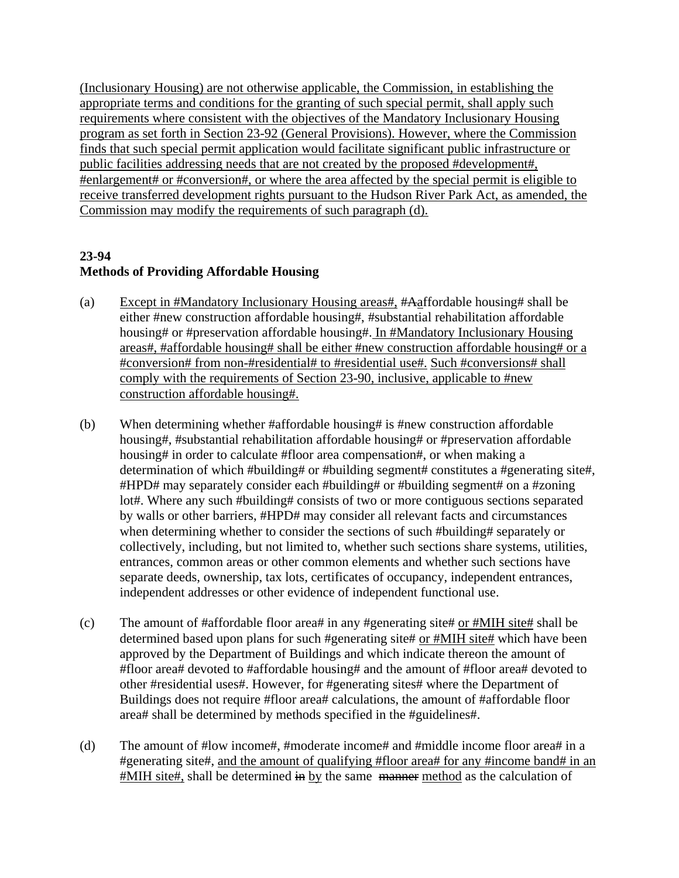(Inclusionary Housing) are not otherwise applicable, the Commission, in establishing the appropriate terms and conditions for the granting of such special permit, shall apply such requirements where consistent with the objectives of the Mandatory Inclusionary Housing program as set forth in Section 23-92 (General Provisions). However, where the Commission finds that such special permit application would facilitate significant public infrastructure or public facilities addressing needs that are not created by the proposed #development#, #enlargement# or #conversion#, or where the area affected by the special permit is eligible to receive transferred development rights pursuant to the Hudson River Park Act, as amended, the Commission may modify the requirements of such paragraph (d).

**23-94**
**Methods of Providing Affordable Housing**

(a) Except in #Mandatory Inclusionary Housing areas#, #Aaffordable housing# shall be either #new construction affordable housing#, #substantial rehabilitation affordable housing# or #preservation affordable housing#. In #Mandatory Inclusionary Housing areas#, #affordable housing# shall be either #new construction affordable housing# or a #conversion# from non-#residential# to #residential use#. Such #conversions# shall comply with the requirements of Section 23-90, inclusive, applicable to #new construction affordable housing#.

(b) When determining whether #affordable housing# is #new construction affordable housing#, #substantial rehabilitation affordable housing# or #preservation affordable housing# in order to calculate #floor area compensation#, or when making a determination of which #building# or #building segment# constitutes a #generating site#, #HPD# may separately consider each #building# or #building segment# on a #zoning lot#. Where any such #building# consists of two or more contiguous sections separated by walls or other barriers, #HPD# may consider all relevant facts and circumstances when determining whether to consider the sections of such #building# separately or collectively, including, but not limited to, whether such sections share systems, utilities, entrances, common areas or other common elements and whether such sections have separate deeds, ownership, tax lots, certificates of occupancy, independent entrances, independent addresses or other evidence of independent functional use.

(c) The amount of #affordable floor area# in any #generating site# or #MIH site# shall be determined based upon plans for such #generating site# or #MIH site# which have been approved by the Department of Buildings and which indicate thereon the amount of #floor area# devoted to #affordable housing# and the amount of #floor area# devoted to other #residential uses#. However, for #generating sites# where the Department of Buildings does not require #floor area# calculations, the amount of #affordable floor area# shall be determined by methods specified in the #guidelines#.

(d) The amount of #low income#, #moderate income# and #middle income floor area# in a #generating site#, and the amount of qualifying #floor area# for any #income band# in an #MIH site#, shall be determined in by the same manner method as the calculation of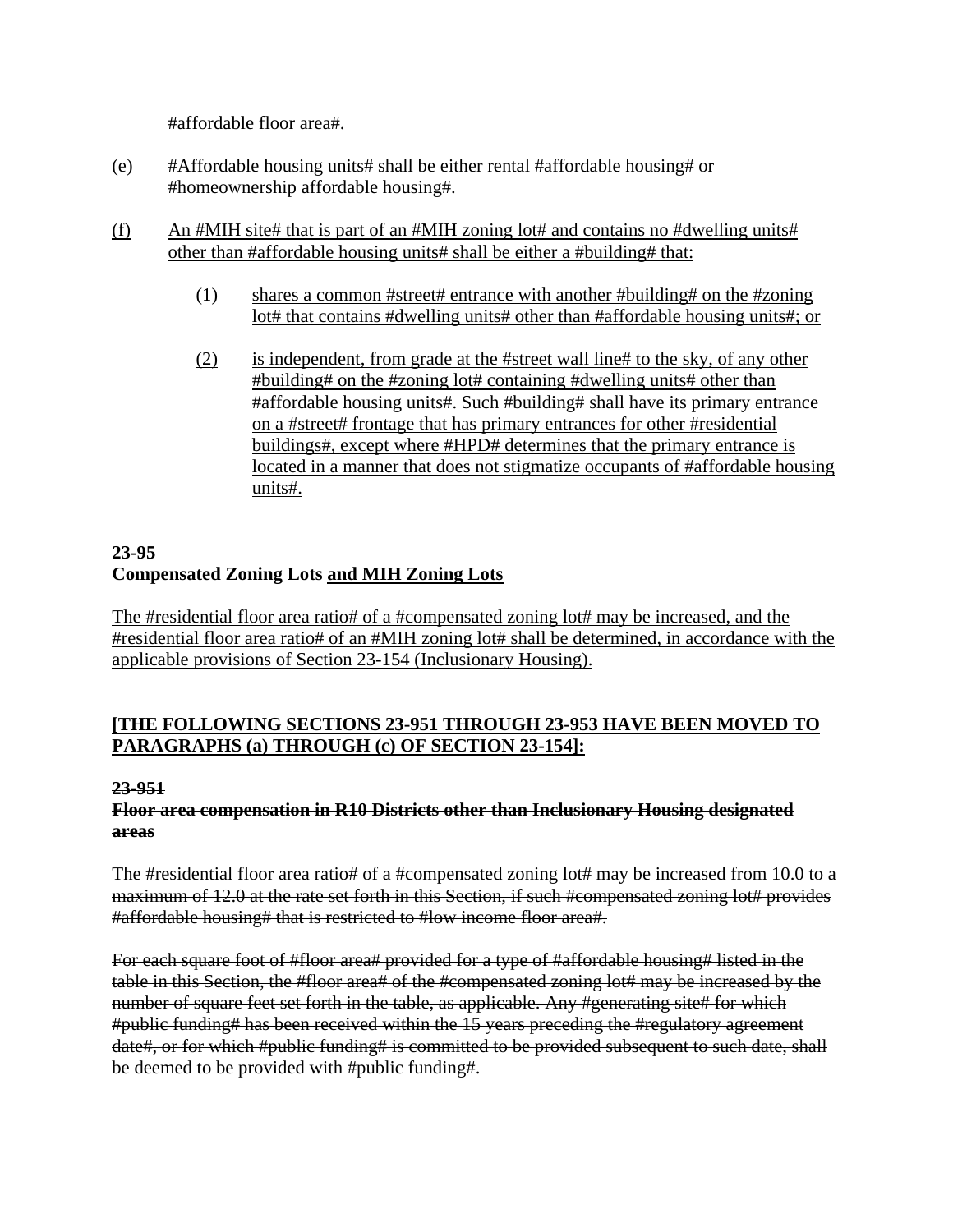#affordable floor area#.

(e) #Affordable housing units# shall be either rental #affordable housing# or #homeownership affordable housing#.

<u>(f) An #MIH site# that is part of an #MIH zoning lot# and contains no #dwelling units# other than #affordable housing units# shall be either a #building# that:</u>

<u>(1) shares a common #street# entrance with another #building# on the #zoning lot# that contains #dwelling units# other than #affordable housing units#; or</u>

<u>(2) is independent, from grade at the #street wall line# to the sky, of any other #building# on the #zoning lot# containing #dwelling units# other than #affordable housing units#. Such #building# shall have its primary entrance on a #street# frontage that has primary entrances for other #residential buildings#, except where #HPD# determines that the primary entrance is located in a manner that does not stigmatize occupants of #affordable housing units#.</u>

**23-95**
**Compensated Zoning Lots <u>and MIH Zoning Lots</u>**

<u>The #residential floor area ratio# of a #compensated zoning lot# may be increased, and the #residential floor area ratio# of an #MIH zoning lot# shall be determined, in accordance with the applicable provisions of Section 23-154 (Inclusionary Housing).</u>

**<u>[THE FOLLOWING SECTIONS 23-951 THROUGH 23-953 HAVE BEEN MOVED TO PARAGRAPHS (a) THROUGH (c) OF SECTION 23-154]:</u>**

**~~23-951~~**
**~~Floor area compensation in R10 Districts other than Inclusionary Housing designated areas~~**

~~The #residential floor area ratio# of a #compensated zoning lot# may be increased from 10.0 to a maximum of 12.0 at the rate set forth in this Section, if such #compensated zoning lot# provides #affordable housing# that is restricted to #low income floor area#.~~

~~For each square foot of #floor area# provided for a type of #affordable housing# listed in the table in this Section, the #floor area# of the #compensated zoning lot# may be increased by the number of square feet set forth in the table, as applicable. Any #generating site# for which #public funding# has been received within the 15 years preceding the #regulatory agreement date#, or for which #public funding# is committed to be provided subsequent to such date, shall be deemed to be provided with #public funding#.~~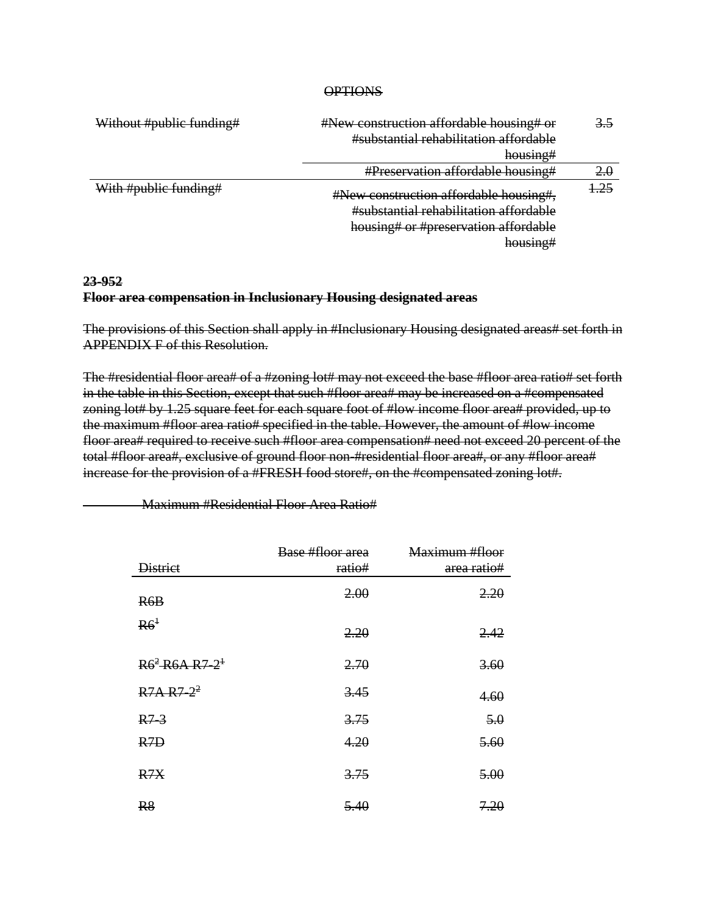~~OPTIONS~~

| | | |
|---|---|---|
| ~~Without #public funding#~~ | ~~#New construction affordable housing# or #substantial rehabilitation affordable housing#~~ | ~~3.5~~ |
| | ~~#Preservation affordable housing#~~ | ~~2.0~~ |
| ~~With #public funding#~~ | ~~#New construction affordable housing#, #substantial rehabilitation affordable housing# or #preservation affordable housing#~~ | ~~1.25~~ |

**~~23-952~~**
**~~Floor area compensation in Inclusionary Housing designated areas~~**

~~The provisions of this Section shall apply in #Inclusionary Housing designated areas# set forth in APPENDIX F of this Resolution.~~

~~The #residential floor area# of a #zoning lot# may not exceed the base #floor area ratio# set forth in the table in this Section, except that such #floor area# may be increased on a #compensated zoning lot# by 1.25 square feet for each square foot of #low income floor area# provided, up to the maximum #floor area ratio# specified in the table. However, the amount of #low income floor area# required to receive such #floor area compensation# need not exceed 20 percent of the total #floor area#, exclusive of ground floor non-#residential floor area#, or any #floor area# increase for the provision of a #FRESH food store#, on the #compensated zoning lot#.~~

~~Maximum #Residential Floor Area Ratio#~~

| ~~District~~ | ~~Base #floor area ratio#~~ | ~~Maximum #floor area ratio#~~ |
|---|---|---|
| ~~R6B~~ | ~~2.00~~ | ~~2.20~~ |
| ~~R6[1]~~ | ~~2.20~~ | ~~2.42~~ |
| ~~R6[2] R6A R7-2[1]~~ | ~~2.70~~ | ~~3.60~~ |
| ~~R7A R7-2[2]~~ | ~~3.45~~ | ~~4.60~~ |
| ~~R7-3~~ | ~~3.75~~ | ~~5.0~~ |
| ~~R7D~~ | ~~4.20~~ | ~~5.60~~ |
| ~~R7X~~ | ~~3.75~~ | ~~5.00~~ |
| ~~R8~~ | ~~5.40~~ | ~~7.20~~ |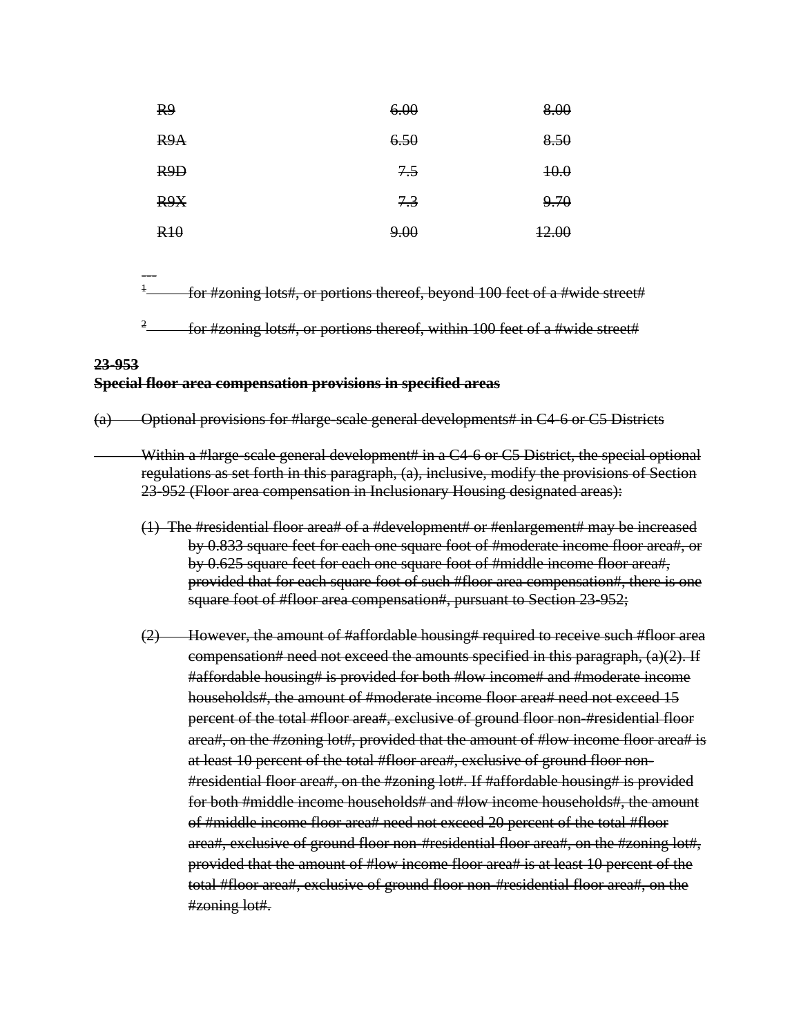| | | |
|---|---|---|
| ~~R9~~ | ~~6.00~~ | ~~8.00~~ |
| ~~R9A~~ | ~~6.50~~ | ~~8.50~~ |
| ~~R9D~~ | ~~7.5~~ | ~~10.0~~ |
| ~~R9X~~ | ~~7.3~~ | ~~9.70~~ |
| ~~R10~~ | ~~9.00~~ | ~~12.00~~ |

~~---~~

~~[1] for #zoning lots#, or portions thereof, beyond 100 feet of a #wide street#~~

~~[2] for #zoning lots#, or portions thereof, within 100 feet of a #wide street#~~

**~~23-953~~**
**~~Special floor area compensation provisions in specified areas~~**

~~(a) Optional provisions for #large-scale general developments# in C4-6 or C5 Districts~~

~~Within a #large-scale general development# in a C4-6 or C5 District, the special optional regulations as set forth in this paragraph, (a), inclusive, modify the provisions of Section 23-952 (Floor area compensation in Inclusionary Housing designated areas):~~

~~(1) The #residential floor area# of a #development# or #enlargement# may be increased by 0.833 square feet for each one square foot of #moderate income floor area#, or by 0.625 square feet for each one square foot of #middle income floor area#, provided that for each square foot of such #floor area compensation#, there is one square foot of #floor area compensation#, pursuant to Section 23-952;~~

~~(2) However, the amount of #affordable housing# required to receive such #floor area compensation# need not exceed the amounts specified in this paragraph, (a)(2). If #affordable housing# is provided for both #low income# and #moderate income households#, the amount of #moderate income floor area# need not exceed 15 percent of the total #floor area#, exclusive of ground floor non-#residential floor area#, on the #zoning lot#, provided that the amount of #low income floor area# is at least 10 percent of the total #floor area#, exclusive of ground floor non-#residential floor area#, on the #zoning lot#. If #affordable housing# is provided for both #middle income households# and #low income households#, the amount of #middle income floor area# need not exceed 20 percent of the total #floor area#, exclusive of ground floor non-#residential floor area#, on the #zoning lot#, provided that the amount of #low income floor area# is at least 10 percent of the total #floor area#, exclusive of ground floor non-#residential floor area#, on the #zoning lot#.~~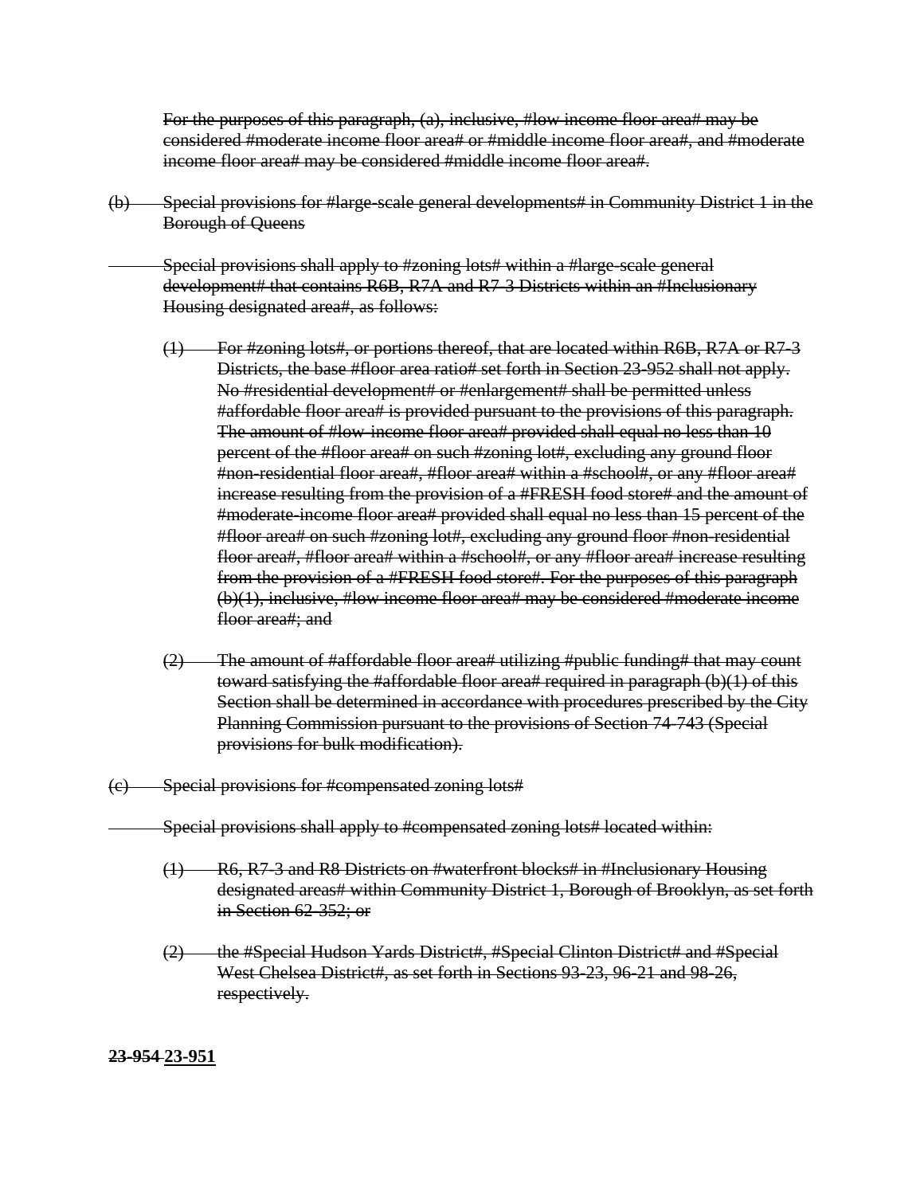~~For the purposes of this paragraph, (a), inclusive, #low income floor area# may be considered #moderate income floor area# or #middle income floor area#, and #moderate income floor area# may be considered #middle income floor area#.~~

~~(b) Special provisions for #large-scale general developments# in Community District 1 in the Borough of Queens~~

~~Special provisions shall apply to #zoning lots# within a #large-scale general development# that contains R6B, R7A and R7-3 Districts within an #Inclusionary Housing designated area#, as follows:~~

~~(1) For #zoning lots#, or portions thereof, that are located within R6B, R7A or R7-3 Districts, the base #floor area ratio# set forth in Section 23-952 shall not apply. No #residential development# or #enlargement# shall be permitted unless #affordable floor area# is provided pursuant to the provisions of this paragraph. The amount of #low-income floor area# provided shall equal no less than 10 percent of the #floor area# on such #zoning lot#, excluding any ground floor #non-residential floor area#, #floor area# within a #school#, or any #floor area# increase resulting from the provision of a #FRESH food store# and the amount of #moderate-income floor area# provided shall equal no less than 15 percent of the #floor area# on such #zoning lot#, excluding any ground floor #non-residential floor area#, #floor area# within a #school#, or any #floor area# increase resulting from the provision of a #FRESH food store#. For the purposes of this paragraph (b)(1), inclusive, #low income floor area# may be considered #moderate income floor area#; and~~

~~(2) The amount of #affordable floor area# utilizing #public funding# that may count toward satisfying the #affordable floor area# required in paragraph (b)(1) of this Section shall be determined in accordance with procedures prescribed by the City Planning Commission pursuant to the provisions of Section 74-743 (Special provisions for bulk modification).~~

~~(c) Special provisions for #compensated zoning lots#~~

~~Special provisions shall apply to #compensated zoning lots# located within:~~

~~(1) R6, R7-3 and R8 Districts on #waterfront blocks# in #Inclusionary Housing designated areas# within Community District 1, Borough of Brooklyn, as set forth in Section 62-352; or~~

~~(2) the #Special Hudson Yards District#, #Special Clinton District# and #Special West Chelsea District#, as set forth in Sections 93-23, 96-21 and 98-26, respectively.~~

**~~23-954~~ <u>23-951</u>**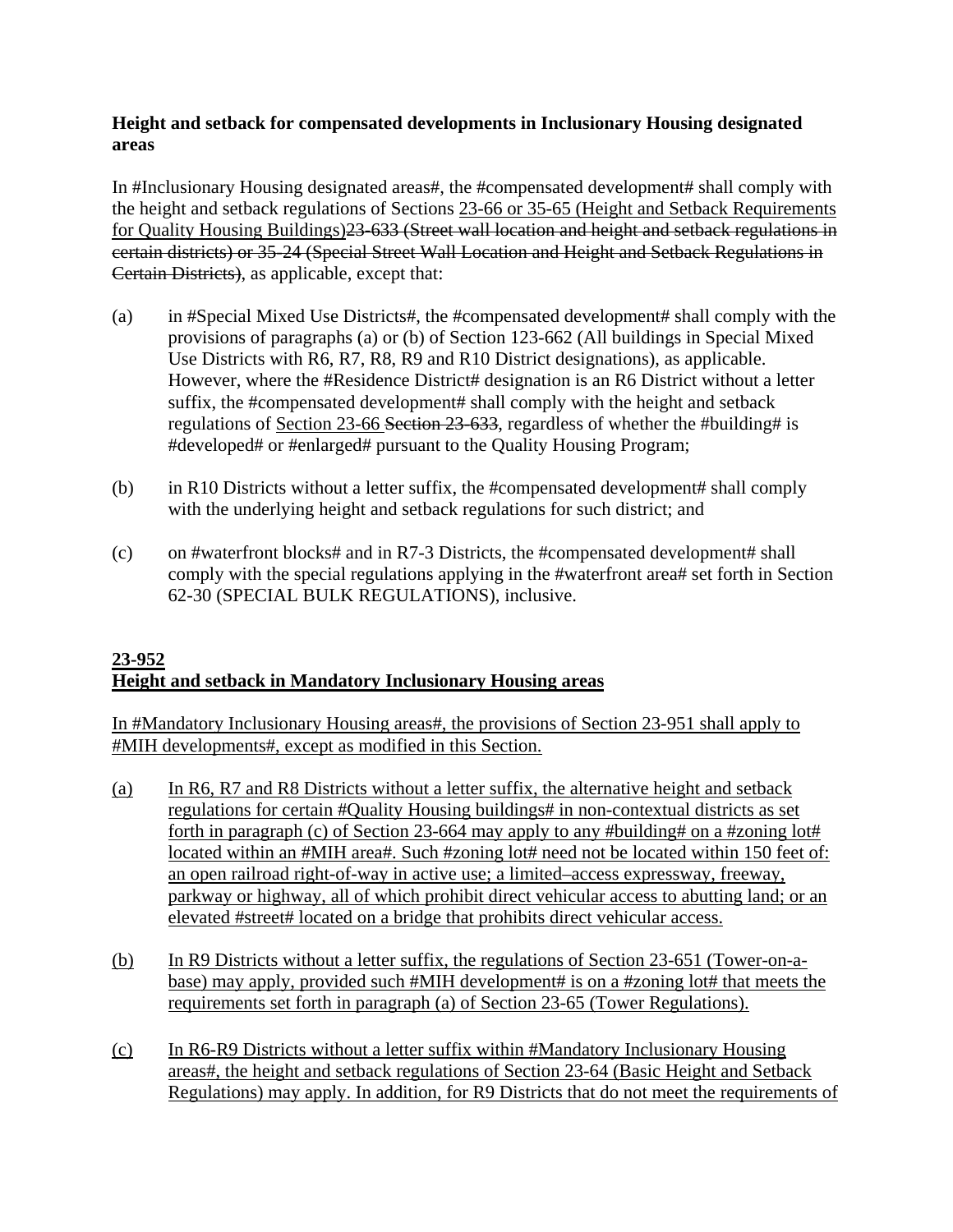**Height and setback for compensated developments in Inclusionary Housing designated areas**

In #Inclusionary Housing designated areas#, the #compensated development# shall comply with the height and setback regulations of Sections <u>23-66 or 35-65 (Height and Setback Requirements for Quality Housing Buildings)</u>~~23-633 (Street wall location and height and setback regulations in certain districts) or 35-24 (Special Street Wall Location and Height and Setback Regulations in Certain Districts)~~, as applicable, except that:

(a) in #Special Mixed Use Districts#, the #compensated development# shall comply with the provisions of paragraphs (a) or (b) of Section 123-662 (All buildings in Special Mixed Use Districts with R6, R7, R8, R9 and R10 District designations), as applicable. However, where the #Residence District# designation is an R6 District without a letter suffix, the #compensated development# shall comply with the height and setback regulations of <u>Section 23-66</u> ~~Section 23-633~~, regardless of whether the #building# is #developed# or #enlarged# pursuant to the Quality Housing Program;

(b) in R10 Districts without a letter suffix, the #compensated development# shall comply with the underlying height and setback regulations for such district; and

(c) on #waterfront blocks# and in R7-3 Districts, the #compensated development# shall comply with the special regulations applying in the #waterfront area# set forth in Section 62-30 (SPECIAL BULK REGULATIONS), inclusive.

**<u>23-952</u>**
**<u>Height and setback in Mandatory Inclusionary Housing areas</u>**

<u>In #Mandatory Inclusionary Housing areas#, the provisions of Section 23-951 shall apply to #MIH developments#, except as modified in this Section.</u>

<u>(a)</u> <u>In R6, R7 and R8 Districts without a letter suffix, the alternative height and setback regulations for certain #Quality Housing buildings# in non-contextual districts as set forth in paragraph (c) of Section 23-664 may apply to any #building# on a #zoning lot# located within an #MIH area#. Such #zoning lot# need not be located within 150 feet of: an open railroad right-of-way in active use; a limited–access expressway, freeway, parkway or highway, all of which prohibit direct vehicular access to abutting land; or an elevated #street# located on a bridge that prohibits direct vehicular access.</u>

<u>(b)</u> <u>In R9 Districts without a letter suffix, the regulations of Section 23-651 (Tower-on-a-base) may apply, provided such #MIH development# is on a #zoning lot# that meets the requirements set forth in paragraph (a) of Section 23-65 (Tower Regulations).</u>

<u>(c)</u> <u>In R6-R9 Districts without a letter suffix within #Mandatory Inclusionary Housing areas#, the height and setback regulations of Section 23-64 (Basic Height and Setback Regulations) may apply. In addition, for R9 Districts that do not meet the requirements of</u>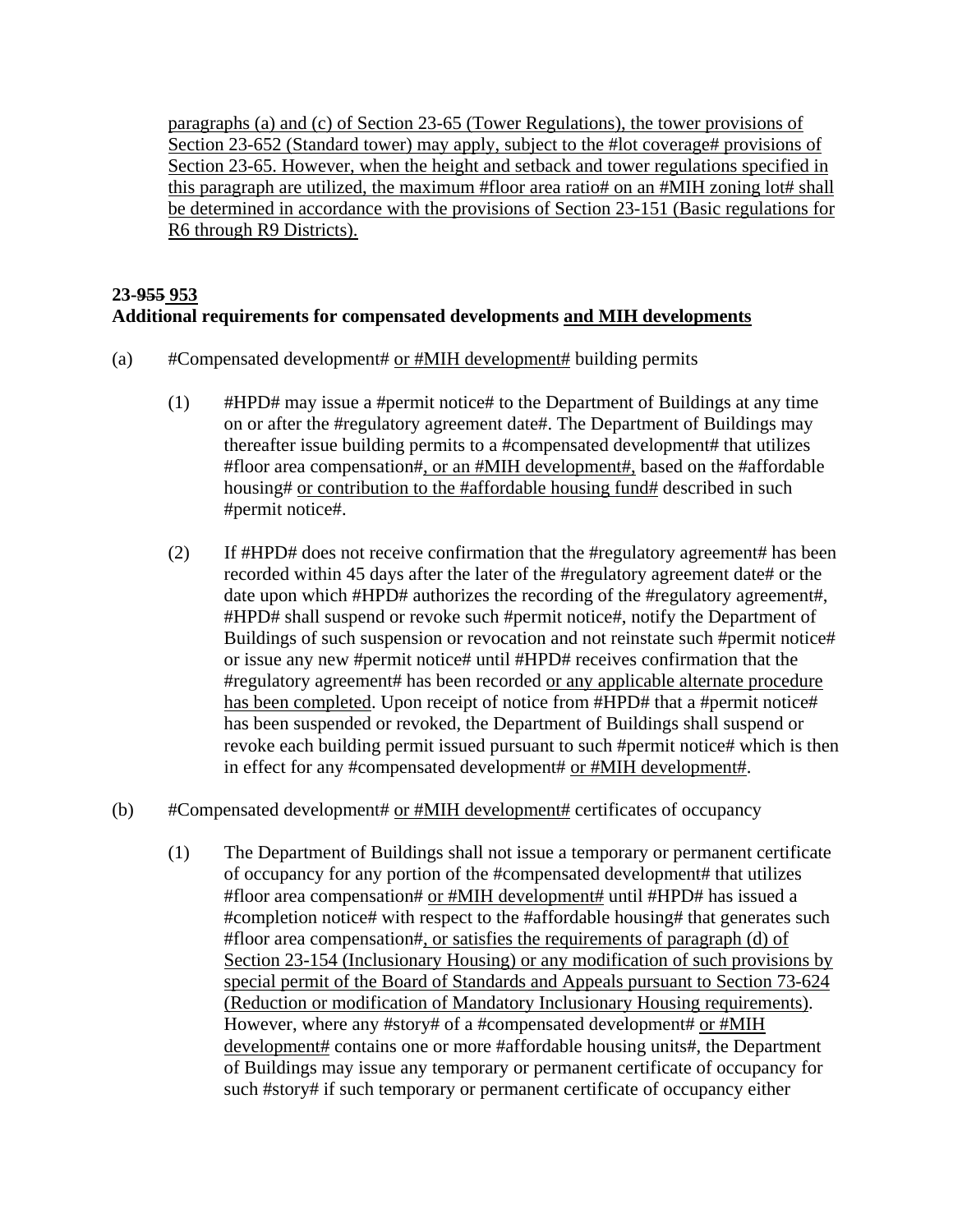paragraphs (a) and (c) of Section 23-65 (Tower Regulations), the tower provisions of Section 23-652 (Standard tower) may apply, subject to the #lot coverage# provisions of Section 23-65. However, when the height and setback and tower regulations specified in this paragraph are utilized, the maximum #floor area ratio# on an #MIH zoning lot# shall be determined in accordance with the provisions of Section 23-151 (Basic regulations for R6 through R9 Districts).

**23-~~955~~ 953**
**Additional requirements for compensated developments and MIH developments**

(a) #Compensated development# or #MIH development# building permits

(1) #HPD# may issue a #permit notice# to the Department of Buildings at any time on or after the #regulatory agreement date#. The Department of Buildings may thereafter issue building permits to a #compensated development# that utilizes #floor area compensation#, or an #MIH development#, based on the #affordable housing# or contribution to the #affordable housing fund# described in such #permit notice#.

(2) If #HPD# does not receive confirmation that the #regulatory agreement# has been recorded within 45 days after the later of the #regulatory agreement date# or the date upon which #HPD# authorizes the recording of the #regulatory agreement#, #HPD# shall suspend or revoke such #permit notice#, notify the Department of Buildings of such suspension or revocation and not reinstate such #permit notice# or issue any new #permit notice# until #HPD# receives confirmation that the #regulatory agreement# has been recorded or any applicable alternate procedure has been completed. Upon receipt of notice from #HPD# that a #permit notice# has been suspended or revoked, the Department of Buildings shall suspend or revoke each building permit issued pursuant to such #permit notice# which is then in effect for any #compensated development# or #MIH development#.

(b) #Compensated development# or #MIH development# certificates of occupancy

(1) The Department of Buildings shall not issue a temporary or permanent certificate of occupancy for any portion of the #compensated development# that utilizes #floor area compensation# or #MIH development# until #HPD# has issued a #completion notice# with respect to the #affordable housing# that generates such #floor area compensation#, or satisfies the requirements of paragraph (d) of Section 23-154 (Inclusionary Housing) or any modification of such provisions by special permit of the Board of Standards and Appeals pursuant to Section 73-624 (Reduction or modification of Mandatory Inclusionary Housing requirements). However, where any #story# of a #compensated development# or #MIH development# contains one or more #affordable housing units#, the Department of Buildings may issue any temporary or permanent certificate of occupancy for such #story# if such temporary or permanent certificate of occupancy either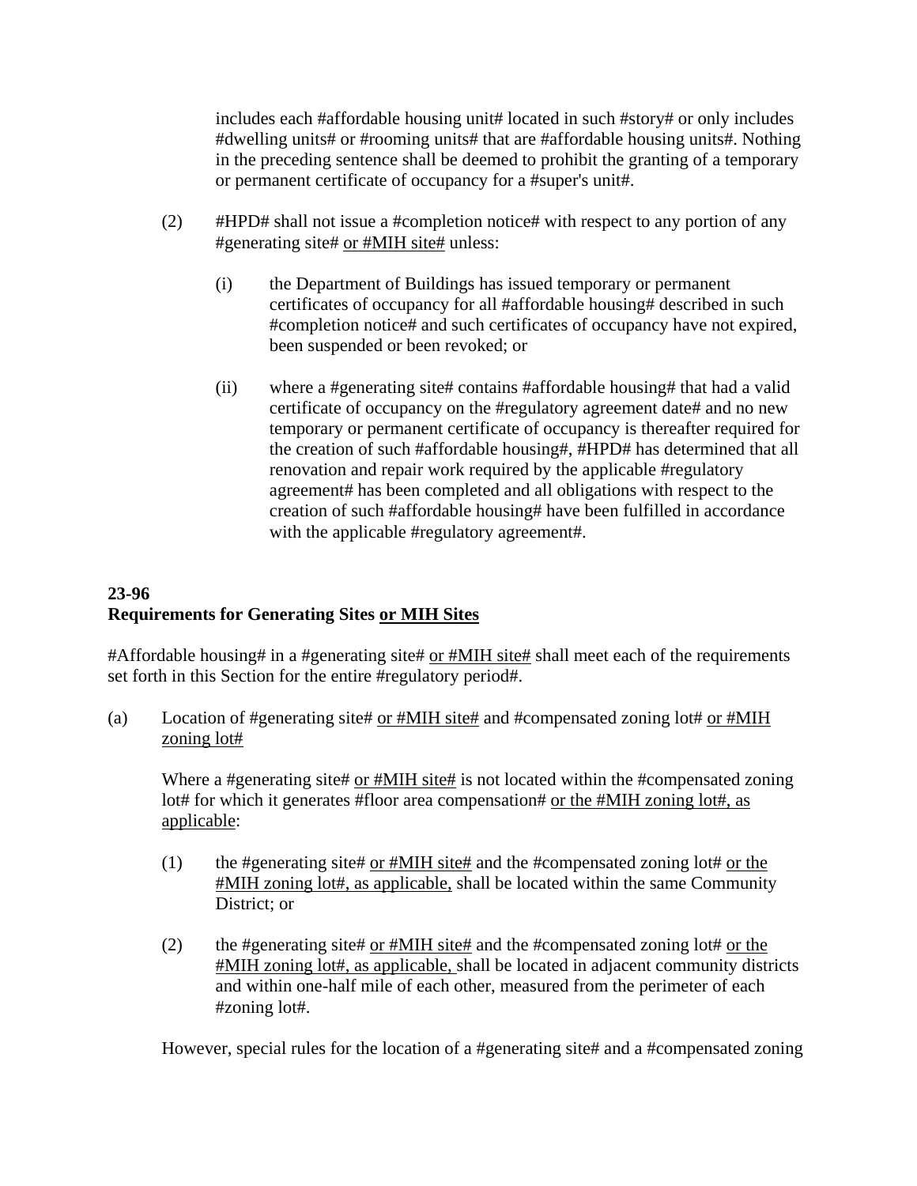includes each #affordable housing unit# located in such #story# or only includes #dwelling units# or #rooming units# that are #affordable housing units#. Nothing in the preceding sentence shall be deemed to prohibit the granting of a temporary or permanent certificate of occupancy for a #super's unit#.

(2) #HPD# shall not issue a #completion notice# with respect to any portion of any #generating site# <u>or #MIH site#</u> unless:

(i) the Department of Buildings has issued temporary or permanent certificates of occupancy for all #affordable housing# described in such #completion notice# and such certificates of occupancy have not expired, been suspended or been revoked; or

(ii) where a #generating site# contains #affordable housing# that had a valid certificate of occupancy on the #regulatory agreement date# and no new temporary or permanent certificate of occupancy is thereafter required for the creation of such #affordable housing#, #HPD# has determined that all renovation and repair work required by the applicable #regulatory agreement# has been completed and all obligations with respect to the creation of such #affordable housing# have been fulfilled in accordance with the applicable #regulatory agreement#.

**23-96**
**Requirements for Generating Sites <u>or MIH Sites</u>**

#Affordable housing# in a #generating site# <u>or #MIH site#</u> shall meet each of the requirements set forth in this Section for the entire #regulatory period#.

(a) Location of #generating site# <u>or #MIH site#</u> and #compensated zoning lot# <u>or #MIH zoning lot#</u>

Where a #generating site# <u>or #MIH site#</u> is not located within the #compensated zoning lot# for which it generates #floor area compensation# <u>or the #MIH zoning lot#, as applicable</u>:

(1) the #generating site# <u>or #MIH site#</u> and the #compensated zoning lot# <u>or the #MIH zoning lot#, as applicable,</u> shall be located within the same Community District; or

(2) the #generating site# <u>or #MIH site#</u> and the #compensated zoning lot# <u>or the #MIH zoning lot#, as applicable,</u> shall be located in adjacent community districts and within one-half mile of each other, measured from the perimeter of each #zoning lot#.

However, special rules for the location of a #generating site# and a #compensated zoning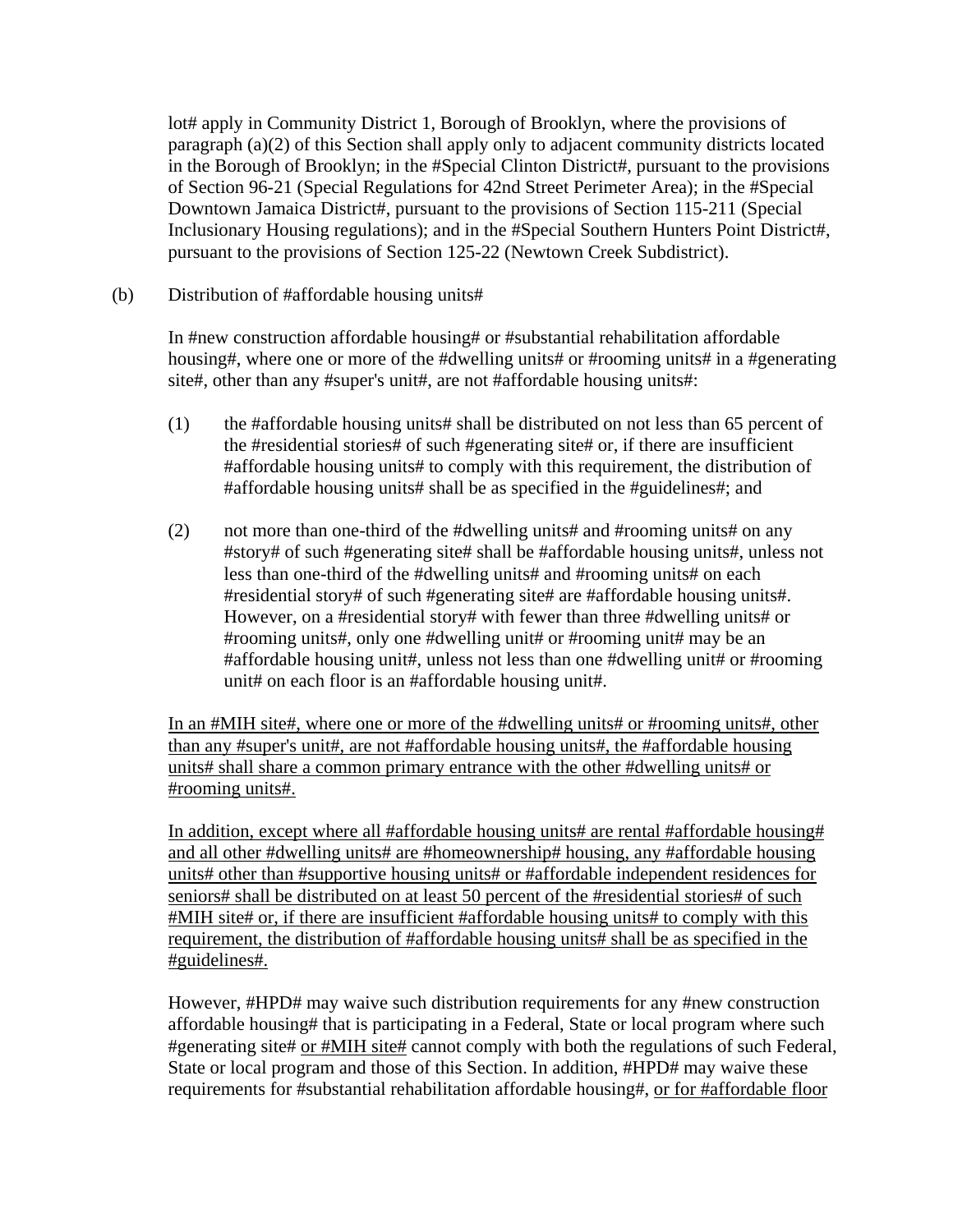lot# apply in Community District 1, Borough of Brooklyn, where the provisions of paragraph (a)(2) of this Section shall apply only to adjacent community districts located in the Borough of Brooklyn; in the #Special Clinton District#, pursuant to the provisions of Section 96-21 (Special Regulations for 42nd Street Perimeter Area); in the #Special Downtown Jamaica District#, pursuant to the provisions of Section 115-211 (Special Inclusionary Housing regulations); and in the #Special Southern Hunters Point District#, pursuant to the provisions of Section 125-22 (Newtown Creek Subdistrict).

(b) Distribution of #affordable housing units#

In #new construction affordable housing# or #substantial rehabilitation affordable housing#, where one or more of the #dwelling units# or #rooming units# in a #generating site#, other than any #super's unit#, are not #affordable housing units#:

(1) the #affordable housing units# shall be distributed on not less than 65 percent of the #residential stories# of such #generating site# or, if there are insufficient #affordable housing units# to comply with this requirement, the distribution of #affordable housing units# shall be as specified in the #guidelines#; and

(2) not more than one-third of the #dwelling units# and #rooming units# on any #story# of such #generating site# shall be #affordable housing units#, unless not less than one-third of the #dwelling units# and #rooming units# on each #residential story# of such #generating site# are #affordable housing units#. However, on a #residential story# with fewer than three #dwelling units# or #rooming units#, only one #dwelling unit# or #rooming unit# may be an #affordable housing unit#, unless not less than one #dwelling unit# or #rooming unit# on each floor is an #affordable housing unit#.

<u>In an #MIH site#, where one or more of the #dwelling units# or #rooming units#, other than any #super's unit#, are not #affordable housing units#, the #affordable housing units# shall share a common primary entrance with the other #dwelling units# or #rooming units#.</u>

<u>In addition, except where all #affordable housing units# are rental #affordable housing# and all other #dwelling units# are #homeownership# housing, any #affordable housing units# other than #supportive housing units# or #affordable independent residences for seniors# shall be distributed on at least 50 percent of the #residential stories# of such #MIH site# or, if there are insufficient #affordable housing units# to comply with this requirement, the distribution of #affordable housing units# shall be as specified in the #guidelines#.</u>

However, #HPD# may waive such distribution requirements for any #new construction affordable housing# that is participating in a Federal, State or local program where such #generating site# <u>or #MIH site#</u> cannot comply with both the regulations of such Federal, State or local program and those of this Section. In addition, #HPD# may waive these requirements for #substantial rehabilitation affordable housing#, <u>or for #affordable floor</u>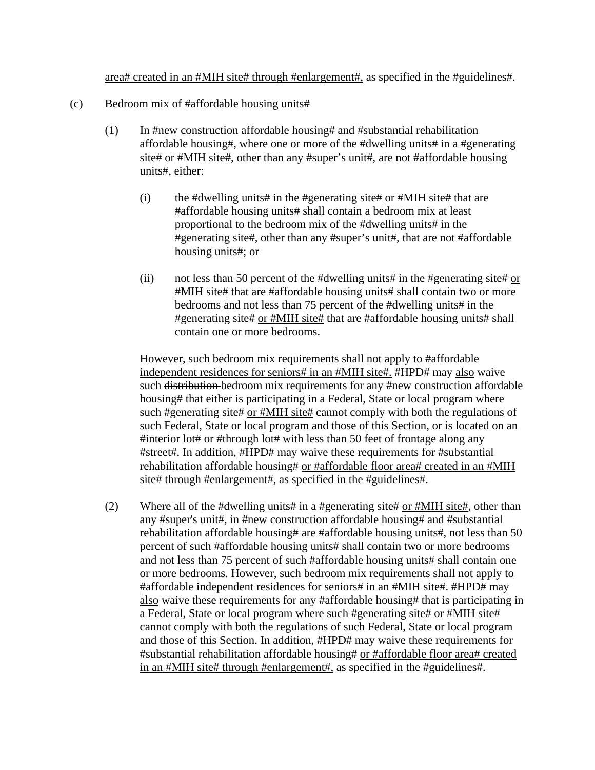area# created in an #MIH site# through #enlargement#, as specified in the #guidelines#.

(c) Bedroom mix of #affordable housing units#

(1) In #new construction affordable housing# and #substantial rehabilitation affordable housing#, where one or more of the #dwelling units# in a #generating site# or #MIH site#, other than any #super's unit#, are not #affordable housing units#, either:

(i) the #dwelling units# in the #generating site# or #MIH site# that are #affordable housing units# shall contain a bedroom mix at least proportional to the bedroom mix of the #dwelling units# in the #generating site#, other than any #super's unit#, that are not #affordable housing units#; or

(ii) not less than 50 percent of the #dwelling units# in the #generating site# or #MIH site# that are #affordable housing units# shall contain two or more bedrooms and not less than 75 percent of the #dwelling units# in the #generating site# or #MIH site# that are #affordable housing units# shall contain one or more bedrooms.

However, such bedroom mix requirements shall not apply to #affordable independent residences for seniors# in an #MIH site#. #HPD# may also waive such ~~distribution~~ bedroom mix requirements for any #new construction affordable housing# that either is participating in a Federal, State or local program where such #generating site# or #MIH site# cannot comply with both the regulations of such Federal, State or local program and those of this Section, or is located on an #interior lot# or #through lot# with less than 50 feet of frontage along any #street#. In addition, #HPD# may waive these requirements for #substantial rehabilitation affordable housing# or #affordable floor area# created in an #MIH site# through #enlargement#, as specified in the #guidelines#.

(2) Where all of the #dwelling units# in a #generating site# or #MIH site#, other than any #super's unit#, in #new construction affordable housing# and #substantial rehabilitation affordable housing# are #affordable housing units#, not less than 50 percent of such #affordable housing units# shall contain two or more bedrooms and not less than 75 percent of such #affordable housing units# shall contain one or more bedrooms. However, such bedroom mix requirements shall not apply to #affordable independent residences for seniors# in an #MIH site#. #HPD# may also waive these requirements for any #affordable housing# that is participating in a Federal, State or local program where such #generating site# or #MIH site# cannot comply with both the regulations of such Federal, State or local program and those of this Section. In addition, #HPD# may waive these requirements for #substantial rehabilitation affordable housing# or #affordable floor area# created in an #MIH site# through #enlargement#, as specified in the #guidelines#.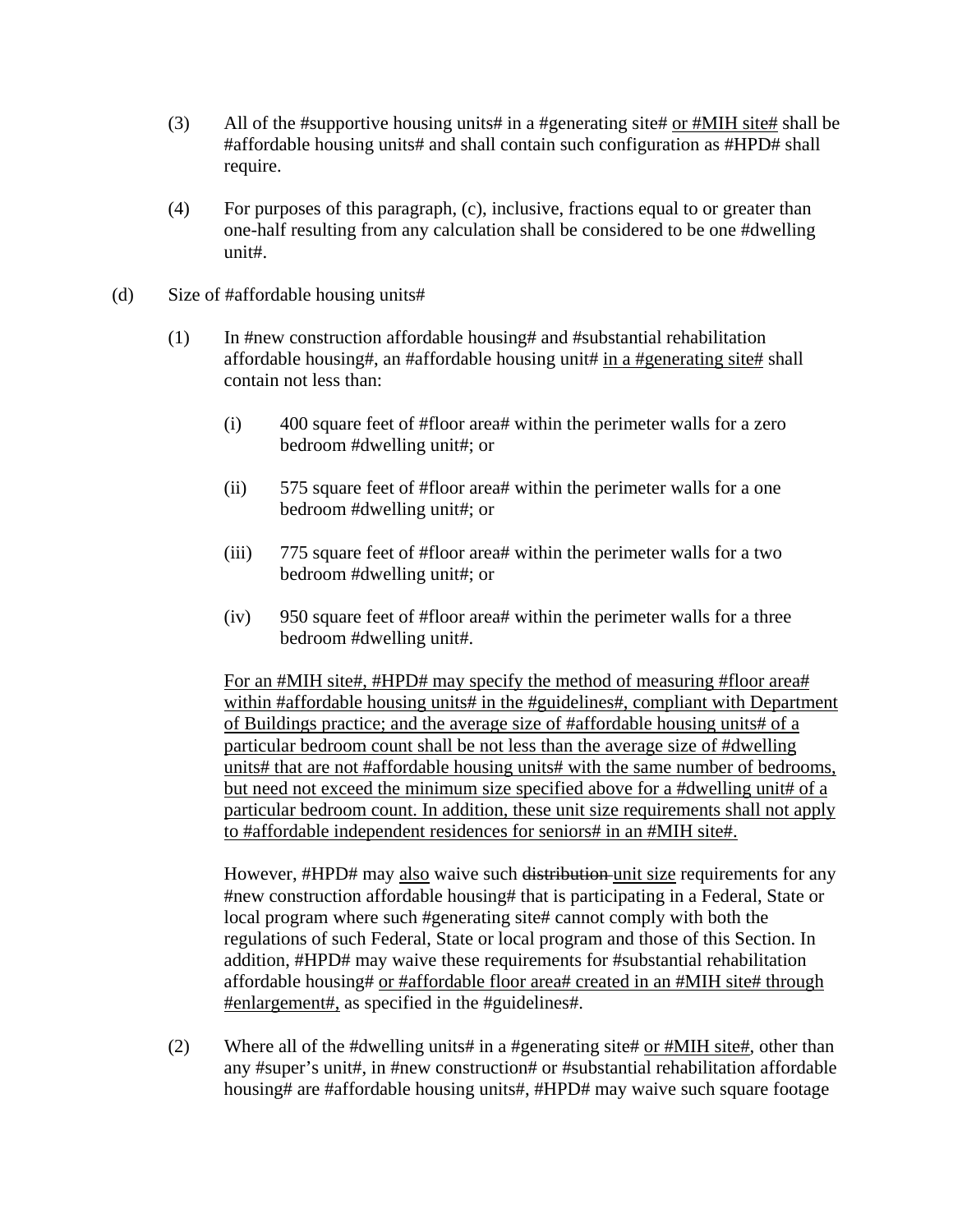(3) All of the #supportive housing units# in a #generating site# <u>or #MIH site#</u> shall be #affordable housing units# and shall contain such configuration as #HPD# shall require.

(4) For purposes of this paragraph, (c), inclusive, fractions equal to or greater than one-half resulting from any calculation shall be considered to be one #dwelling unit#.

(d) Size of #affordable housing units#

(1) In #new construction affordable housing# and #substantial rehabilitation affordable housing#, an #affordable housing unit# <u>in a #generating site#</u> shall contain not less than:

(i) 400 square feet of #floor area# within the perimeter walls for a zero bedroom #dwelling unit#; or

(ii) 575 square feet of #floor area# within the perimeter walls for a one bedroom #dwelling unit#; or

(iii) 775 square feet of #floor area# within the perimeter walls for a two bedroom #dwelling unit#; or

(iv) 950 square feet of #floor area# within the perimeter walls for a three bedroom #dwelling unit#.

<u>For an #MIH site#, #HPD# may specify the method of measuring #floor area# within #affordable housing units# in the #guidelines#, compliant with Department of Buildings practice; and the average size of #affordable housing units# of a particular bedroom count shall be not less than the average size of #dwelling units# that are not #affordable housing units# with the same number of bedrooms, but need not exceed the minimum size specified above for a #dwelling unit# of a particular bedroom count. In addition, these unit size requirements shall not apply to #affordable independent residences for seniors# in an #MIH site#.</u>

However, #HPD# may <u>also</u> waive such ~~distribution~~ <u>unit size</u> requirements for any #new construction affordable housing# that is participating in a Federal, State or local program where such #generating site# cannot comply with both the regulations of such Federal, State or local program and those of this Section. In addition, #HPD# may waive these requirements for #substantial rehabilitation affordable housing# <u>or #affordable floor area# created in an #MIH site# through #enlargement#,</u> as specified in the #guidelines#.

(2) Where all of the #dwelling units# in a #generating site# <u>or #MIH site#</u>, other than any #super's unit#, in #new construction# or #substantial rehabilitation affordable housing# are #affordable housing units#, #HPD# may waive such square footage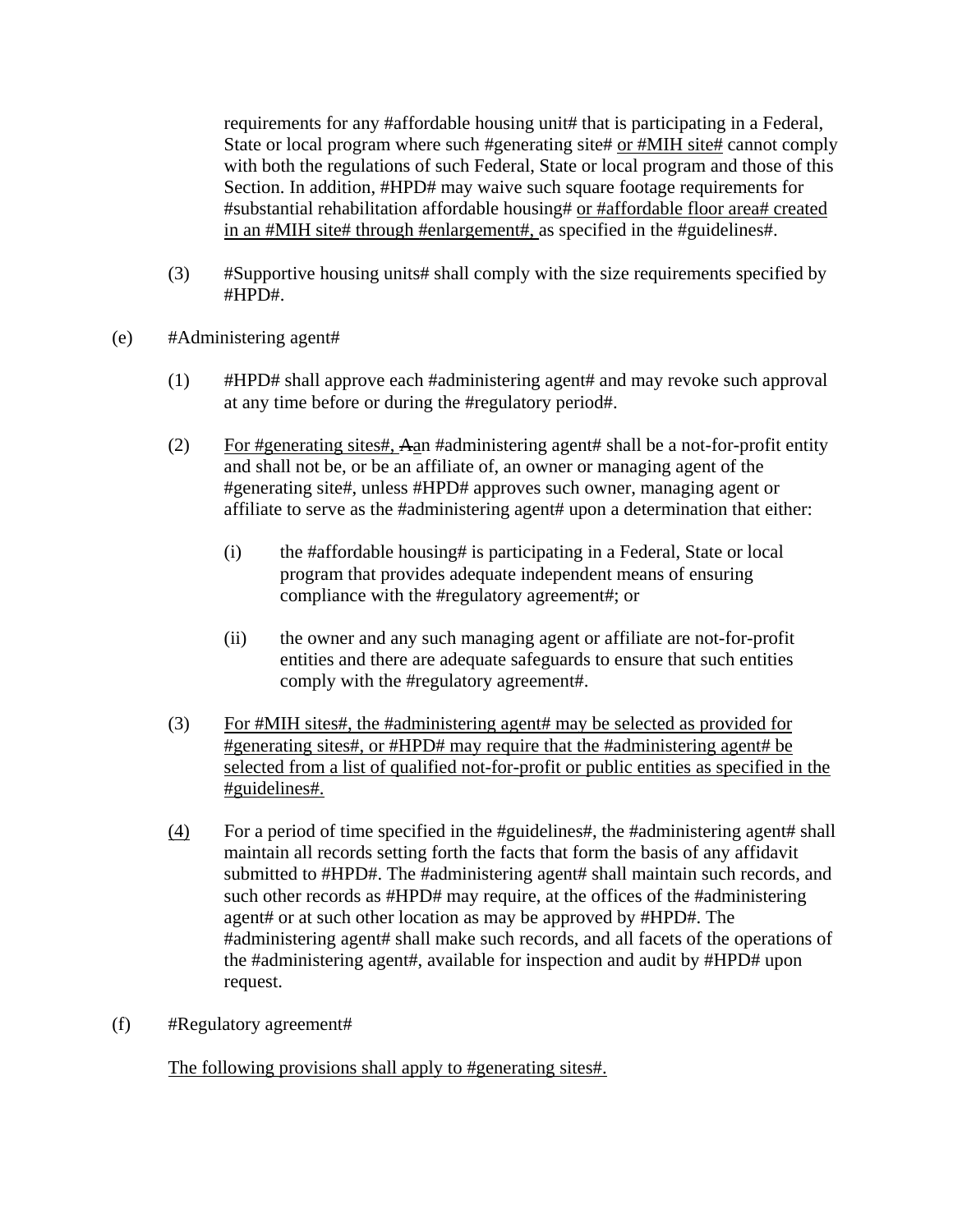requirements for any #affordable housing unit# that is participating in a Federal, State or local program where such #generating site# or #MIH site# cannot comply with both the regulations of such Federal, State or local program and those of this Section. In addition, #HPD# may waive such square footage requirements for #substantial rehabilitation affordable housing# or #affordable floor area# created in an #MIH site# through #enlargement#, as specified in the #guidelines#.

(3) #Supportive housing units# shall comply with the size requirements specified by #HPD#.

(e) #Administering agent#

(1) #HPD# shall approve each #administering agent# and may revoke such approval at any time before or during the #regulatory period#.

(2) For #generating sites#, Aan #administering agent# shall be a not-for-profit entity and shall not be, or be an affiliate of, an owner or managing agent of the #generating site#, unless #HPD# approves such owner, managing agent or affiliate to serve as the #administering agent# upon a determination that either:

(i) the #affordable housing# is participating in a Federal, State or local program that provides adequate independent means of ensuring compliance with the #regulatory agreement#; or

(ii) the owner and any such managing agent or affiliate are not-for-profit entities and there are adequate safeguards to ensure that such entities comply with the #regulatory agreement#.

(3) For #MIH sites#, the #administering agent# may be selected as provided for #generating sites#, or #HPD# may require that the #administering agent# be selected from a list of qualified not-for-profit or public entities as specified in the #guidelines#.

(4) For a period of time specified in the #guidelines#, the #administering agent# shall maintain all records setting forth the facts that form the basis of any affidavit submitted to #HPD#. The #administering agent# shall maintain such records, and such other records as #HPD# may require, at the offices of the #administering agent# or at such other location as may be approved by #HPD#. The #administering agent# shall make such records, and all facets of the operations of the #administering agent#, available for inspection and audit by #HPD# upon request.

(f) #Regulatory agreement#

The following provisions shall apply to #generating sites#.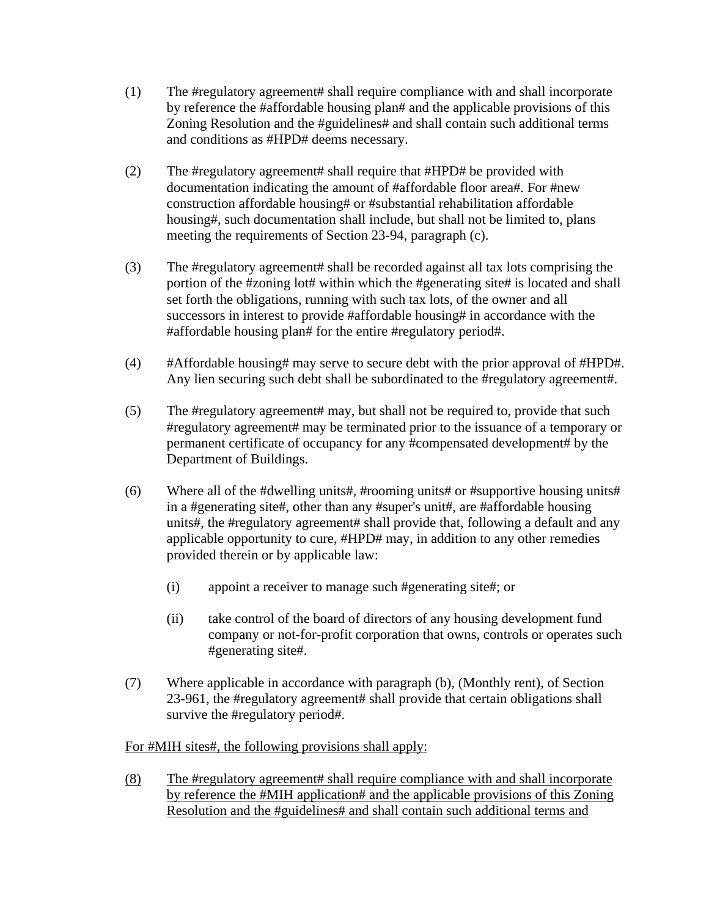(1) The #regulatory agreement# shall require compliance with and shall incorporate by reference the #affordable housing plan# and the applicable provisions of this Zoning Resolution and the #guidelines# and shall contain such additional terms and conditions as #HPD# deems necessary.

(2) The #regulatory agreement# shall require that #HPD# be provided with documentation indicating the amount of #affordable floor area#. For #new construction affordable housing# or #substantial rehabilitation affordable housing#, such documentation shall include, but shall not be limited to, plans meeting the requirements of Section 23-94, paragraph (c).

(3) The #regulatory agreement# shall be recorded against all tax lots comprising the portion of the #zoning lot# within which the #generating site# is located and shall set forth the obligations, running with such tax lots, of the owner and all successors in interest to provide #affordable housing# in accordance with the #affordable housing plan# for the entire #regulatory period#.

(4) #Affordable housing# may serve to secure debt with the prior approval of #HPD#. Any lien securing such debt shall be subordinated to the #regulatory agreement#.

(5) The #regulatory agreement# may, but shall not be required to, provide that such #regulatory agreement# may be terminated prior to the issuance of a temporary or permanent certificate of occupancy for any #compensated development# by the Department of Buildings.

(6) Where all of the #dwelling units#, #rooming units# or #supportive housing units# in a #generating site#, other than any #super's unit#, are #affordable housing units#, the #regulatory agreement# shall provide that, following a default and any applicable opportunity to cure, #HPD# may, in addition to any other remedies provided therein or by applicable law:

   (i) appoint a receiver to manage such #generating site#; or

   (ii) take control of the board of directors of any housing development fund company or not-for-profit corporation that owns, controls or operates such #generating site#.

(7) Where applicable in accordance with paragraph (b), (Monthly rent), of Section 23-961, the #regulatory agreement# shall provide that certain obligations shall survive the #regulatory period#.

<u>For #MIH sites#, the following provisions shall apply:</u>

<u>(8) The #regulatory agreement# shall require compliance with and shall incorporate by reference the #MIH application# and the applicable provisions of this Zoning Resolution and the #guidelines# and shall contain such additional terms and</u>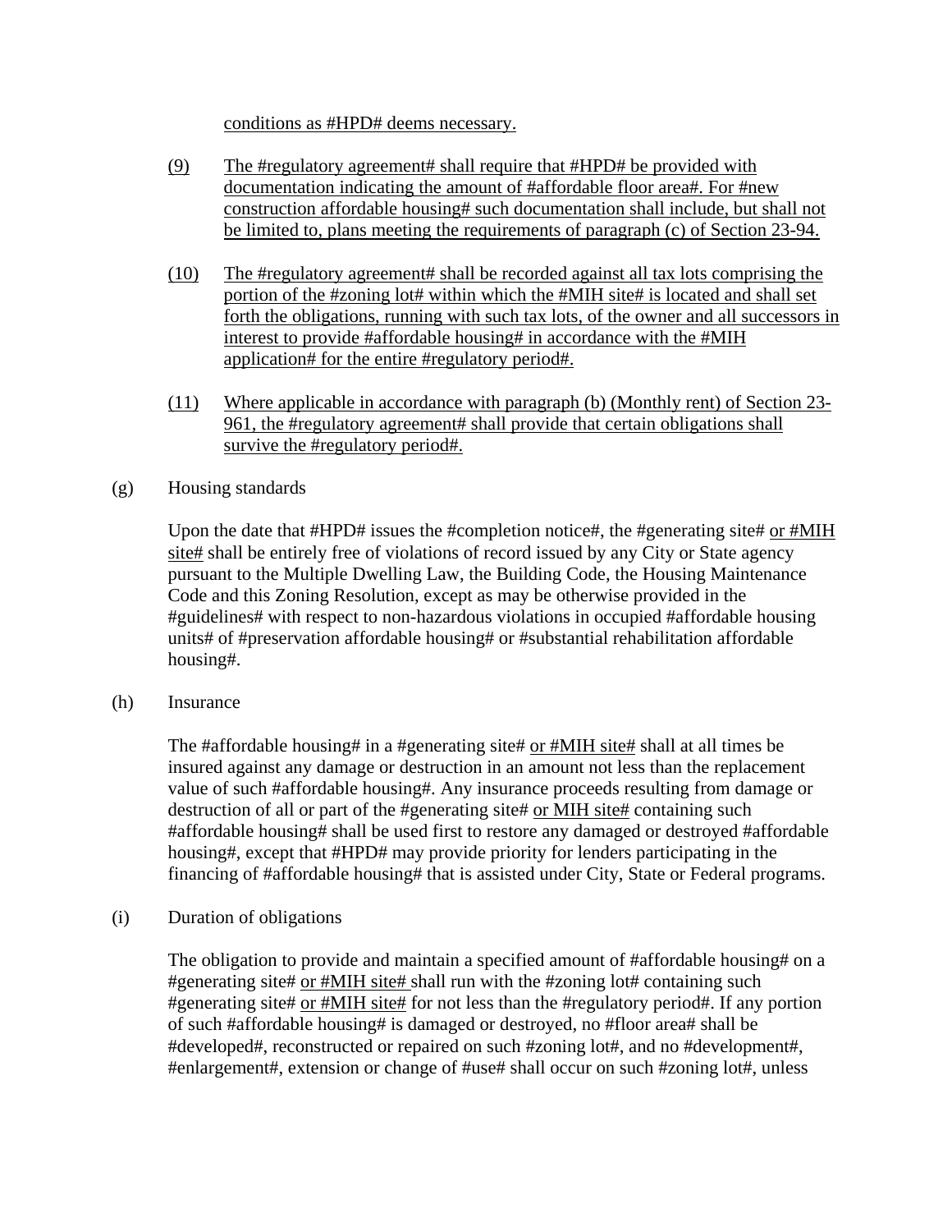conditions as #HPD# deems necessary.

(9) The #regulatory agreement# shall require that #HPD# be provided with documentation indicating the amount of #affordable floor area#. For #new construction affordable housing# such documentation shall include, but shall not be limited to, plans meeting the requirements of paragraph (c) of Section 23-94.

(10) The #regulatory agreement# shall be recorded against all tax lots comprising the portion of the #zoning lot# within which the #MIH site# is located and shall set forth the obligations, running with such tax lots, of the owner and all successors in interest to provide #affordable housing# in accordance with the #MIH application# for the entire #regulatory period#.

(11) Where applicable in accordance with paragraph (b) (Monthly rent) of Section 23-961, the #regulatory agreement# shall provide that certain obligations shall survive the #regulatory period#.

(g) Housing standards

Upon the date that #HPD# issues the #completion notice#, the #generating site# or #MIH site# shall be entirely free of violations of record issued by any City or State agency pursuant to the Multiple Dwelling Law, the Building Code, the Housing Maintenance Code and this Zoning Resolution, except as may be otherwise provided in the #guidelines# with respect to non-hazardous violations in occupied #affordable housing units# of #preservation affordable housing# or #substantial rehabilitation affordable housing#.

(h) Insurance

The #affordable housing# in a #generating site# or #MIH site# shall at all times be insured against any damage or destruction in an amount not less than the replacement value of such #affordable housing#. Any insurance proceeds resulting from damage or destruction of all or part of the #generating site# or MIH site# containing such #affordable housing# shall be used first to restore any damaged or destroyed #affordable housing#, except that #HPD# may provide priority for lenders participating in the financing of #affordable housing# that is assisted under City, State or Federal programs.

(i) Duration of obligations

The obligation to provide and maintain a specified amount of #affordable housing# on a #generating site# or #MIH site# shall run with the #zoning lot# containing such #generating site# or #MIH site# for not less than the #regulatory period#. If any portion of such #affordable housing# is damaged or destroyed, no #floor area# shall be #developed#, reconstructed or repaired on such #zoning lot#, and no #development#, #enlargement#, extension or change of #use# shall occur on such #zoning lot#, unless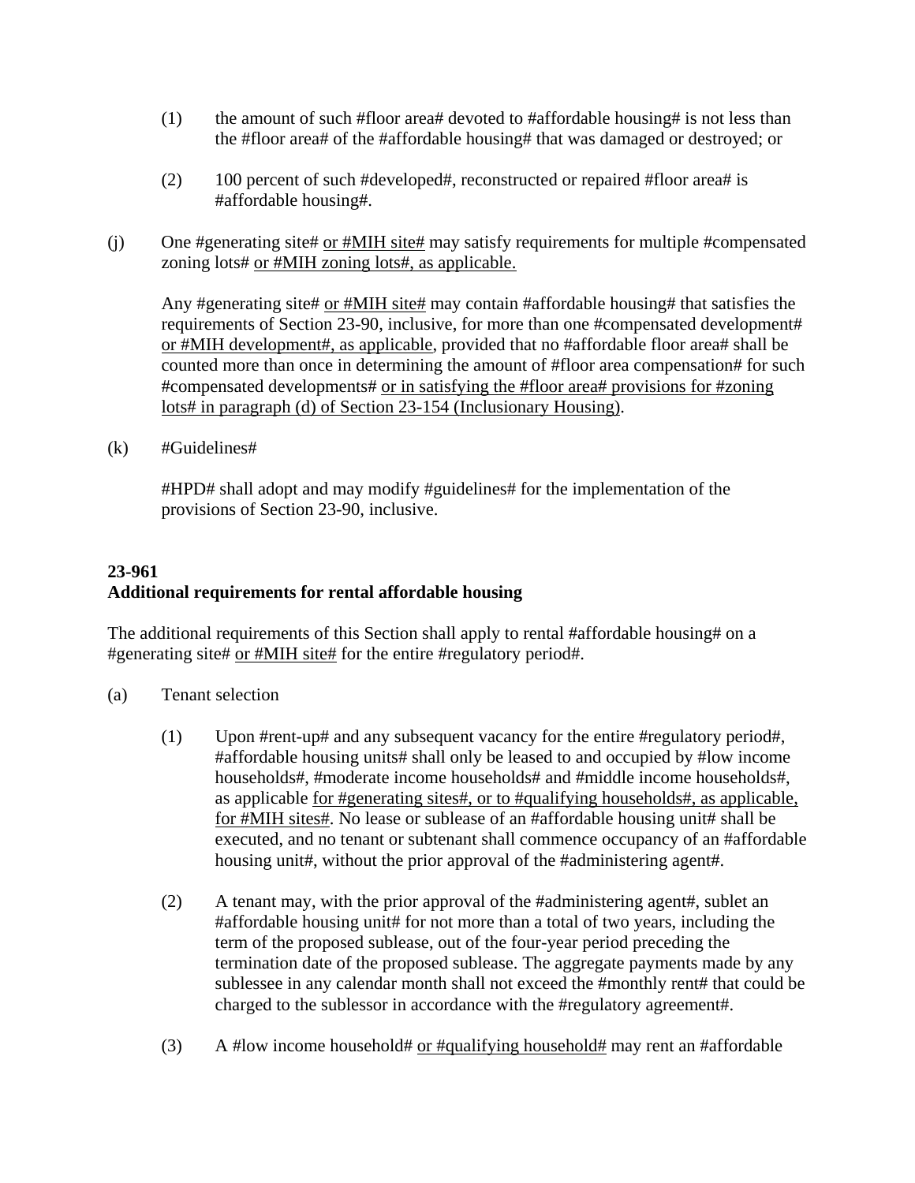(1) the amount of such #floor area# devoted to #affordable housing# is not less than the #floor area# of the #affordable housing# that was damaged or destroyed; or

(2) 100 percent of such #developed#, reconstructed or repaired #floor area# is #affordable housing#.

(j) One #generating site# or #MIH site# may satisfy requirements for multiple #compensated zoning lots# or #MIH zoning lots#, as applicable.

Any #generating site# or #MIH site# may contain #affordable housing# that satisfies the requirements of Section 23-90, inclusive, for more than one #compensated development# or #MIH development#, as applicable, provided that no #affordable floor area# shall be counted more than once in determining the amount of #floor area compensation# for such #compensated developments# or in satisfying the #floor area# provisions for #zoning lots# in paragraph (d) of Section 23-154 (Inclusionary Housing).

(k) #Guidelines#

#HPD# shall adopt and may modify #guidelines# for the implementation of the provisions of Section 23-90, inclusive.

**23-961**
**Additional requirements for rental affordable housing**

The additional requirements of this Section shall apply to rental #affordable housing# on a #generating site# or #MIH site# for the entire #regulatory period#.

(a) Tenant selection

(1) Upon #rent-up# and any subsequent vacancy for the entire #regulatory period#, #affordable housing units# shall only be leased to and occupied by #low income households#, #moderate income households# and #middle income households#, as applicable for #generating sites#, or to #qualifying households#, as applicable, for #MIH sites#. No lease or sublease of an #affordable housing unit# shall be executed, and no tenant or subtenant shall commence occupancy of an #affordable housing unit#, without the prior approval of the #administering agent#.

(2) A tenant may, with the prior approval of the #administering agent#, sublet an #affordable housing unit# for not more than a total of two years, including the term of the proposed sublease, out of the four-year period preceding the termination date of the proposed sublease. The aggregate payments made by any sublessee in any calendar month shall not exceed the #monthly rent# that could be charged to the sublessor in accordance with the #regulatory agreement#.

(3) A #low income household# or #qualifying household# may rent an #affordable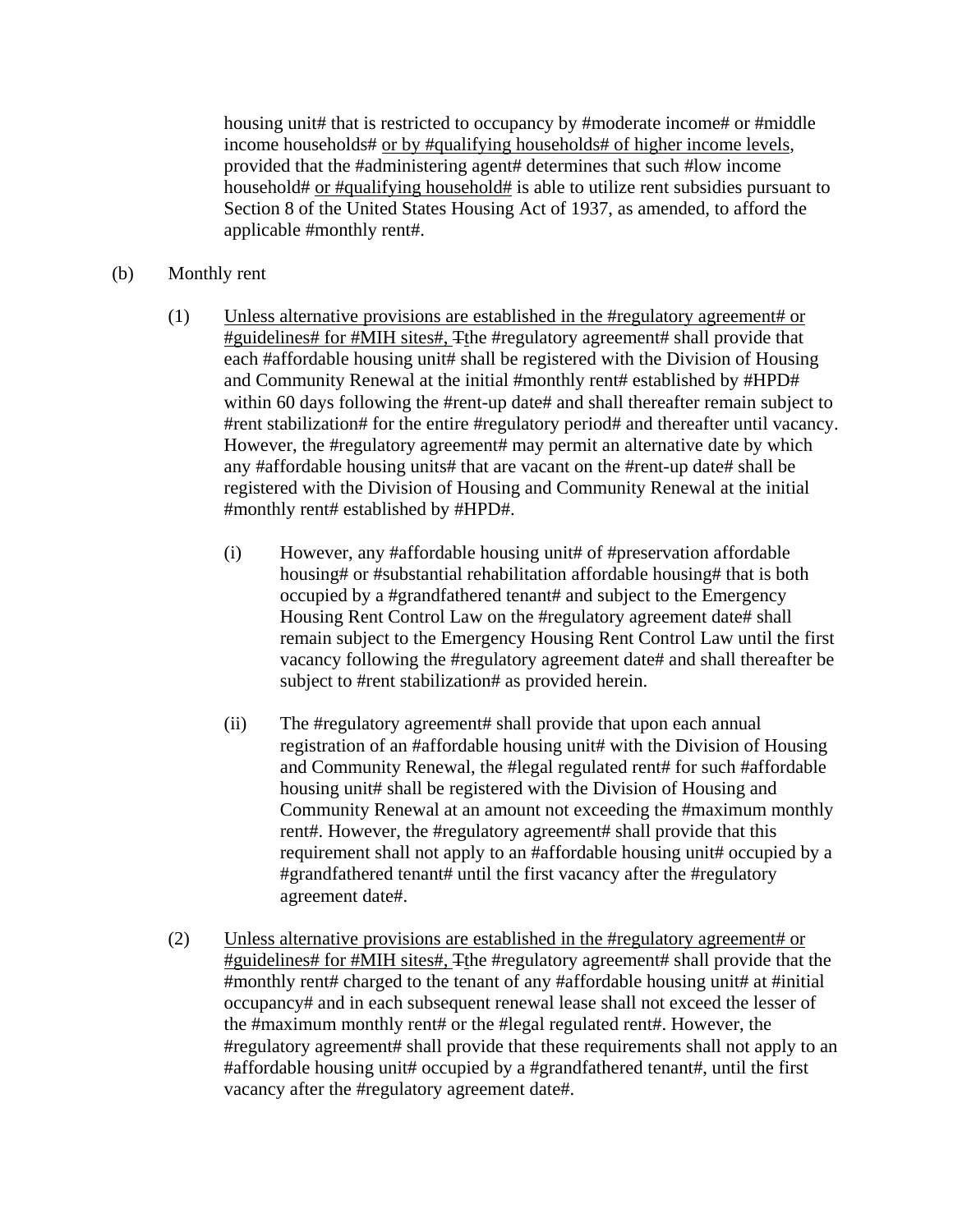housing unit# that is restricted to occupancy by #moderate income# or #middle income households# or by #qualifying households# of higher income levels, provided that the #administering agent# determines that such #low income household# or #qualifying household# is able to utilize rent subsidies pursuant to Section 8 of the United States Housing Act of 1937, as amended, to afford the applicable #monthly rent#.

(b) Monthly rent

(1) Unless alternative provisions are established in the #regulatory agreement# or #guidelines# for #MIH sites#, Tthe #regulatory agreement# shall provide that each #affordable housing unit# shall be registered with the Division of Housing and Community Renewal at the initial #monthly rent# established by #HPD# within 60 days following the #rent-up date# and shall thereafter remain subject to #rent stabilization# for the entire #regulatory period# and thereafter until vacancy. However, the #regulatory agreement# may permit an alternative date by which any #affordable housing units# that are vacant on the #rent-up date# shall be registered with the Division of Housing and Community Renewal at the initial #monthly rent# established by #HPD#.

(i) However, any #affordable housing unit# of #preservation affordable housing# or #substantial rehabilitation affordable housing# that is both occupied by a #grandfathered tenant# and subject to the Emergency Housing Rent Control Law on the #regulatory agreement date# shall remain subject to the Emergency Housing Rent Control Law until the first vacancy following the #regulatory agreement date# and shall thereafter be subject to #rent stabilization# as provided herein.

(ii) The #regulatory agreement# shall provide that upon each annual registration of an #affordable housing unit# with the Division of Housing and Community Renewal, the #legal regulated rent# for such #affordable housing unit# shall be registered with the Division of Housing and Community Renewal at an amount not exceeding the #maximum monthly rent#. However, the #regulatory agreement# shall provide that this requirement shall not apply to an #affordable housing unit# occupied by a #grandfathered tenant# until the first vacancy after the #regulatory agreement date#.

(2) Unless alternative provisions are established in the #regulatory agreement# or #guidelines# for #MIH sites#, Tthe #regulatory agreement# shall provide that the #monthly rent# charged to the tenant of any #affordable housing unit# at #initial occupancy# and in each subsequent renewal lease shall not exceed the lesser of the #maximum monthly rent# or the #legal regulated rent#. However, the #regulatory agreement# shall provide that these requirements shall not apply to an #affordable housing unit# occupied by a #grandfathered tenant#, until the first vacancy after the #regulatory agreement date#.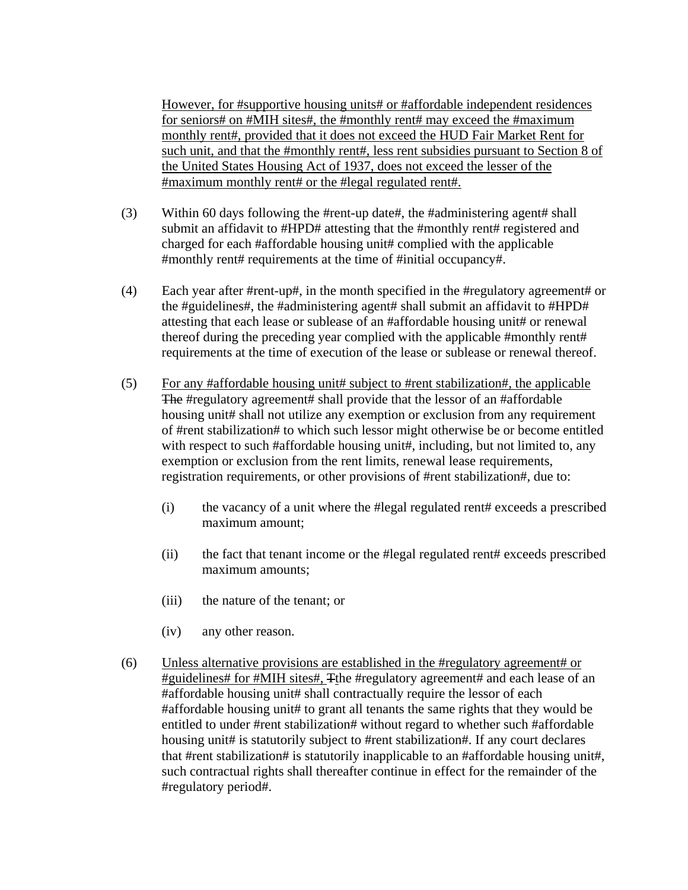However, for #supportive housing units# or #affordable independent residences for seniors# on #MIH sites#, the #monthly rent# may exceed the #maximum monthly rent#, provided that it does not exceed the HUD Fair Market Rent for such unit, and that the #monthly rent#, less rent subsidies pursuant to Section 8 of the United States Housing Act of 1937, does not exceed the lesser of the #maximum monthly rent# or the #legal regulated rent#.

(3) Within 60 days following the #rent-up date#, the #administering agent# shall submit an affidavit to #HPD# attesting that the #monthly rent# registered and charged for each #affordable housing unit# complied with the applicable #monthly rent# requirements at the time of #initial occupancy#.

(4) Each year after #rent-up#, in the month specified in the #regulatory agreement# or the #guidelines#, the #administering agent# shall submit an affidavit to #HPD# attesting that each lease or sublease of an #affordable housing unit# or renewal thereof during the preceding year complied with the applicable #monthly rent# requirements at the time of execution of the lease or sublease or renewal thereof.

(5) For any #affordable housing unit# subject to #rent stabilization#, the applicable ~~The~~ #regulatory agreement# shall provide that the lessor of an #affordable housing unit# shall not utilize any exemption or exclusion from any requirement of #rent stabilization# to which such lessor might otherwise be or become entitled with respect to such #affordable housing unit#, including, but not limited to, any exemption or exclusion from the rent limits, renewal lease requirements, registration requirements, or other provisions of #rent stabilization#, due to:

(i) the vacancy of a unit where the #legal regulated rent# exceeds a prescribed maximum amount;

(ii) the fact that tenant income or the #legal regulated rent# exceeds prescribed maximum amounts;

(iii) the nature of the tenant; or

(iv) any other reason.

(6) Unless alternative provisions are established in the #regulatory agreement# or #guidelines# for #MIH sites#, ~~T~~the #regulatory agreement# and each lease of an #affordable housing unit# shall contractually require the lessor of each #affordable housing unit# to grant all tenants the same rights that they would be entitled to under #rent stabilization# without regard to whether such #affordable housing unit# is statutorily subject to #rent stabilization#. If any court declares that #rent stabilization# is statutorily inapplicable to an #affordable housing unit#, such contractual rights shall thereafter continue in effect for the remainder of the #regulatory period#.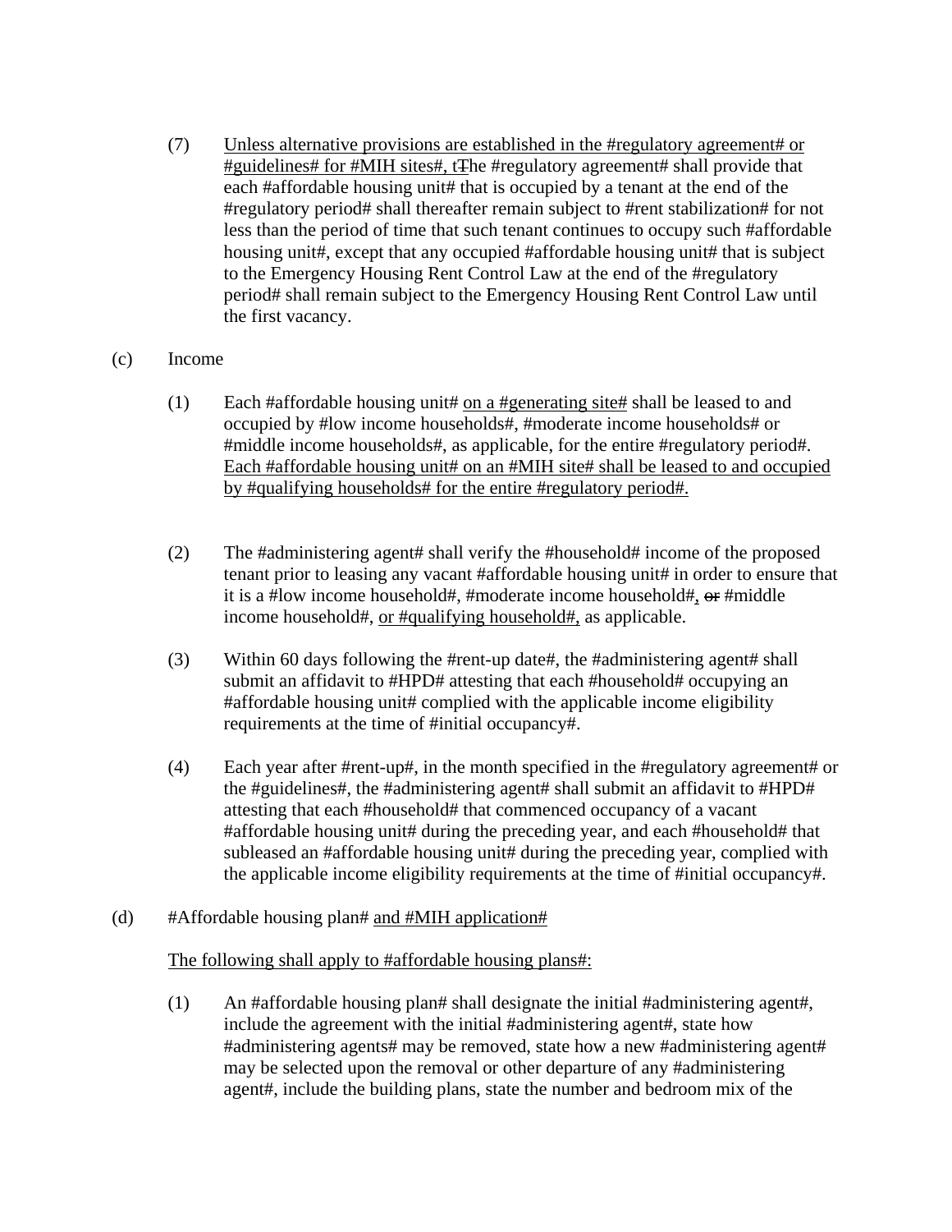(7) Unless alternative provisions are established in the #regulatory agreement# or #guidelines# for #MIH sites#, t~~T~~he #regulatory agreement# shall provide that each #affordable housing unit# that is occupied by a tenant at the end of the #regulatory period# shall thereafter remain subject to #rent stabilization# for not less than the period of time that such tenant continues to occupy such #affordable housing unit#, except that any occupied #affordable housing unit# that is subject to the Emergency Housing Rent Control Law at the end of the #regulatory period# shall remain subject to the Emergency Housing Rent Control Law until the first vacancy.

(c) Income

(1) Each #affordable housing unit# on a #generating site# shall be leased to and occupied by #low income households#, #moderate income households# or #middle income households#, as applicable, for the entire #regulatory period#. Each #affordable housing unit# on an #MIH site# shall be leased to and occupied by #qualifying households# for the entire #regulatory period#.

(2) The #administering agent# shall verify the #household# income of the proposed tenant prior to leasing any vacant #affordable housing unit# in order to ensure that it is a #low income household#, #moderate income household#, ~~or~~ #middle income household#, or #qualifying household#, as applicable.

(3) Within 60 days following the #rent-up date#, the #administering agent# shall submit an affidavit to #HPD# attesting that each #household# occupying an #affordable housing unit# complied with the applicable income eligibility requirements at the time of #initial occupancy#.

(4) Each year after #rent-up#, in the month specified in the #regulatory agreement# or the #guidelines#, the #administering agent# shall submit an affidavit to #HPD# attesting that each #household# that commenced occupancy of a vacant #affordable housing unit# during the preceding year, and each #household# that subleased an #affordable housing unit# during the preceding year, complied with the applicable income eligibility requirements at the time of #initial occupancy#.

(d) #Affordable housing plan# and #MIH application#

The following shall apply to #affordable housing plans#:

(1) An #affordable housing plan# shall designate the initial #administering agent#, include the agreement with the initial #administering agent#, state how #administering agents# may be removed, state how a new #administering agent# may be selected upon the removal or other departure of any #administering agent#, include the building plans, state the number and bedroom mix of the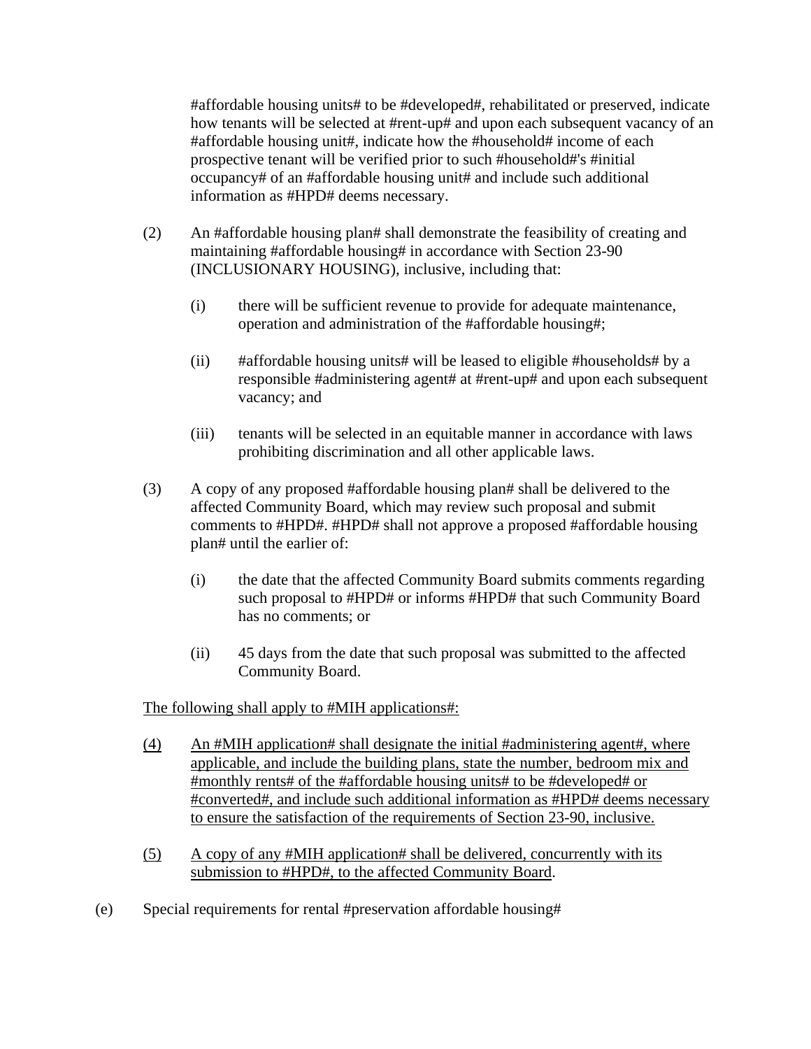#affordable housing units# to be #developed#, rehabilitated or preserved, indicate how tenants will be selected at #rent-up# and upon each subsequent vacancy of an #affordable housing unit#, indicate how the #household# income of each prospective tenant will be verified prior to such #household#'s #initial occupancy# of an #affordable housing unit# and include such additional information as #HPD# deems necessary.

(2) An #affordable housing plan# shall demonstrate the feasibility of creating and maintaining #affordable housing# in accordance with Section 23-90 (INCLUSIONARY HOUSING), inclusive, including that:

(i) there will be sufficient revenue to provide for adequate maintenance, operation and administration of the #affordable housing#;

(ii) #affordable housing units# will be leased to eligible #households# by a responsible #administering agent# at #rent-up# and upon each subsequent vacancy; and

(iii) tenants will be selected in an equitable manner in accordance with laws prohibiting discrimination and all other applicable laws.

(3) A copy of any proposed #affordable housing plan# shall be delivered to the affected Community Board, which may review such proposal and submit comments to #HPD#. #HPD# shall not approve a proposed #affordable housing plan# until the earlier of:

(i) the date that the affected Community Board submits comments regarding such proposal to #HPD# or informs #HPD# that such Community Board has no comments; or

(ii) 45 days from the date that such proposal was submitted to the affected Community Board.

<u>The following shall apply to #MIH applications#:</u>

<u>(4) An #MIH application# shall designate the initial #administering agent#, where applicable, and include the building plans, state the number, bedroom mix and #monthly rents# of the #affordable housing units# to be #developed# or #converted#, and include such additional information as #HPD# deems necessary to ensure the satisfaction of the requirements of Section 23-90, inclusive.</u>

<u>(5) A copy of any #MIH application# shall be delivered, concurrently with its submission to #HPD#, to the affected Community Board</u>.

(e) Special requirements for rental #preservation affordable housing#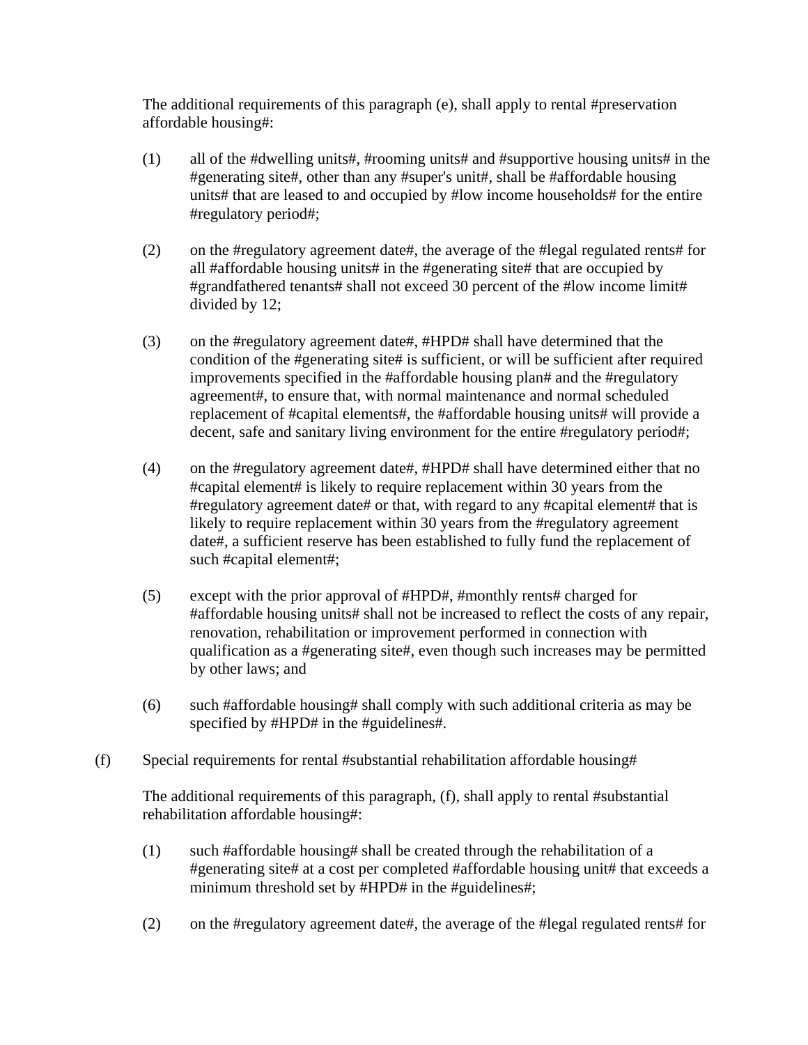The additional requirements of this paragraph (e), shall apply to rental #preservation affordable housing#:

(1) all of the #dwelling units#, #rooming units# and #supportive housing units# in the #generating site#, other than any #super's unit#, shall be #affordable housing units# that are leased to and occupied by #low income households# for the entire #regulatory period#;

(2) on the #regulatory agreement date#, the average of the #legal regulated rents# for all #affordable housing units# in the #generating site# that are occupied by #grandfathered tenants# shall not exceed 30 percent of the #low income limit# divided by 12;

(3) on the #regulatory agreement date#, #HPD# shall have determined that the condition of the #generating site# is sufficient, or will be sufficient after required improvements specified in the #affordable housing plan# and the #regulatory agreement#, to ensure that, with normal maintenance and normal scheduled replacement of #capital elements#, the #affordable housing units# will provide a decent, safe and sanitary living environment for the entire #regulatory period#;

(4) on the #regulatory agreement date#, #HPD# shall have determined either that no #capital element# is likely to require replacement within 30 years from the #regulatory agreement date# or that, with regard to any #capital element# that is likely to require replacement within 30 years from the #regulatory agreement date#, a sufficient reserve has been established to fully fund the replacement of such #capital element#;

(5) except with the prior approval of #HPD#, #monthly rents# charged for #affordable housing units# shall not be increased to reflect the costs of any repair, renovation, rehabilitation or improvement performed in connection with qualification as a #generating site#, even though such increases may be permitted by other laws; and

(6) such #affordable housing# shall comply with such additional criteria as may be specified by #HPD# in the #guidelines#.

(f) Special requirements for rental #substantial rehabilitation affordable housing#

The additional requirements of this paragraph, (f), shall apply to rental #substantial rehabilitation affordable housing#:

(1) such #affordable housing# shall be created through the rehabilitation of a #generating site# at a cost per completed #affordable housing unit# that exceeds a minimum threshold set by #HPD# in the #guidelines#;

(2) on the #regulatory agreement date#, the average of the #legal regulated rents# for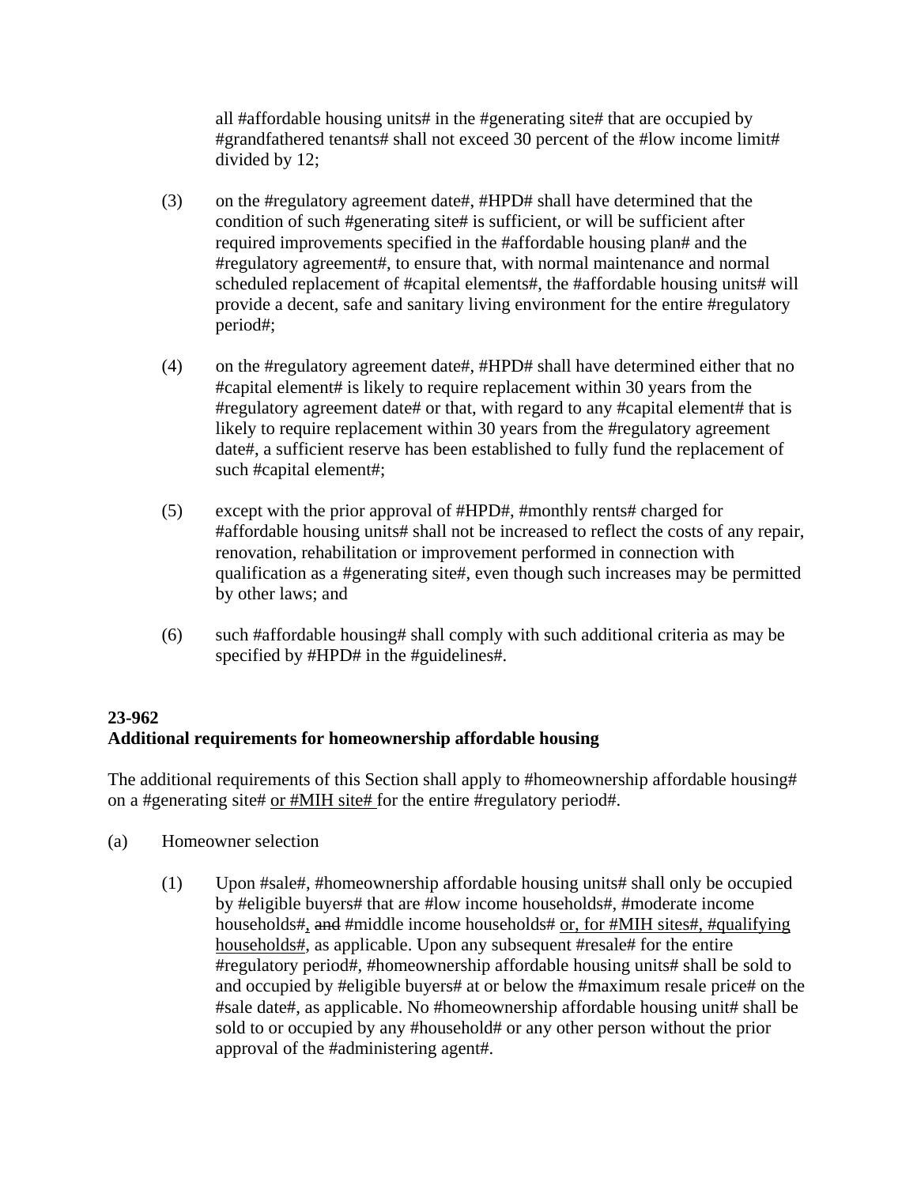all #affordable housing units# in the #generating site# that are occupied by #grandfathered tenants# shall not exceed 30 percent of the #low income limit# divided by 12;

(3) on the #regulatory agreement date#, #HPD# shall have determined that the condition of such #generating site# is sufficient, or will be sufficient after required improvements specified in the #affordable housing plan# and the #regulatory agreement#, to ensure that, with normal maintenance and normal scheduled replacement of #capital elements#, the #affordable housing units# will provide a decent, safe and sanitary living environment for the entire #regulatory period#;

(4) on the #regulatory agreement date#, #HPD# shall have determined either that no #capital element# is likely to require replacement within 30 years from the #regulatory agreement date# or that, with regard to any #capital element# that is likely to require replacement within 30 years from the #regulatory agreement date#, a sufficient reserve has been established to fully fund the replacement of such #capital element#;

(5) except with the prior approval of #HPD#, #monthly rents# charged for #affordable housing units# shall not be increased to reflect the costs of any repair, renovation, rehabilitation or improvement performed in connection with qualification as a #generating site#, even though such increases may be permitted by other laws; and

(6) such #affordable housing# shall comply with such additional criteria as may be specified by #HPD# in the #guidelines#.

**23-962**
**Additional requirements for homeownership affordable housing**

The additional requirements of this Section shall apply to #homeownership affordable housing# on a #generating site# <u>or #MIH site#</u> for the entire #regulatory period#.

(a) Homeowner selection

(1) Upon #sale#, #homeownership affordable housing units# shall only be occupied by #eligible buyers# that are #low income households#, #moderate income households#<u>,</u> ~~and~~ #middle income households# <u>or, for #MIH sites#, #qualifying households#</u>, as applicable. Upon any subsequent #resale# for the entire #regulatory period#, #homeownership affordable housing units# shall be sold to and occupied by #eligible buyers# at or below the #maximum resale price# on the #sale date#, as applicable. No #homeownership affordable housing unit# shall be sold to or occupied by any #household# or any other person without the prior approval of the #administering agent#.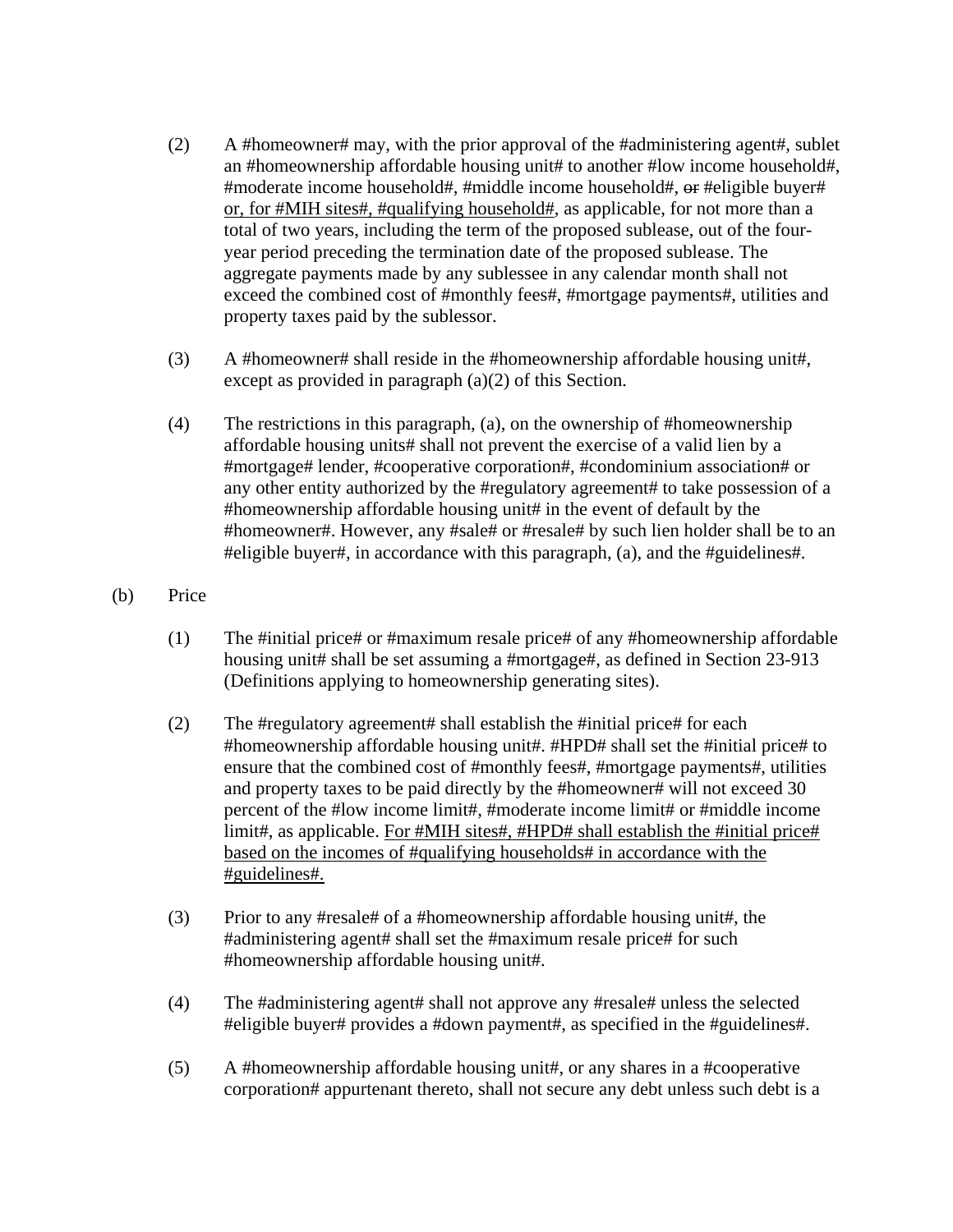(2) A #homeowner# may, with the prior approval of the #administering agent#, sublet an #homeownership affordable housing unit# to another #low income household#, #moderate income household#, #middle income household#, ~~or~~ #eligible buyer# <u>or, for #MIH sites#, #qualifying household#</u>, as applicable, for not more than a total of two years, including the term of the proposed sublease, out of the four-year period preceding the termination date of the proposed sublease. The aggregate payments made by any sublessee in any calendar month shall not exceed the combined cost of #monthly fees#, #mortgage payments#, utilities and property taxes paid by the sublessor.

(3) A #homeowner# shall reside in the #homeownership affordable housing unit#, except as provided in paragraph (a)(2) of this Section.

(4) The restrictions in this paragraph, (a), on the ownership of #homeownership affordable housing units# shall not prevent the exercise of a valid lien by a #mortgage# lender, #cooperative corporation#, #condominium association# or any other entity authorized by the #regulatory agreement# to take possession of a #homeownership affordable housing unit# in the event of default by the #homeowner#. However, any #sale# or #resale# by such lien holder shall be to an #eligible buyer#, in accordance with this paragraph, (a), and the #guidelines#.

(b) Price

(1) The #initial price# or #maximum resale price# of any #homeownership affordable housing unit# shall be set assuming a #mortgage#, as defined in Section 23-913 (Definitions applying to homeownership generating sites).

(2) The #regulatory agreement# shall establish the #initial price# for each #homeownership affordable housing unit#. #HPD# shall set the #initial price# to ensure that the combined cost of #monthly fees#, #mortgage payments#, utilities and property taxes to be paid directly by the #homeowner# will not exceed 30 percent of the #low income limit#, #moderate income limit# or #middle income limit#, as applicable. <u>For #MIH sites#, #HPD# shall establish the #initial price# based on the incomes of #qualifying households# in accordance with the #guidelines#.</u>

(3) Prior to any #resale# of a #homeownership affordable housing unit#, the #administering agent# shall set the #maximum resale price# for such #homeownership affordable housing unit#.

(4) The #administering agent# shall not approve any #resale# unless the selected #eligible buyer# provides a #down payment#, as specified in the #guidelines#.

(5) A #homeownership affordable housing unit#, or any shares in a #cooperative corporation# appurtenant thereto, shall not secure any debt unless such debt is a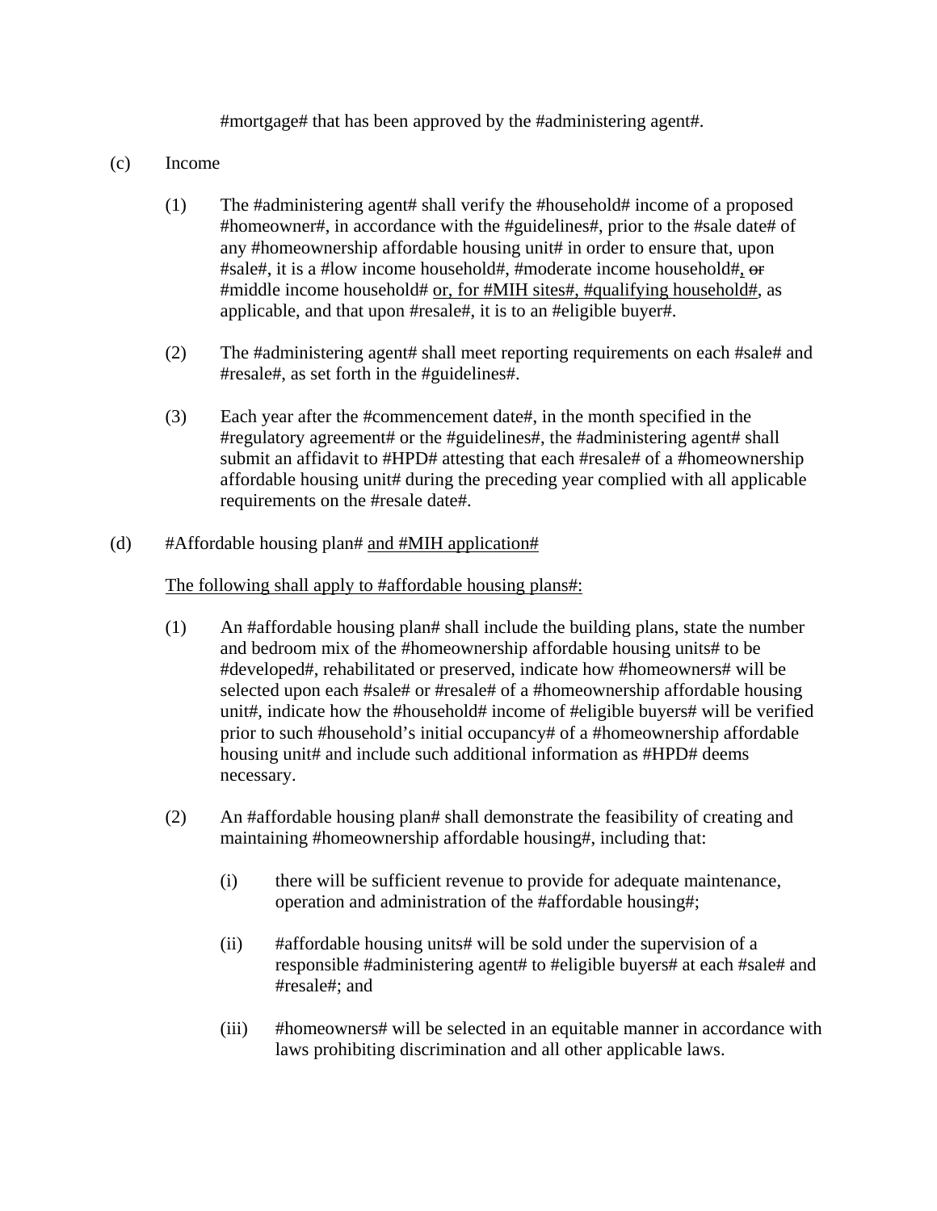#mortgage# that has been approved by the #administering agent#.

(c) Income

(1) The #administering agent# shall verify the #household# income of a proposed #homeowner#, in accordance with the #guidelines#, prior to the #sale date# of any #homeownership affordable housing unit# in order to ensure that, upon #sale#, it is a #low income household#, #moderate income household#, ~~or~~ #middle income household# <u>or, for #MIH sites#, #qualifying household#</u>, as applicable, and that upon #resale#, it is to an #eligible buyer#.

(2) The #administering agent# shall meet reporting requirements on each #sale# and #resale#, as set forth in the #guidelines#.

(3) Each year after the #commencement date#, in the month specified in the #regulatory agreement# or the #guidelines#, the #administering agent# shall submit an affidavit to #HPD# attesting that each #resale# of a #homeownership affordable housing unit# during the preceding year complied with all applicable requirements on the #resale date#.

(d) #Affordable housing plan# <u>and #MIH application#</u>

<u>The following shall apply to #affordable housing plans#:</u>

(1) An #affordable housing plan# shall include the building plans, state the number and bedroom mix of the #homeownership affordable housing units# to be #developed#, rehabilitated or preserved, indicate how #homeowners# will be selected upon each #sale# or #resale# of a #homeownership affordable housing unit#, indicate how the #household# income of #eligible buyers# will be verified prior to such #household's initial occupancy# of a #homeownership affordable housing unit# and include such additional information as #HPD# deems necessary.

(2) An #affordable housing plan# shall demonstrate the feasibility of creating and maintaining #homeownership affordable housing#, including that:

(i) there will be sufficient revenue to provide for adequate maintenance, operation and administration of the #affordable housing#;

(ii) #affordable housing units# will be sold under the supervision of a responsible #administering agent# to #eligible buyers# at each #sale# and #resale#; and

(iii) #homeowners# will be selected in an equitable manner in accordance with laws prohibiting discrimination and all other applicable laws.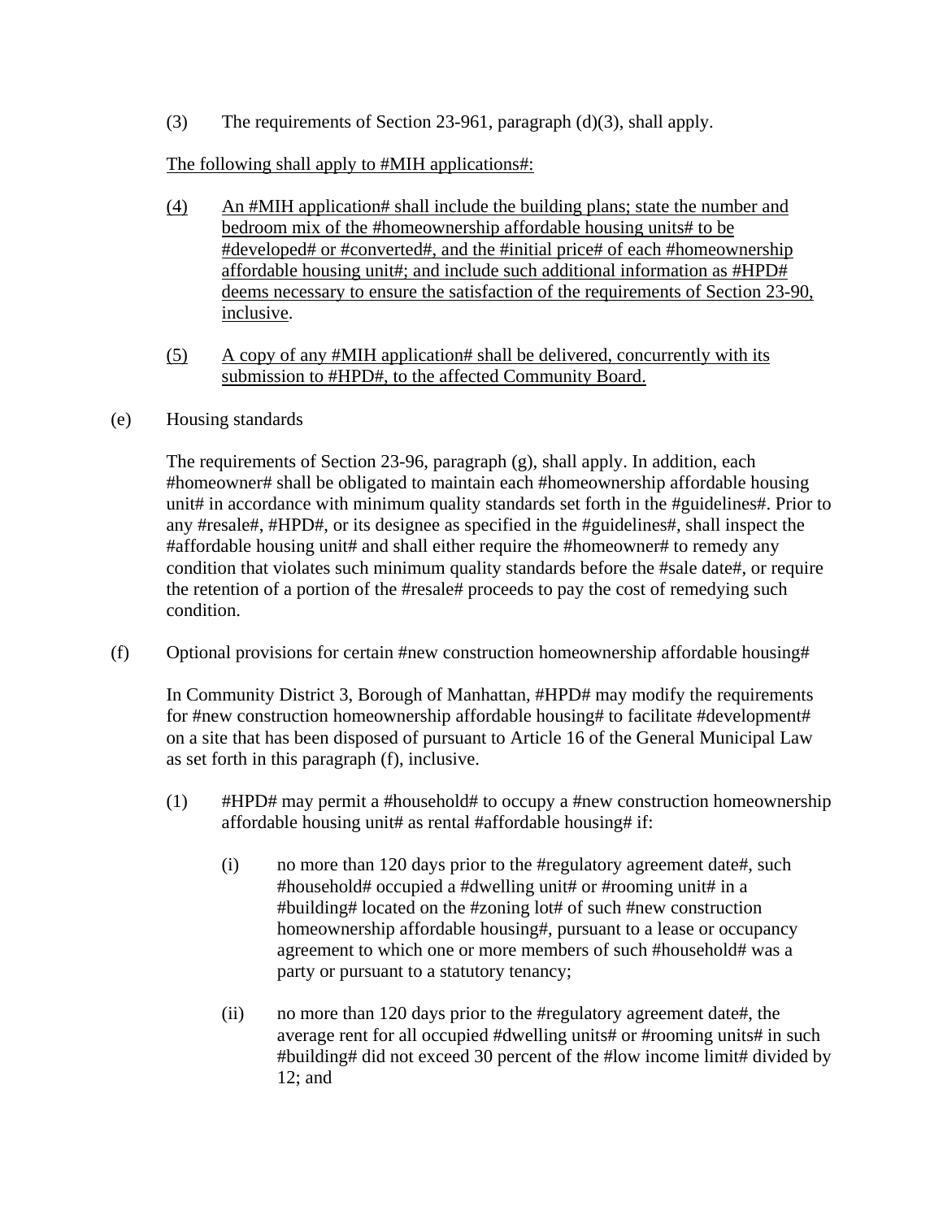(3) The requirements of Section 23-961, paragraph (d)(3), shall apply.

<u>The following shall apply to #MIH applications#:</u>

<u>(4)</u> <u>An #MIH application# shall include the building plans; state the number and bedroom mix of the #homeownership affordable housing units# to be #developed# or #converted#, and the #initial price# of each #homeownership affordable housing unit#; and include such additional information as #HPD# deems necessary to ensure the satisfaction of the requirements of Section 23-90, inclusive</u>.

<u>(5)</u> <u>A copy of any #MIH application# shall be delivered, concurrently with its submission to #HPD#, to the affected Community Board.</u>

(e) Housing standards

The requirements of Section 23-96, paragraph (g), shall apply. In addition, each #homeowner# shall be obligated to maintain each #homeownership affordable housing unit# in accordance with minimum quality standards set forth in the #guidelines#. Prior to any #resale#, #HPD#, or its designee as specified in the #guidelines#, shall inspect the #affordable housing unit# and shall either require the #homeowner# to remedy any condition that violates such minimum quality standards before the #sale date#, or require the retention of a portion of the #resale# proceeds to pay the cost of remedying such condition.

(f) Optional provisions for certain #new construction homeownership affordable housing#

In Community District 3, Borough of Manhattan, #HPD# may modify the requirements for #new construction homeownership affordable housing# to facilitate #development# on a site that has been disposed of pursuant to Article 16 of the General Municipal Law as set forth in this paragraph (f), inclusive.

(1) #HPD# may permit a #household# to occupy a #new construction homeownership affordable housing unit# as rental #affordable housing# if:

(i) no more than 120 days prior to the #regulatory agreement date#, such #household# occupied a #dwelling unit# or #rooming unit# in a #building# located on the #zoning lot# of such #new construction homeownership affordable housing#, pursuant to a lease or occupancy agreement to which one or more members of such #household# was a party or pursuant to a statutory tenancy;

(ii) no more than 120 days prior to the #regulatory agreement date#, the average rent for all occupied #dwelling units# or #rooming units# in such #building# did not exceed 30 percent of the #low income limit# divided by 12; and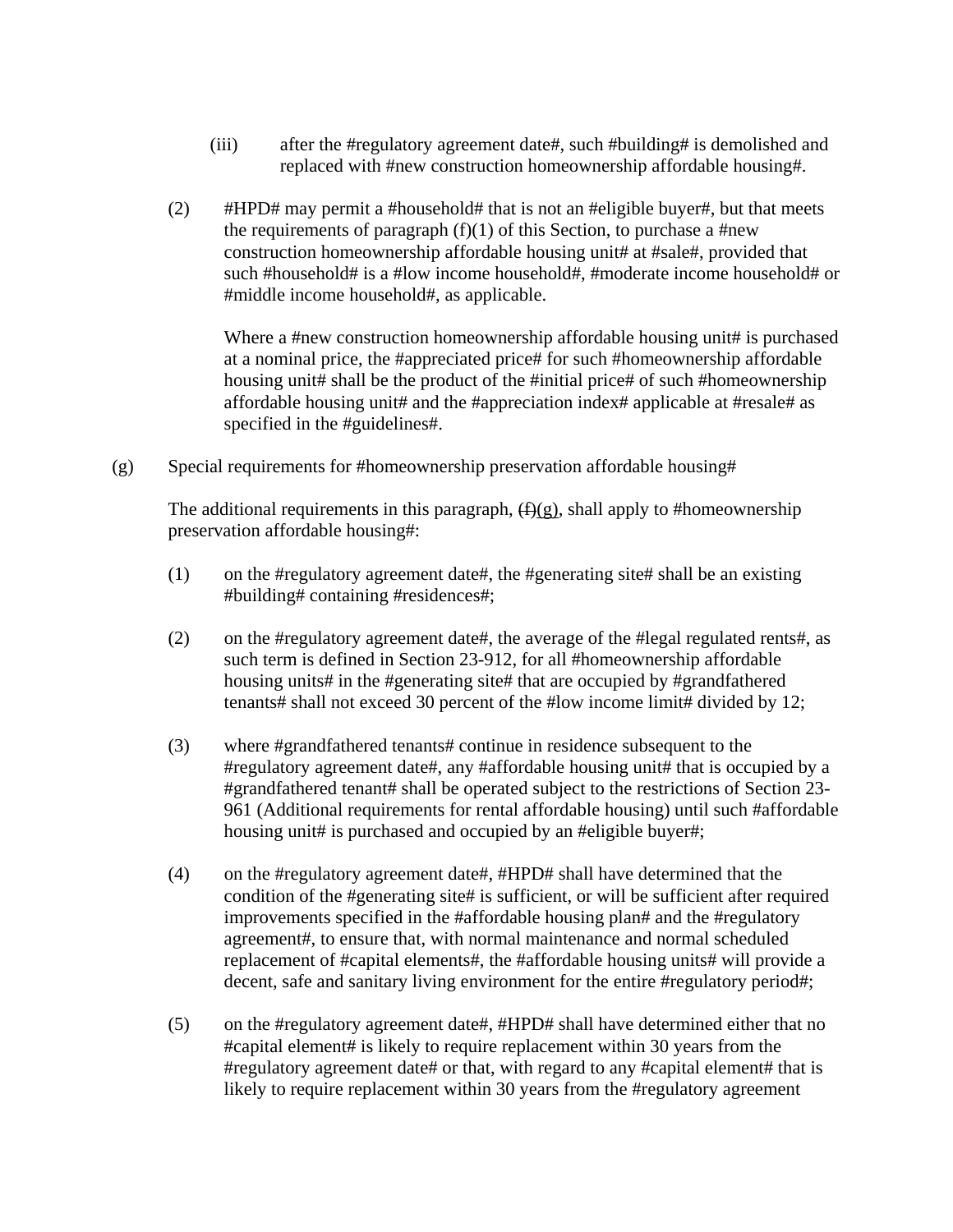(iii) after the #regulatory agreement date#, such #building# is demolished and replaced with #new construction homeownership affordable housing#.

(2) #HPD# may permit a #household# that is not an #eligible buyer#, but that meets the requirements of paragraph (f)(1) of this Section, to purchase a #new construction homeownership affordable housing unit# at #sale#, provided that such #household# is a #low income household#, #moderate income household# or #middle income household#, as applicable.

Where a #new construction homeownership affordable housing unit# is purchased at a nominal price, the #appreciated price# for such #homeownership affordable housing unit# shall be the product of the #initial price# of such #homeownership affordable housing unit# and the #appreciation index# applicable at #resale# as specified in the #guidelines#.

(g) Special requirements for #homeownership preservation affordable housing#

The additional requirements in this paragraph, ~~(f)~~(g), shall apply to #homeownership preservation affordable housing#:

(1) on the #regulatory agreement date#, the #generating site# shall be an existing #building# containing #residences#;

(2) on the #regulatory agreement date#, the average of the #legal regulated rents#, as such term is defined in Section 23-912, for all #homeownership affordable housing units# in the #generating site# that are occupied by #grandfathered tenants# shall not exceed 30 percent of the #low income limit# divided by 12;

(3) where #grandfathered tenants# continue in residence subsequent to the #regulatory agreement date#, any #affordable housing unit# that is occupied by a #grandfathered tenant# shall be operated subject to the restrictions of Section 23-961 (Additional requirements for rental affordable housing) until such #affordable housing unit# is purchased and occupied by an #eligible buyer#;

(4) on the #regulatory agreement date#, #HPD# shall have determined that the condition of the #generating site# is sufficient, or will be sufficient after required improvements specified in the #affordable housing plan# and the #regulatory agreement#, to ensure that, with normal maintenance and normal scheduled replacement of #capital elements#, the #affordable housing units# will provide a decent, safe and sanitary living environment for the entire #regulatory period#;

(5) on the #regulatory agreement date#, #HPD# shall have determined either that no #capital element# is likely to require replacement within 30 years from the #regulatory agreement date# or that, with regard to any #capital element# that is likely to require replacement within 30 years from the #regulatory agreement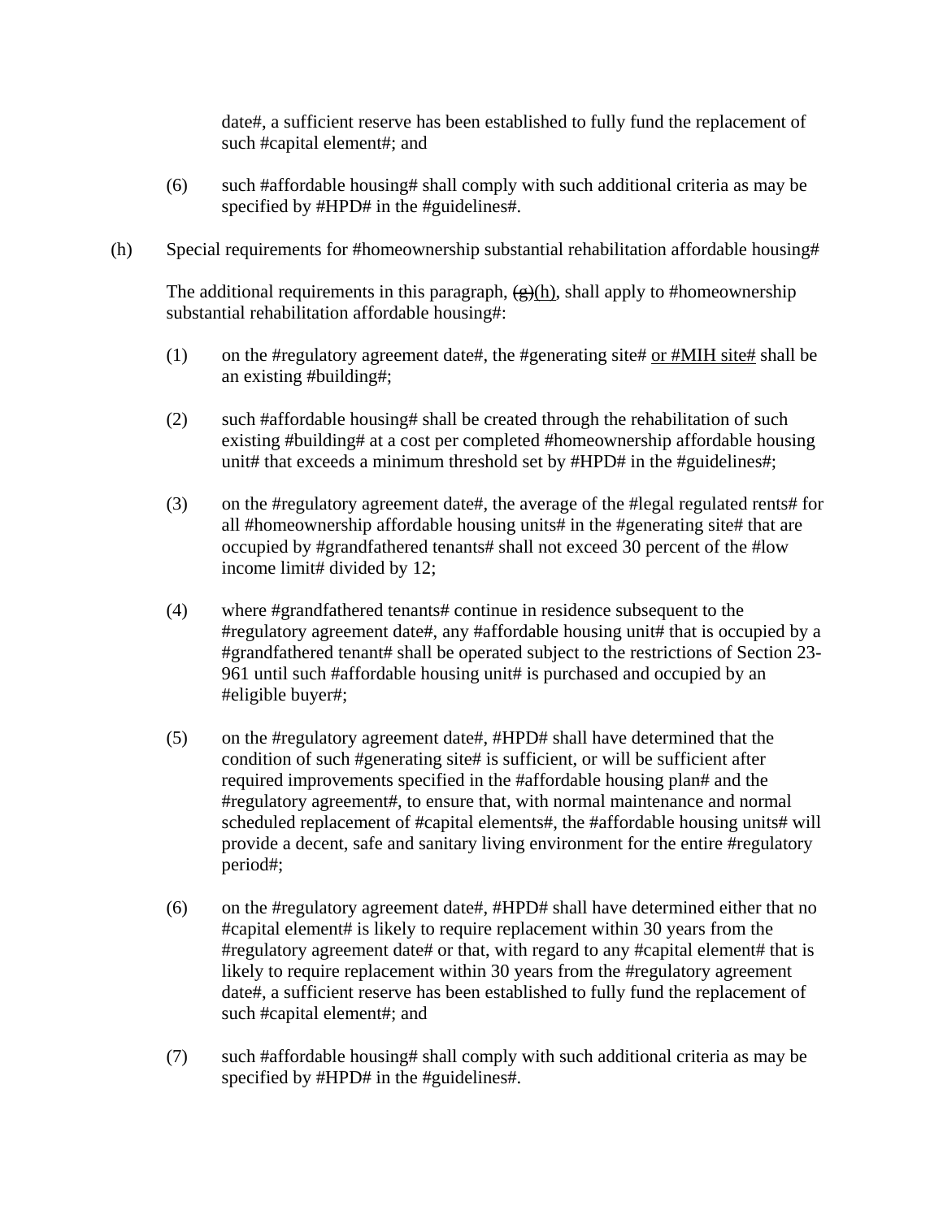date#, a sufficient reserve has been established to fully fund the replacement of such #capital element#; and

(6) such #affordable housing# shall comply with such additional criteria as may be specified by #HPD# in the #guidelines#.

(h) Special requirements for #homeownership substantial rehabilitation affordable housing#

The additional requirements in this paragraph, ~~(g)~~(h), shall apply to #homeownership substantial rehabilitation affordable housing#:

(1) on the #regulatory agreement date#, the #generating site# <u>or #MIH site#</u> shall be an existing #building#;

(2) such #affordable housing# shall be created through the rehabilitation of such existing #building# at a cost per completed #homeownership affordable housing unit# that exceeds a minimum threshold set by #HPD# in the #guidelines#;

(3) on the #regulatory agreement date#, the average of the #legal regulated rents# for all #homeownership affordable housing units# in the #generating site# that are occupied by #grandfathered tenants# shall not exceed 30 percent of the #low income limit# divided by 12;

(4) where #grandfathered tenants# continue in residence subsequent to the #regulatory agreement date#, any #affordable housing unit# that is occupied by a #grandfathered tenant# shall be operated subject to the restrictions of Section 23-961 until such #affordable housing unit# is purchased and occupied by an #eligible buyer#;

(5) on the #regulatory agreement date#, #HPD# shall have determined that the condition of such #generating site# is sufficient, or will be sufficient after required improvements specified in the #affordable housing plan# and the #regulatory agreement#, to ensure that, with normal maintenance and normal scheduled replacement of #capital elements#, the #affordable housing units# will provide a decent, safe and sanitary living environment for the entire #regulatory period#;

(6) on the #regulatory agreement date#, #HPD# shall have determined either that no #capital element# is likely to require replacement within 30 years from the #regulatory agreement date# or that, with regard to any #capital element# that is likely to require replacement within 30 years from the #regulatory agreement date#, a sufficient reserve has been established to fully fund the replacement of such #capital element#; and

(7) such #affordable housing# shall comply with such additional criteria as may be specified by #HPD# in the #guidelines#.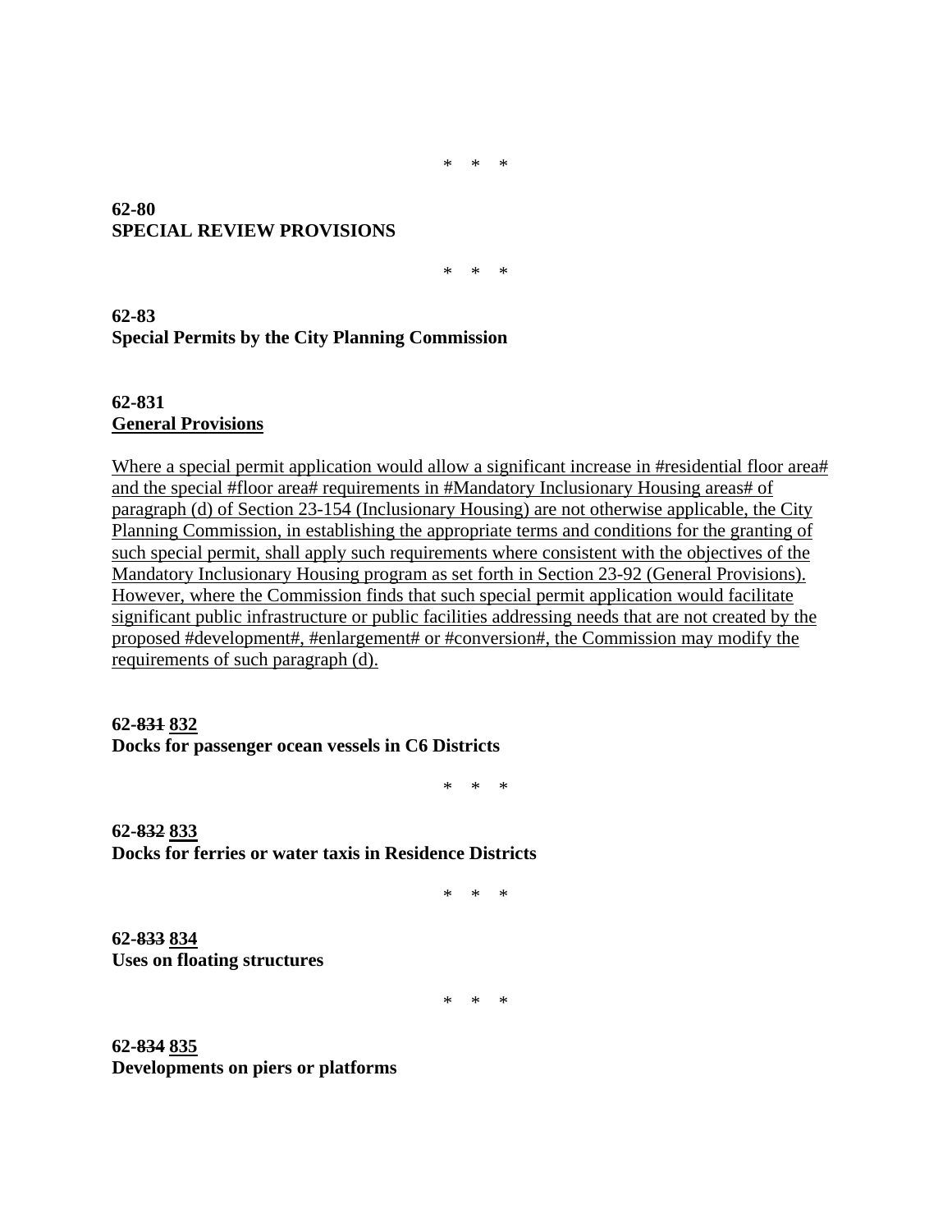\* \* \*

**62-80**
**SPECIAL REVIEW PROVISIONS**

\* \* \*

**62-83**
**Special Permits by the City Planning Commission**

**62-831**
**<u>General Provisions</u>**

<u>Where a special permit application would allow a significant increase in #residential floor area# and the special #floor area# requirements in #Mandatory Inclusionary Housing areas# of paragraph (d) of Section 23-154 (Inclusionary Housing) are not otherwise applicable, the City Planning Commission, in establishing the appropriate terms and conditions for the granting of such special permit, shall apply such requirements where consistent with the objectives of the Mandatory Inclusionary Housing program as set forth in Section 23-92 (General Provisions). However, where the Commission finds that such special permit application would facilitate significant public infrastructure or public facilities addressing needs that are not created by the proposed #development#, #enlargement# or #conversion#, the Commission may modify the requirements of such paragraph (d).</u>

**62-~~831~~ <u>832</u>**
**Docks for passenger ocean vessels in C6 Districts**

\* \* \*

**62-~~832~~ <u>833</u>**
**Docks for ferries or water taxis in Residence Districts**

\* \* \*

**62-~~833~~ <u>834</u>**
**Uses on floating structures**

\* \* \*

**62-~~834~~ <u>835</u>**
**Developments on piers or platforms**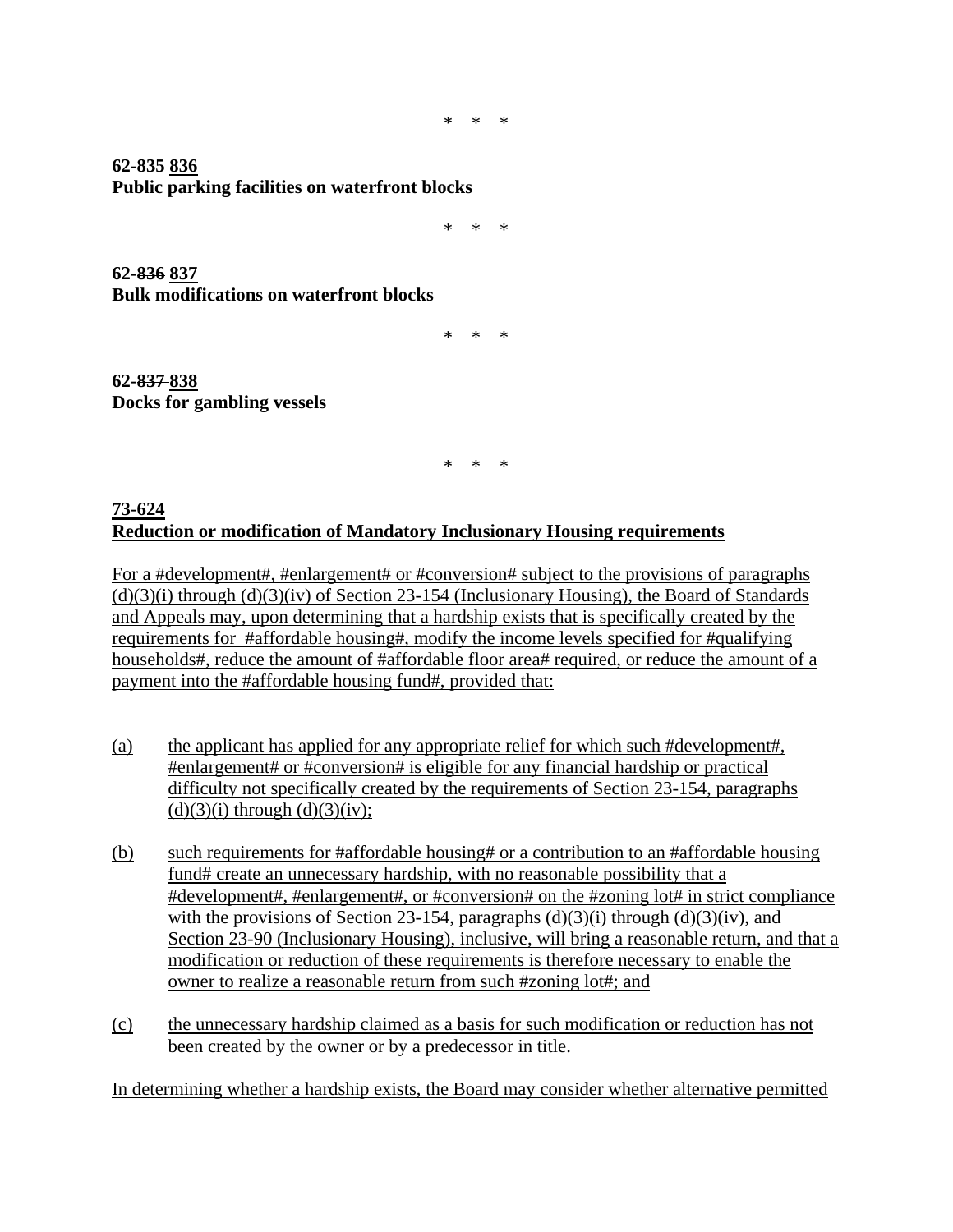\*    \*    \*

**62-~~835~~ <u>836</u>**
**Public parking facilities on waterfront blocks**

\*    \*    \*

**62-~~836~~ <u>837</u>**
**Bulk modifications on waterfront blocks**

\*    \*    \*

**62-~~837~~ <u>838</u>**
**Docks for gambling vessels**

\*    \*    \*

**<u>73-624</u>**
**<u>Reduction or modification of Mandatory Inclusionary Housing requirements</u>**

<u>For a #development#, #enlargement# or #conversion# subject to the provisions of paragraphs (d)(3)(i) through (d)(3)(iv) of Section 23-154 (Inclusionary Housing), the Board of Standards and Appeals may, upon determining that a hardship exists that is specifically created by the requirements for #affordable housing#, modify the income levels specified for #qualifying households#, reduce the amount of #affordable floor area# required, or reduce the amount of a payment into the #affordable housing fund#, provided that:</u>

<u>(a)</u> <u>the applicant has applied for any appropriate relief for which such #development#, #enlargement# or #conversion# is eligible for any financial hardship or practical difficulty not specifically created by the requirements of Section 23-154, paragraphs (d)(3)(i) through (d)(3)(iv);</u>

<u>(b)</u> <u>such requirements for #affordable housing# or a contribution to an #affordable housing fund# create an unnecessary hardship, with no reasonable possibility that a #development#, #enlargement#, or #conversion# on the #zoning lot# in strict compliance with the provisions of Section 23-154, paragraphs (d)(3)(i) through (d)(3)(iv), and Section 23-90 (Inclusionary Housing), inclusive, will bring a reasonable return, and that a modification or reduction of these requirements is therefore necessary to enable the owner to realize a reasonable return from such #zoning lot#; and</u>

<u>(c)</u> <u>the unnecessary hardship claimed as a basis for such modification or reduction has not been created by the owner or by a predecessor in title.</u>

<u>In determining whether a hardship exists, the Board may consider whether alternative permitted</u>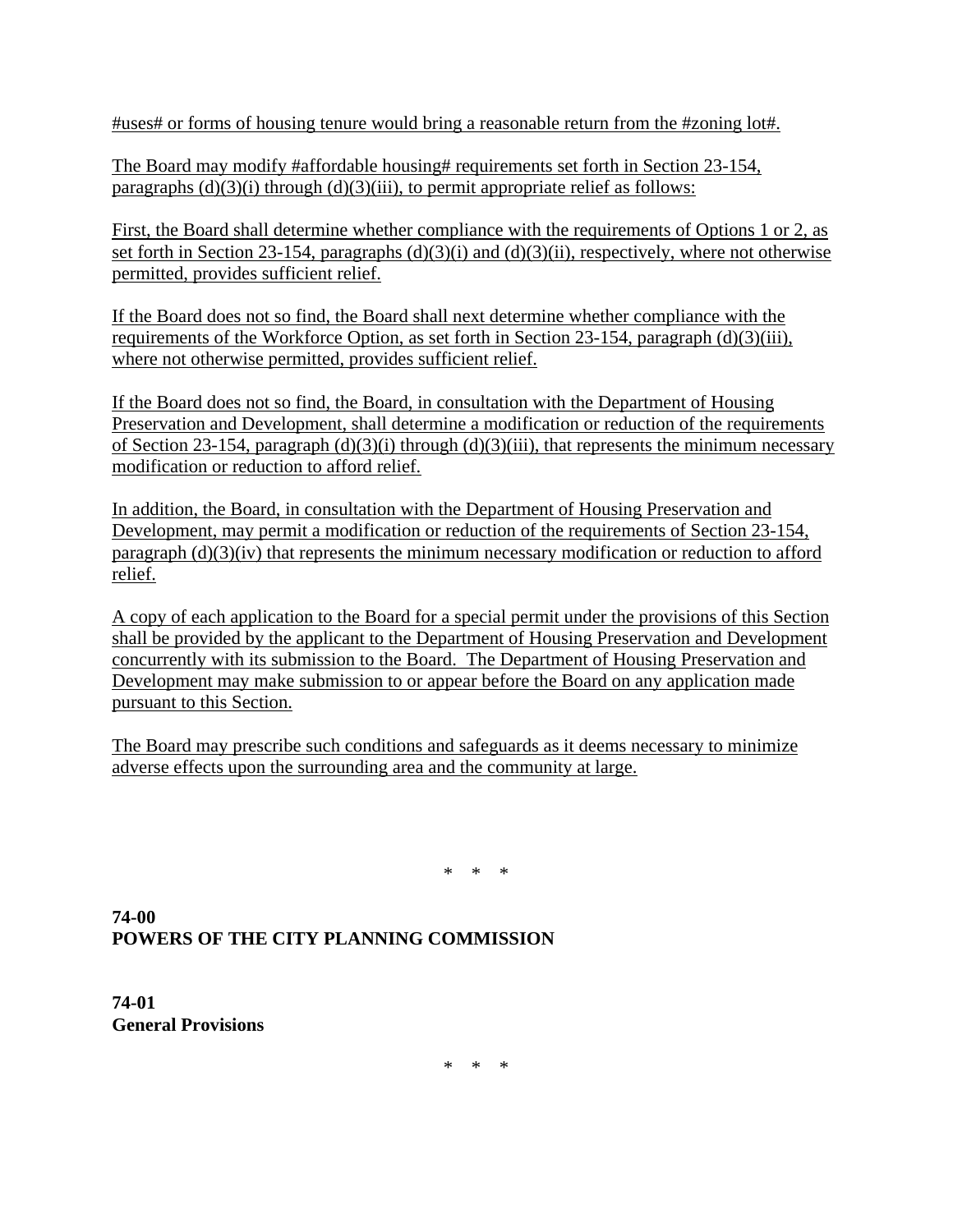#uses# or forms of housing tenure would bring a reasonable return from the #zoning lot#.

The Board may modify #affordable housing# requirements set forth in Section 23-154, paragraphs (d)(3)(i) through (d)(3)(iii), to permit appropriate relief as follows:

First, the Board shall determine whether compliance with the requirements of Options 1 or 2, as set forth in Section 23-154, paragraphs (d)(3)(i) and (d)(3)(ii), respectively, where not otherwise permitted, provides sufficient relief.

If the Board does not so find, the Board shall next determine whether compliance with the requirements of the Workforce Option, as set forth in Section 23-154, paragraph (d)(3)(iii), where not otherwise permitted, provides sufficient relief.

If the Board does not so find, the Board, in consultation with the Department of Housing Preservation and Development, shall determine a modification or reduction of the requirements of Section 23-154, paragraph (d)(3)(i) through (d)(3)(iii), that represents the minimum necessary modification or reduction to afford relief.

In addition, the Board, in consultation with the Department of Housing Preservation and Development, may permit a modification or reduction of the requirements of Section 23-154, paragraph (d)(3)(iv) that represents the minimum necessary modification or reduction to afford relief.

A copy of each application to the Board for a special permit under the provisions of this Section shall be provided by the applicant to the Department of Housing Preservation and Development concurrently with its submission to the Board. The Department of Housing Preservation and Development may make submission to or appear before the Board on any application made pursuant to this Section.

The Board may prescribe such conditions and safeguards as it deems necessary to minimize adverse effects upon the surrounding area and the community at large.

\* \* \*

**74-00**
**POWERS OF THE CITY PLANNING COMMISSION**

**74-01**
**General Provisions**

\* \* \*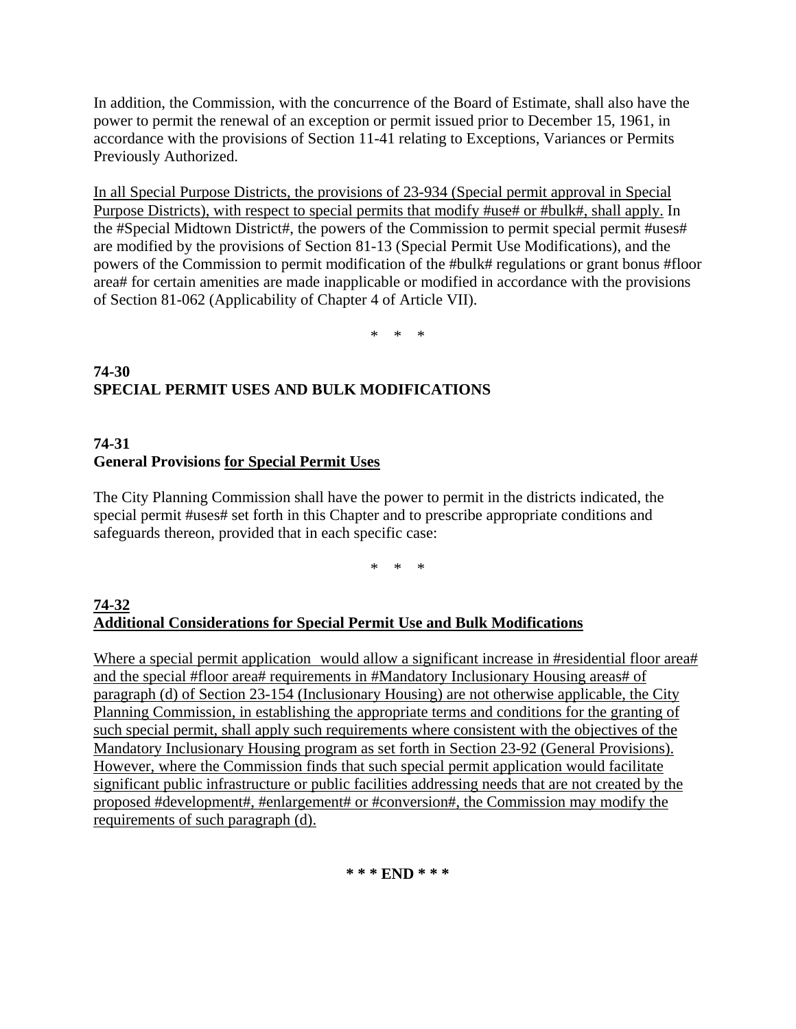In addition, the Commission, with the concurrence of the Board of Estimate, shall also have the power to permit the renewal of an exception or permit issued prior to December 15, 1961, in accordance with the provisions of Section 11-41 relating to Exceptions, Variances or Permits Previously Authorized.

In all Special Purpose Districts, the provisions of 23-934 (Special permit approval in Special Purpose Districts), with respect to special permits that modify #use# or #bulk#, shall apply. In the #Special Midtown District#, the powers of the Commission to permit special permit #uses# are modified by the provisions of Section 81-13 (Special Permit Use Modifications), and the powers of the Commission to permit modification of the #bulk# regulations or grant bonus #floor area# for certain amenities are made inapplicable or modified in accordance with the provisions of Section 81-062 (Applicability of Chapter 4 of Article VII).

\*   \*   \*

**74-30**
**SPECIAL PERMIT USES AND BULK MODIFICATIONS**

**74-31**
**General Provisions for Special Permit Uses**

The City Planning Commission shall have the power to permit in the districts indicated, the special permit #uses# set forth in this Chapter and to prescribe appropriate conditions and safeguards thereon, provided that in each specific case:

\*   \*   \*

**74-32**
**Additional Considerations for Special Permit Use and Bulk Modifications**

Where a special permit application would allow a significant increase in #residential floor area# and the special #floor area# requirements in #Mandatory Inclusionary Housing areas# of paragraph (d) of Section 23-154 (Inclusionary Housing) are not otherwise applicable, the City Planning Commission, in establishing the appropriate terms and conditions for the granting of such special permit, shall apply such requirements where consistent with the objectives of the Mandatory Inclusionary Housing program as set forth in Section 23-92 (General Provisions). However, where the Commission finds that such special permit application would facilitate significant public infrastructure or public facilities addressing needs that are not created by the proposed #development#, #enlargement# or #conversion#, the Commission may modify the requirements of such paragraph (d).

**\* \* \* END \* \* \***